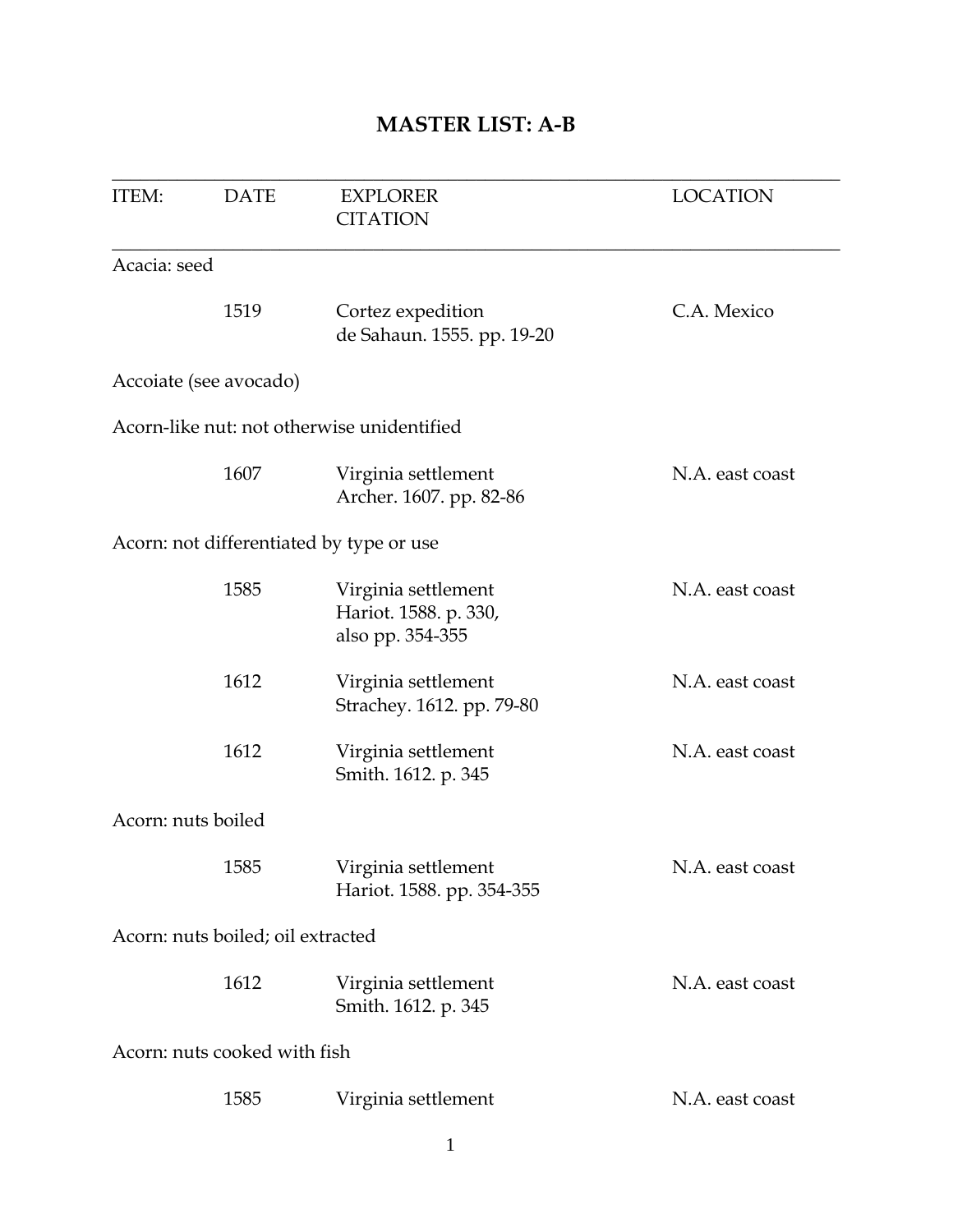# MASTER LIST: A-B

| ITEM: | DATE | EXPLORER CITATION | LOCATION |
|---|---|---|---|
| Acacia: seed | | | |
| | 1519 | Cortez expedition de Sahaun. 1555. pp. 19-20 | C.A. Mexico |
| Accoiate (see avocado) | | | |
| Acorn-like nut: not otherwise unidentified | | | |
| | 1607 | Virginia settlement Archer. 1607. pp. 82-86 | N.A. east coast |
| Acorn: not differentiated by type or use | | | |
| | 1585 | Virginia settlement Hariot. 1588. p. 330, also pp. 354-355 | N.A. east coast |
| | 1612 | Virginia settlement Strachey. 1612. pp. 79-80 | N.A. east coast |
| | 1612 | Virginia settlement Smith. 1612. p. 345 | N.A. east coast |
| Acorn: nuts boiled | | | |
| | 1585 | Virginia settlement Hariot. 1588. pp. 354-355 | N.A. east coast |
| Acorn: nuts boiled; oil extracted | | | |
| | 1612 | Virginia settlement Smith. 1612. p. 345 | N.A. east coast |
| Acorn: nuts cooked with fish | | | |
| | 1585 | Virginia settlement | N.A. east coast |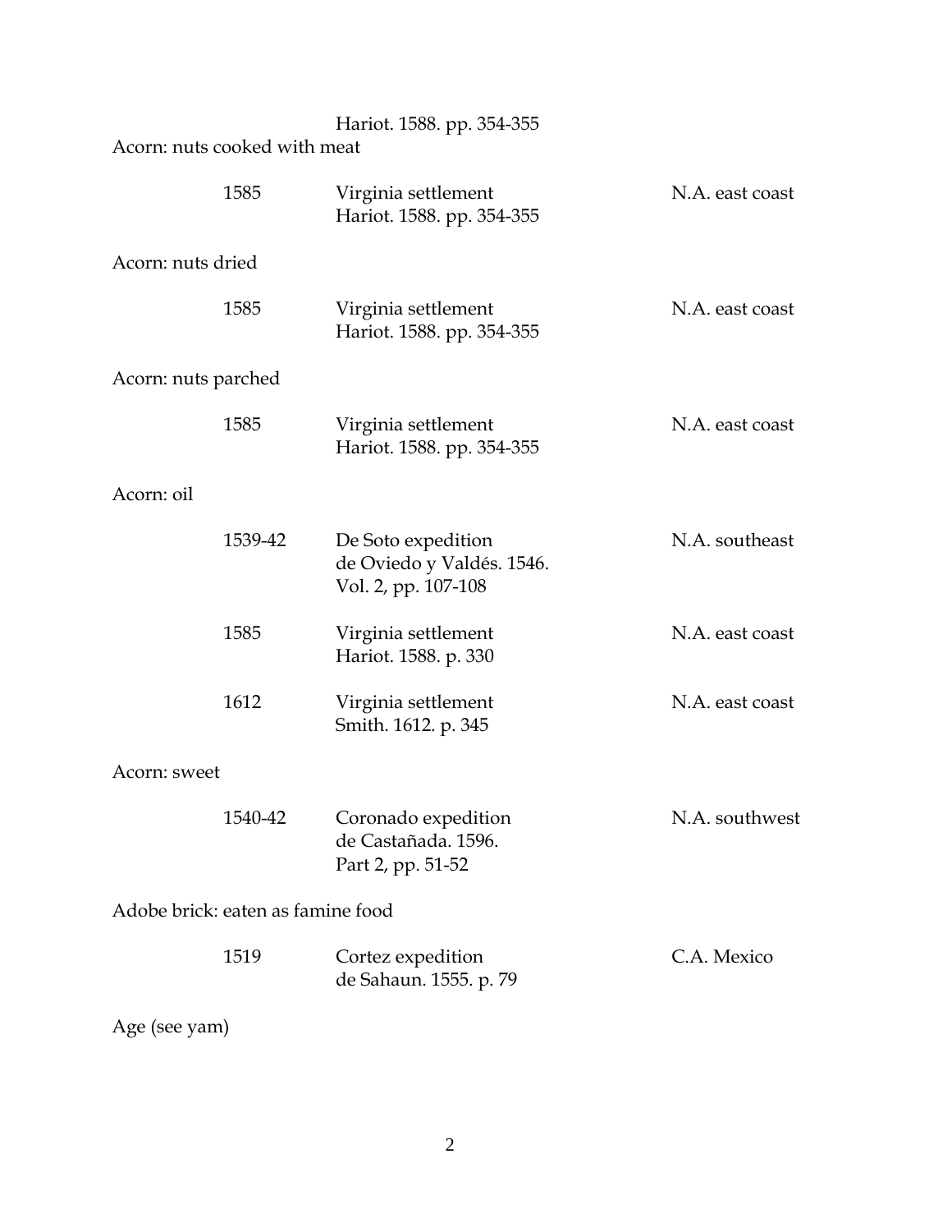Hariot. 1588. pp. 354-355

Acorn: nuts cooked with meat

| | | |
|---|---|---|
| 1585 | Virginia settlement<br>Hariot. 1588. pp. 354-355 | N.A. east coast |

Acorn: nuts dried

| | | |
|---|---|---|
| 1585 | Virginia settlement<br>Hariot. 1588. pp. 354-355 | N.A. east coast |

Acorn: nuts parched

| | | |
|---|---|---|
| 1585 | Virginia settlement<br>Hariot. 1588. pp. 354-355 | N.A. east coast |

Acorn: oil

| | | |
|---|---|---|
| 1539-42 | De Soto expedition<br>de Oviedo y Valdés. 1546.<br>Vol. 2, pp. 107-108 | N.A. southeast |
| 1585 | Virginia settlement<br>Hariot. 1588. p. 330 | N.A. east coast |
| 1612 | Virginia settlement<br>Smith. 1612. p. 345 | N.A. east coast |

Acorn: sweet

| | | |
|---|---|---|
| 1540-42 | Coronado expedition<br>de Castañada. 1596.<br>Part 2, pp. 51-52 | N.A. southwest |

Adobe brick: eaten as famine food

| | | |
|---|---|---|
| 1519 | Cortez expedition<br>de Sahaun. 1555. p. 79 | C.A. Mexico |

Age (see yam)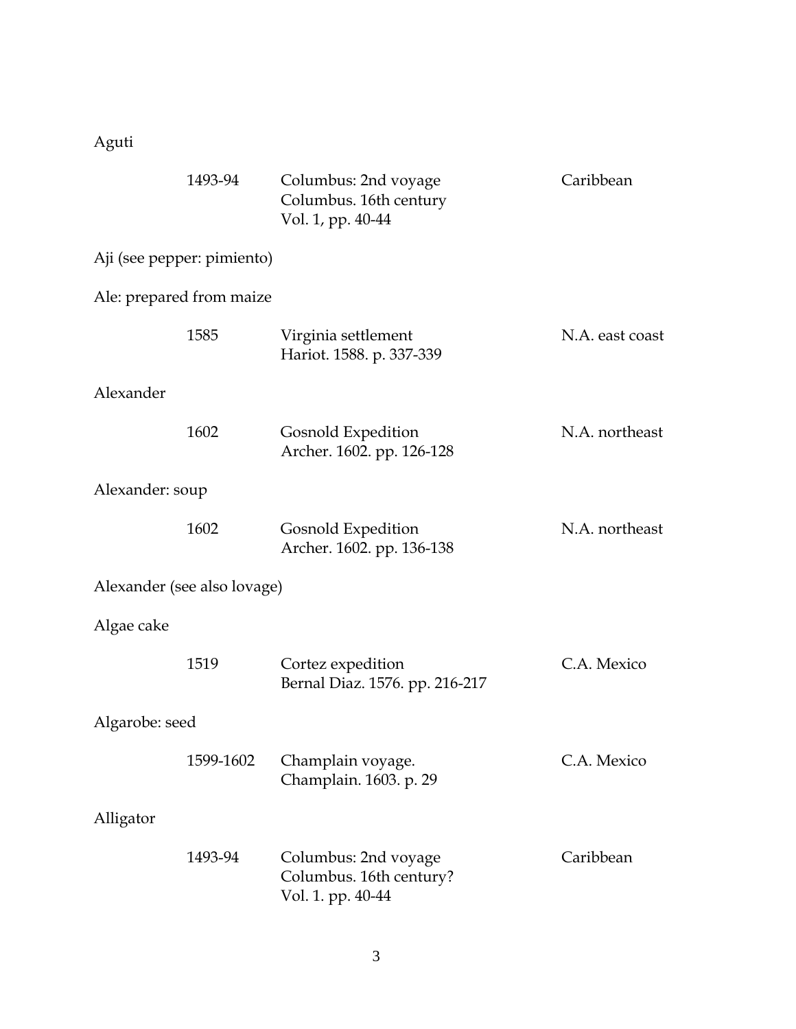Aguti

| | | |
|---|---|---|
| 1493-94 | Columbus: 2nd voyage<br>Columbus. 16th century<br>Vol. 1, pp. 40-44 | Caribbean |

Aji (see pepper: pimiento)

Ale: prepared from maize

| | | |
|---|---|---|
| 1585 | Virginia settlement<br>Hariot. 1588. p. 337-339 | N.A. east coast |

Alexander

| | | |
|---|---|---|
| 1602 | Gosnold Expedition<br>Archer. 1602. pp. 126-128 | N.A. northeast |

Alexander: soup

| | | |
|---|---|---|
| 1602 | Gosnold Expedition<br>Archer. 1602. pp. 136-138 | N.A. northeast |

Alexander (see also lovage)

Algae cake

| | | |
|---|---|---|
| 1519 | Cortez expedition<br>Bernal Diaz. 1576. pp. 216-217 | C.A. Mexico |

Algarobe: seed

| | | |
|---|---|---|
| 1599-1602 | Champlain voyage.<br>Champlain. 1603. p. 29 | C.A. Mexico |

Alligator

| | | |
|---|---|---|
| 1493-94 | Columbus: 2nd voyage<br>Columbus. 16th century?<br>Vol. 1. pp. 40-44 | Caribbean |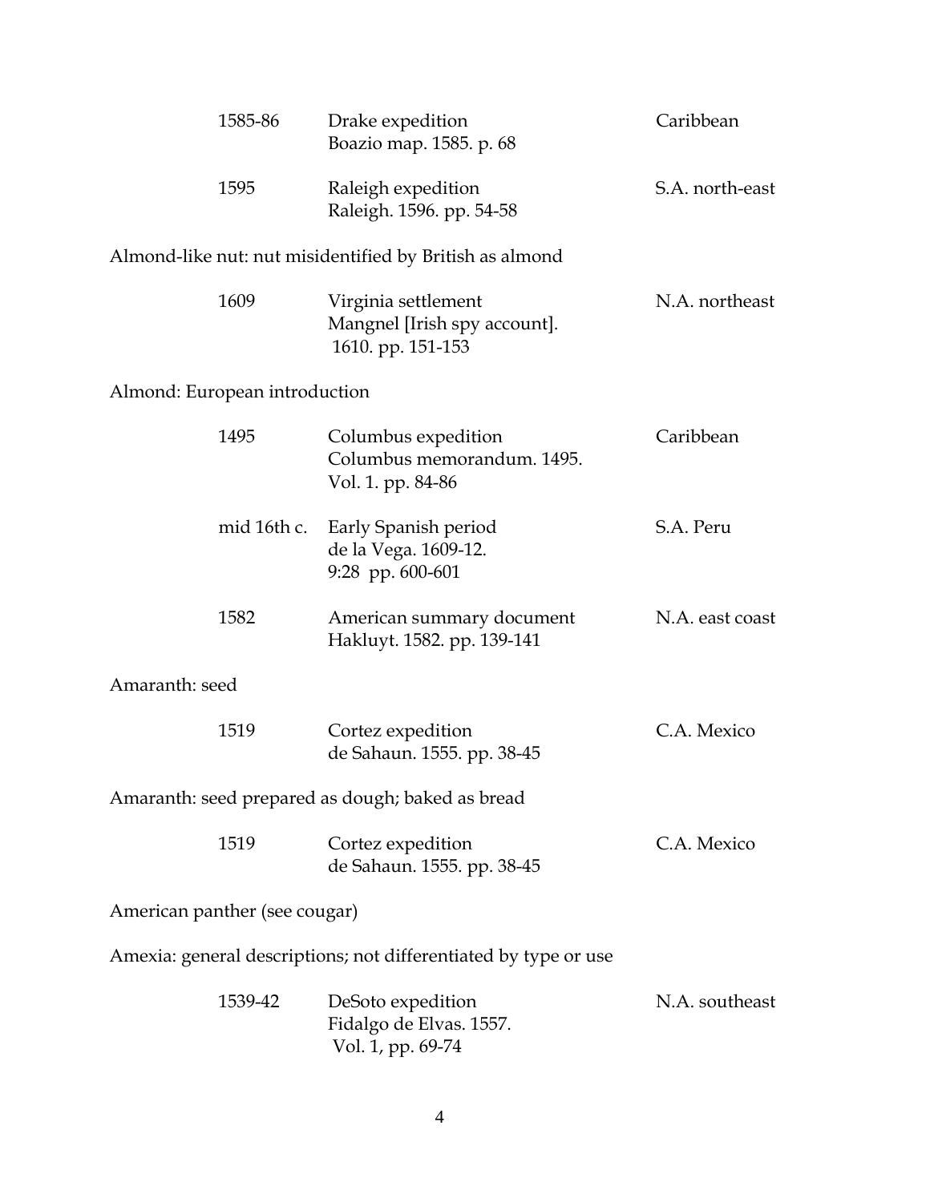| | | |
|---|---|---|
| 1585-86 | Drake expedition<br>Boazio map. 1585. p. 68 | Caribbean |
| 1595 | Raleigh expedition<br>Raleigh. 1596. pp. 54-58 | S.A. north-east |

Almond-like nut: nut misidentified by British as almond

| | | |
|---|---|---|
| 1609 | Virginia settlement<br>Mangnel [Irish spy account].<br>1610. pp. 151-153 | N.A. northeast |

Almond: European introduction

| | | |
|---|---|---|
| 1495 | Columbus expedition<br>Columbus memorandum. 1495.<br>Vol. 1. pp. 84-86 | Caribbean |
| mid 16th c. | Early Spanish period<br>de la Vega. 1609-12.<br>9:28 pp. 600-601 | S.A. Peru |
| 1582 | American summary document<br>Hakluyt. 1582. pp. 139-141 | N.A. east coast |

Amaranth: seed

| | | |
|---|---|---|
| 1519 | Cortez expedition<br>de Sahaun. 1555. pp. 38-45 | C.A. Mexico |

Amaranth: seed prepared as dough; baked as bread

| | | |
|---|---|---|
| 1519 | Cortez expedition<br>de Sahaun. 1555. pp. 38-45 | C.A. Mexico |

American panther (see cougar)

Amexia: general descriptions; not differentiated by type or use

| | | |
|---|---|---|
| 1539-42 | DeSoto expedition<br>Fidalgo de Elvas. 1557.<br>Vol. 1, pp. 69-74 | N.A. southeast |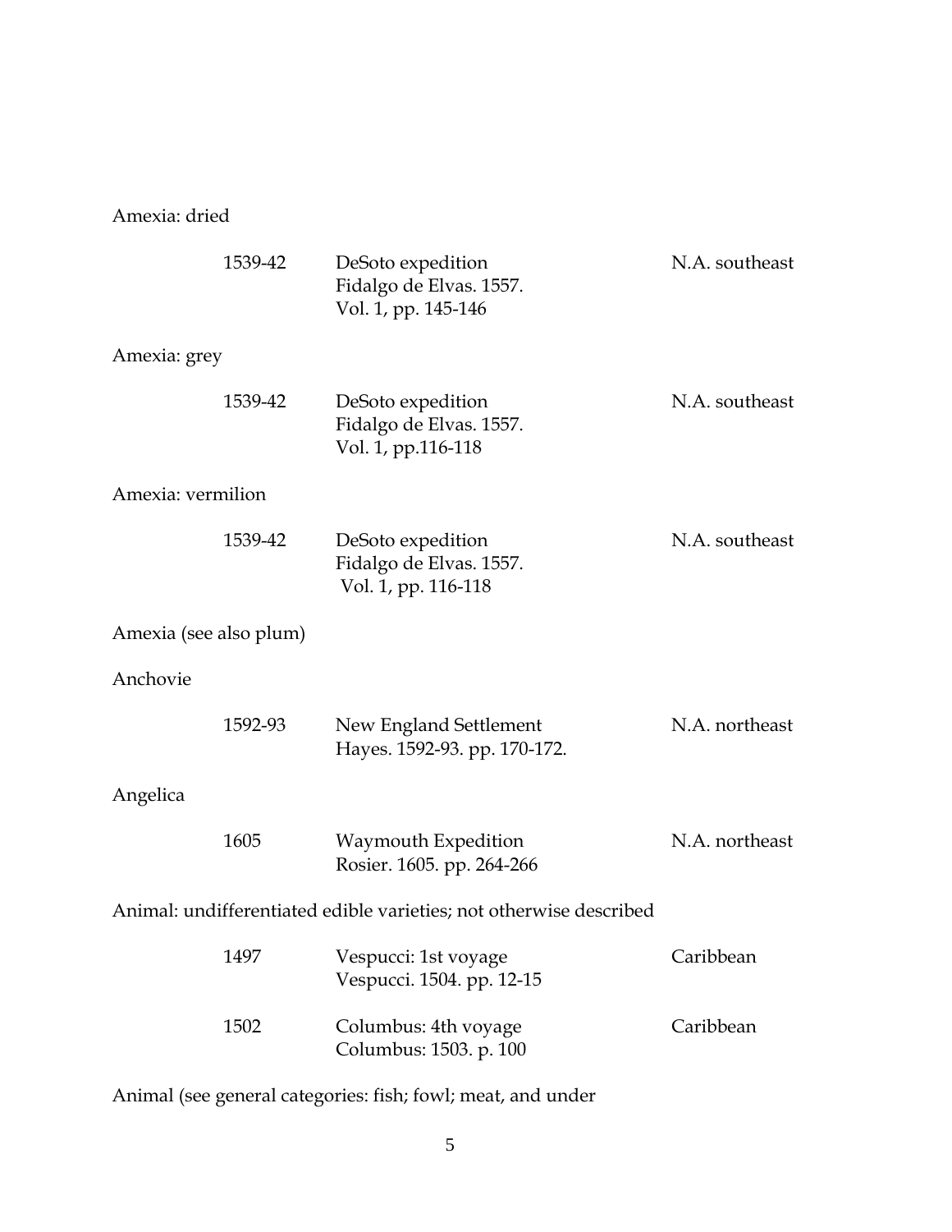Amexia: dried

| | | |
|---|---|---|
| 1539-42 | DeSoto expedition<br>Fidalgo de Elvas. 1557.<br>Vol. 1, pp. 145-146 | N.A. southeast |

Amexia: grey

| | | |
|---|---|---|
| 1539-42 | DeSoto expedition<br>Fidalgo de Elvas. 1557.<br>Vol. 1, pp.116-118 | N.A. southeast |

Amexia: vermilion

| | | |
|---|---|---|
| 1539-42 | DeSoto expedition<br>Fidalgo de Elvas. 1557.<br>Vol. 1, pp. 116-118 | N.A. southeast |

Amexia (see also plum)

Anchovie

| | | |
|---|---|---|
| 1592-93 | New England Settlement<br>Hayes. 1592-93. pp. 170-172. | N.A. northeast |

Angelica

| | | |
|---|---|---|
| 1605 | Waymouth Expedition<br>Rosier. 1605. pp. 264-266 | N.A. northeast |

Animal: undifferentiated edible varieties; not otherwise described

| | | |
|---|---|---|
| 1497 | Vespucci: 1st voyage<br>Vespucci. 1504. pp. 12-15 | Caribbean |
| 1502 | Columbus: 4th voyage<br>Columbus: 1503. p. 100 | Caribbean |

Animal (see general categories: fish; fowl; meat, and under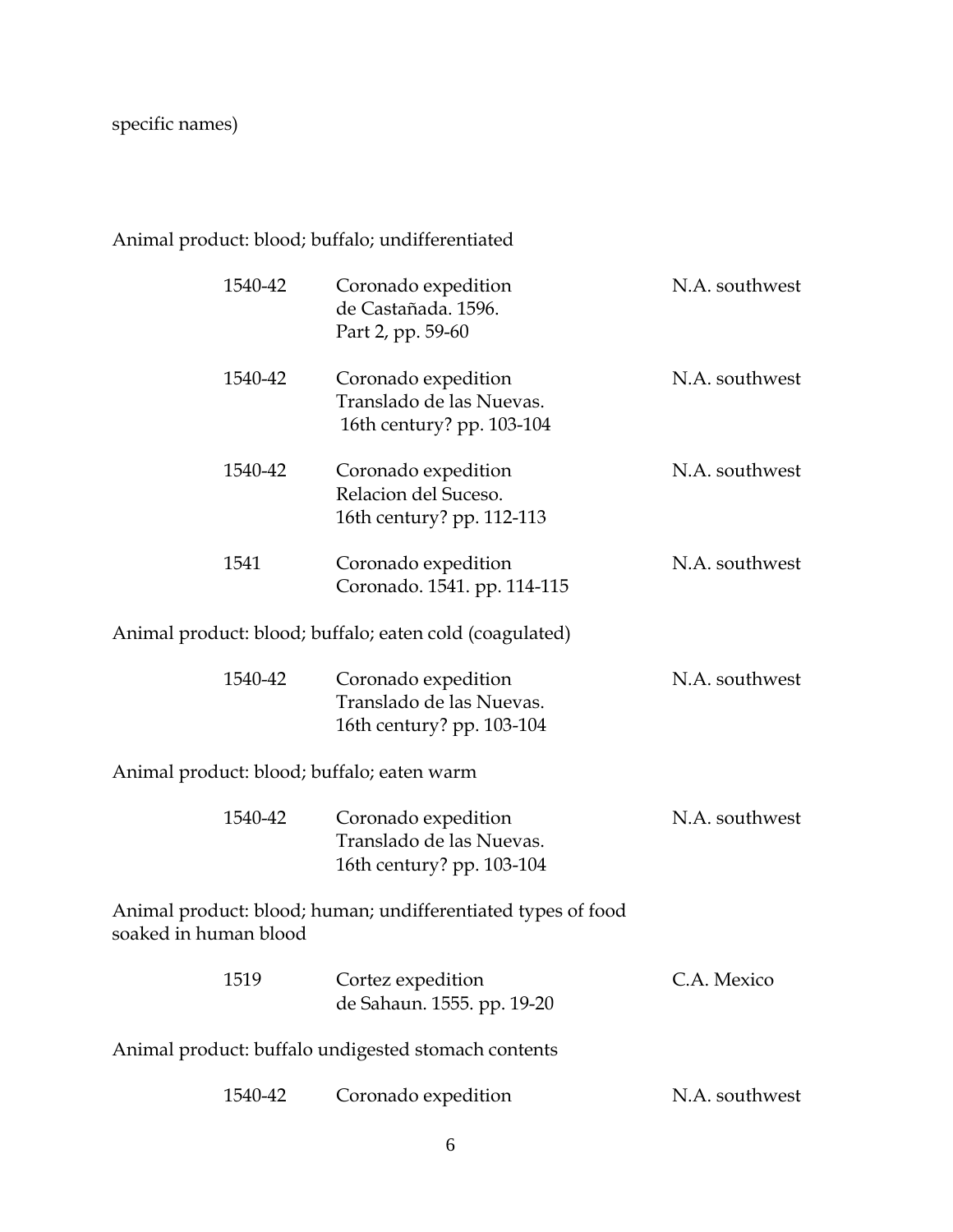specific names)

Animal product: blood; buffalo; undifferentiated

| | | |
|---|---|---|
| 1540-42 | Coronado expedition<br>de Castañada. 1596.<br>Part 2, pp. 59-60 | N.A. southwest |
| 1540-42 | Coronado expedition<br>Translado de las Nuevas.<br>16th century? pp. 103-104 | N.A. southwest |
| 1540-42 | Coronado expedition<br>Relacion del Suceso.<br>16th century? pp. 112-113 | N.A. southwest |
| 1541 | Coronado expedition<br>Coronado. 1541. pp. 114-115 | N.A. southwest |

Animal product: blood; buffalo; eaten cold (coagulated)

| | | |
|---|---|---|
| 1540-42 | Coronado expedition<br>Translado de las Nuevas.<br>16th century? pp. 103-104 | N.A. southwest |

Animal product: blood; buffalo; eaten warm

| | | |
|---|---|---|
| 1540-42 | Coronado expedition<br>Translado de las Nuevas.<br>16th century? pp. 103-104 | N.A. southwest |

Animal product: blood; human; undifferentiated types of food soaked in human blood

| | | |
|---|---|---|
| 1519 | Cortez expedition<br>de Sahaun. 1555. pp. 19-20 | C.A. Mexico |

Animal product: buffalo undigested stomach contents

| | | |
|---|---|---|
| 1540-42 | Coronado expedition | N.A. southwest |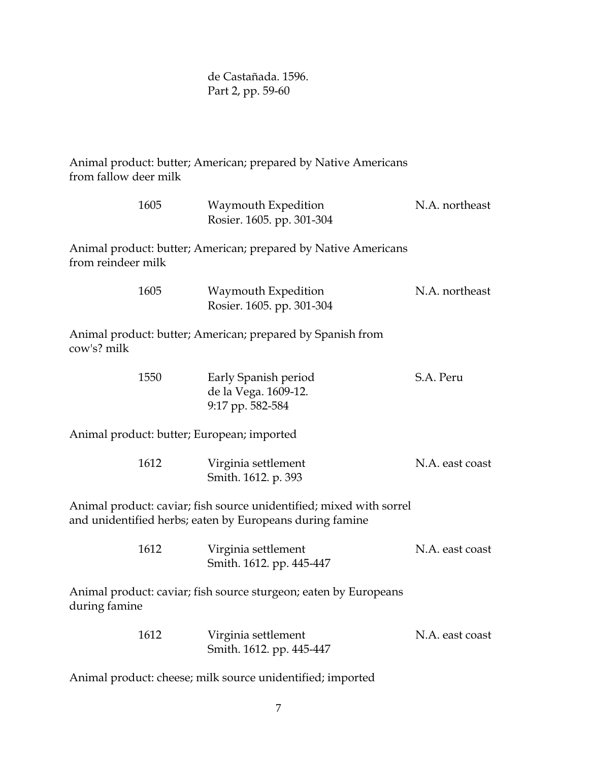de Castañada. 1596.
Part 2, pp. 59-60

Animal product: butter; American; prepared by Native Americans from fallow deer milk

| | | |
|---|---|---|
| 1605 | Waymouth Expedition<br>Rosier. 1605. pp. 301-304 | N.A. northeast |

Animal product: butter; American; prepared by Native Americans from reindeer milk

| | | |
|---|---|---|
| 1605 | Waymouth Expedition<br>Rosier. 1605. pp. 301-304 | N.A. northeast |

Animal product: butter; American; prepared by Spanish from cow's? milk

| | | |
|---|---|---|
| 1550 | Early Spanish period<br>de la Vega. 1609-12.<br>9:17 pp. 582-584 | S.A. Peru |

Animal product: butter; European; imported

| | | |
|---|---|---|
| 1612 | Virginia settlement<br>Smith. 1612. p. 393 | N.A. east coast |

Animal product: caviar; fish source unidentified; mixed with sorrel and unidentified herbs; eaten by Europeans during famine

| | | |
|---|---|---|
| 1612 | Virginia settlement<br>Smith. 1612. pp. 445-447 | N.A. east coast |

Animal product: caviar; fish source sturgeon; eaten by Europeans during famine

| | | |
|---|---|---|
| 1612 | Virginia settlement<br>Smith. 1612. pp. 445-447 | N.A. east coast |

Animal product: cheese; milk source unidentified; imported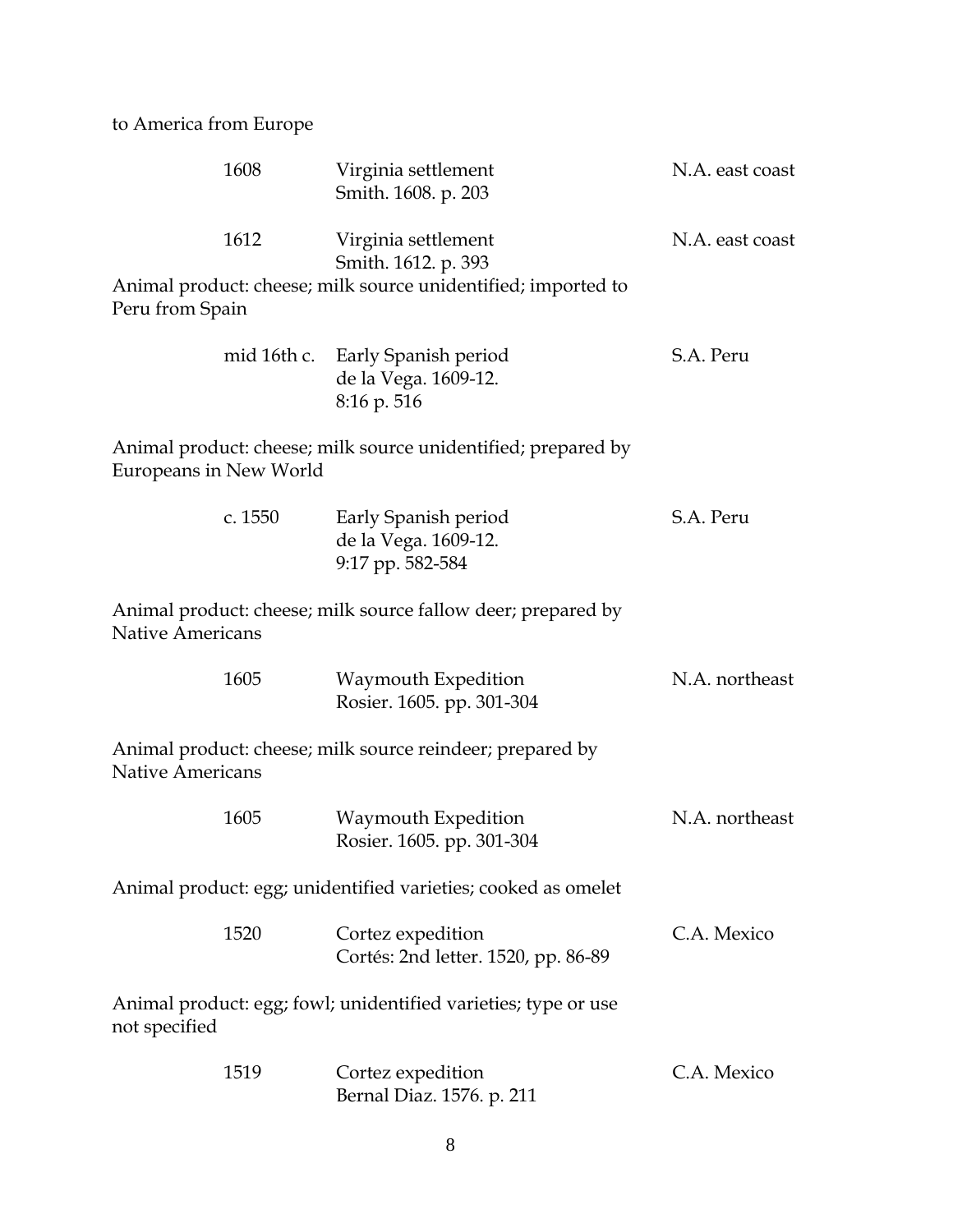to America from Europe

| | | |
|---|---|---|
| 1608 | Virginia settlement<br>Smith. 1608. p. 203 | N.A. east coast |
| 1612 | Virginia settlement<br>Smith. 1612. p. 393 | N.A. east coast |

Animal product: cheese; milk source unidentified; imported to Peru from Spain

| | | |
|---|---|---|
| mid 16th c. | Early Spanish period<br>de la Vega. 1609-12.<br>8:16 p. 516 | S.A. Peru |

Animal product: cheese; milk source unidentified; prepared by Europeans in New World

| | | |
|---|---|---|
| c. 1550 | Early Spanish period<br>de la Vega. 1609-12.<br>9:17 pp. 582-584 | S.A. Peru |

Animal product: cheese; milk source fallow deer; prepared by Native Americans

| | | |
|---|---|---|
| 1605 | Waymouth Expedition<br>Rosier. 1605. pp. 301-304 | N.A. northeast |

Animal product: cheese; milk source reindeer; prepared by Native Americans

| | | |
|---|---|---|
| 1605 | Waymouth Expedition<br>Rosier. 1605. pp. 301-304 | N.A. northeast |

Animal product: egg; unidentified varieties; cooked as omelet

| | | |
|---|---|---|
| 1520 | Cortez expedition<br>Cortés: 2nd letter. 1520, pp. 86-89 | C.A. Mexico |

Animal product: egg; fowl; unidentified varieties; type or use not specified

| | | |
|---|---|---|
| 1519 | Cortez expedition<br>Bernal Diaz. 1576. p. 211 | C.A. Mexico |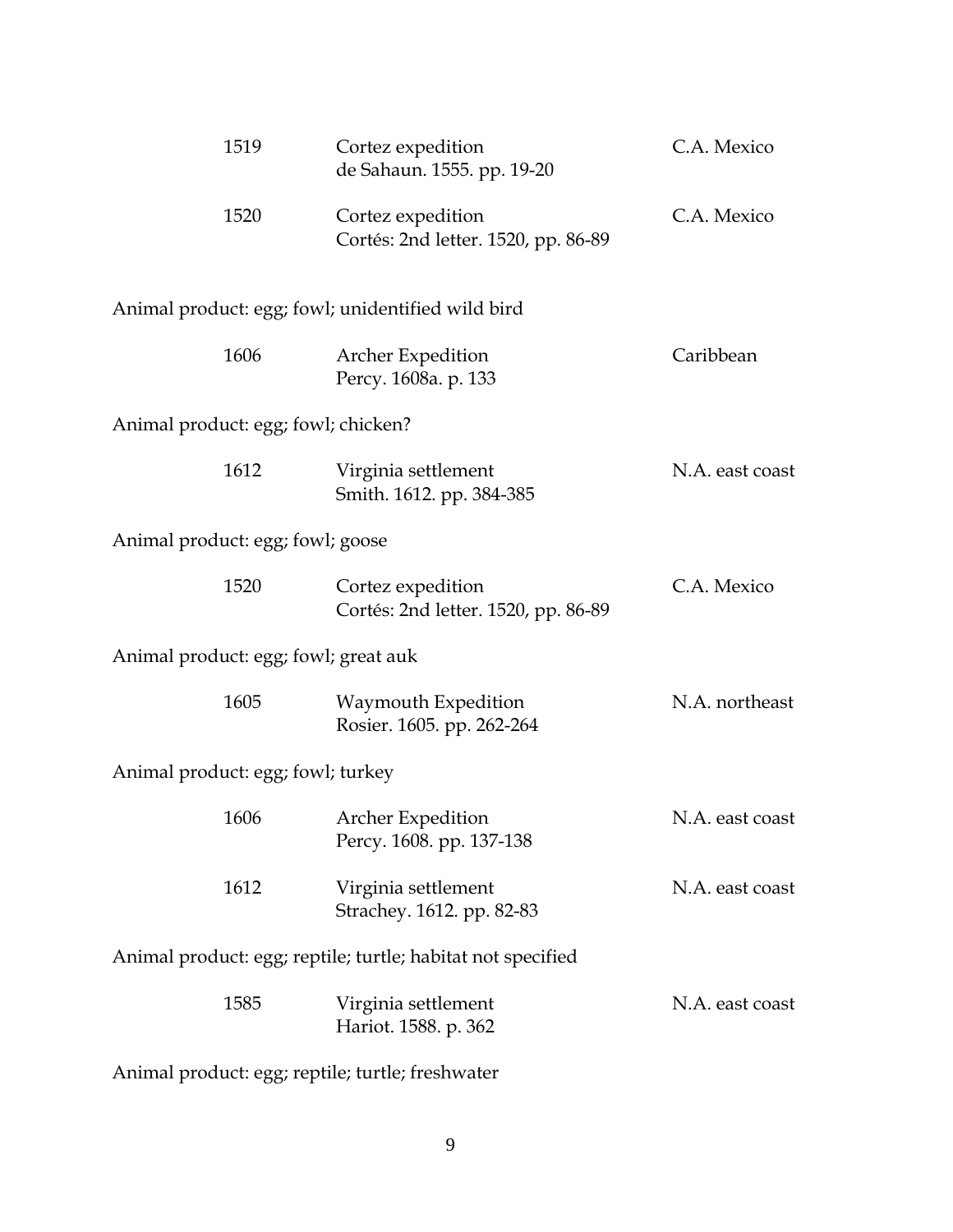| | | |
|---|---|---|
| 1519 | Cortez expedition<br>de Sahaun. 1555. pp. 19-20 | C.A. Mexico |
| 1520 | Cortez expedition<br>Cortés: 2nd letter. 1520, pp. 86-89 | C.A. Mexico |

Animal product: egg; fowl; unidentified wild bird

| | | |
|---|---|---|
| 1606 | Archer Expedition<br>Percy. 1608a. p. 133 | Caribbean |

Animal product: egg; fowl; chicken?

| | | |
|---|---|---|
| 1612 | Virginia settlement<br>Smith. 1612. pp. 384-385 | N.A. east coast |

Animal product: egg; fowl; goose

| | | |
|---|---|---|
| 1520 | Cortez expedition<br>Cortés: 2nd letter. 1520, pp. 86-89 | C.A. Mexico |

Animal product: egg; fowl; great auk

| | | |
|---|---|---|
| 1605 | Waymouth Expedition<br>Rosier. 1605. pp. 262-264 | N.A. northeast |

Animal product: egg; fowl; turkey

| | | |
|---|---|---|
| 1606 | Archer Expedition<br>Percy. 1608. pp. 137-138 | N.A. east coast |
| 1612 | Virginia settlement<br>Strachey. 1612. pp. 82-83 | N.A. east coast |

Animal product: egg; reptile; turtle; habitat not specified

| | | |
|---|---|---|
| 1585 | Virginia settlement<br>Hariot. 1588. p. 362 | N.A. east coast |

Animal product: egg; reptile; turtle; freshwater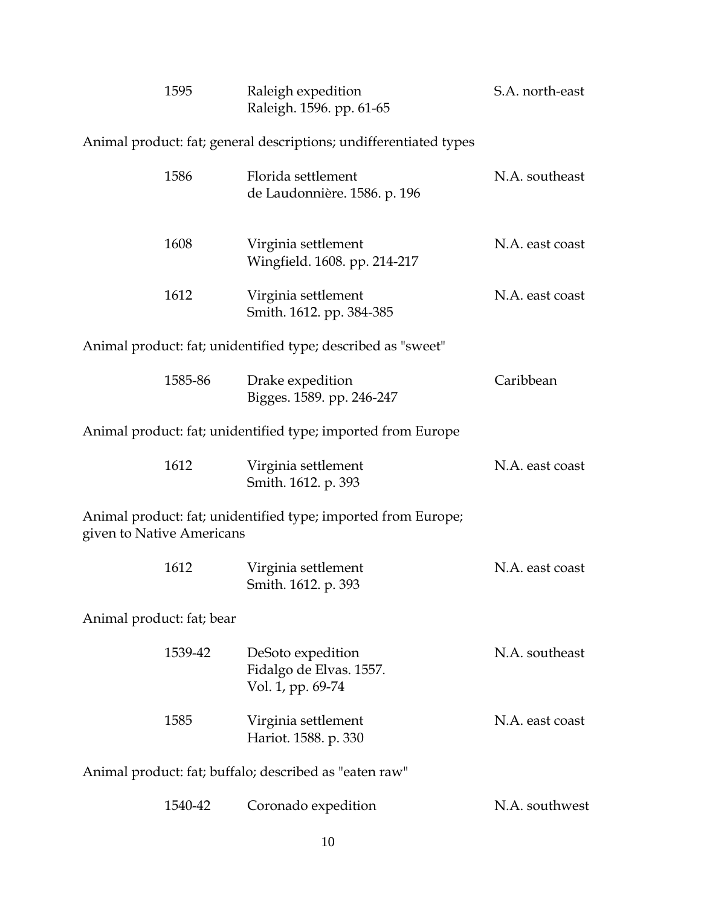| | | |
|---|---|---|
| 1595 | Raleigh expedition<br>Raleigh. 1596. pp. 61-65 | S.A. north-east |

Animal product: fat; general descriptions; undifferentiated types

| | | |
|---|---|---|
| 1586 | Florida settlement<br>de Laudonnière. 1586. p. 196 | N.A. southeast |
| 1608 | Virginia settlement<br>Wingfield. 1608. pp. 214-217 | N.A. east coast |
| 1612 | Virginia settlement<br>Smith. 1612. pp. 384-385 | N.A. east coast |

Animal product: fat; unidentified type; described as "sweet"

| | | |
|---|---|---|
| 1585-86 | Drake expedition<br>Bigges. 1589. pp. 246-247 | Caribbean |

Animal product: fat; unidentified type; imported from Europe

| | | |
|---|---|---|
| 1612 | Virginia settlement<br>Smith. 1612. p. 393 | N.A. east coast |

Animal product: fat; unidentified type; imported from Europe; given to Native Americans

| | | |
|---|---|---|
| 1612 | Virginia settlement<br>Smith. 1612. p. 393 | N.A. east coast |

Animal product: fat; bear

| | | |
|---|---|---|
| 1539-42 | DeSoto expedition<br>Fidalgo de Elvas. 1557.<br>Vol. 1, pp. 69-74 | N.A. southeast |
| 1585 | Virginia settlement<br>Hariot. 1588. p. 330 | N.A. east coast |

Animal product: fat; buffalo; described as "eaten raw"

| | | |
|---|---|---|
| 1540-42 | Coronado expedition | N.A. southwest |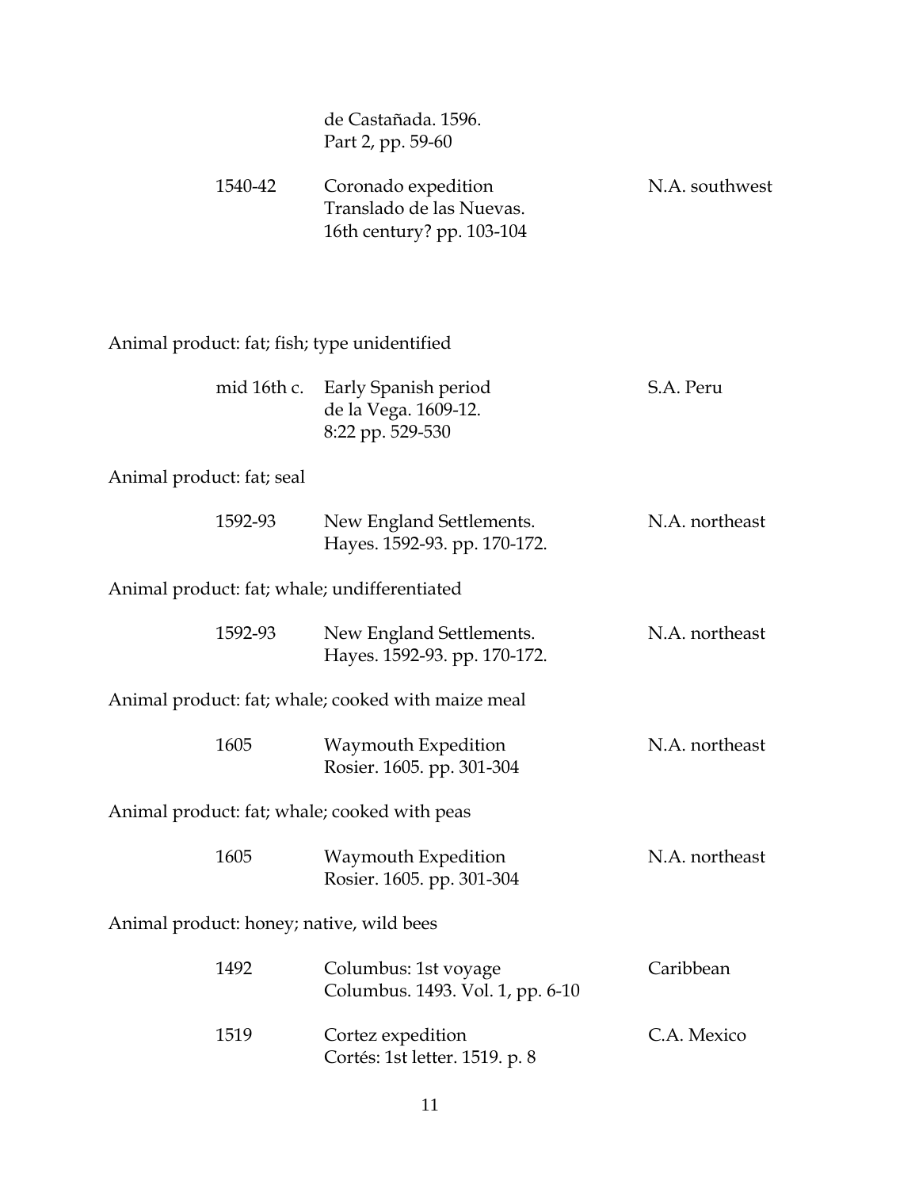de Castañada. 1596.
Part 2, pp. 59-60

| | | |
|---|---|---|
| 1540-42 | Coronado expedition<br>Translado de las Nuevas.<br>16th century? pp. 103-104 | N.A. southwest |

Animal product: fat; fish; type unidentified

| | | |
|---|---|---|
| mid 16th c. | Early Spanish period<br>de la Vega. 1609-12.<br>8:22 pp. 529-530 | S.A. Peru |

Animal product: fat; seal

| | | |
|---|---|---|
| 1592-93 | New England Settlements.<br>Hayes. 1592-93. pp. 170-172. | N.A. northeast |

Animal product: fat; whale; undifferentiated

| | | |
|---|---|---|
| 1592-93 | New England Settlements.<br>Hayes. 1592-93. pp. 170-172. | N.A. northeast |

Animal product: fat; whale; cooked with maize meal

| | | |
|---|---|---|
| 1605 | Waymouth Expedition<br>Rosier. 1605. pp. 301-304 | N.A. northeast |

Animal product: fat; whale; cooked with peas

| | | |
|---|---|---|
| 1605 | Waymouth Expedition<br>Rosier. 1605. pp. 301-304 | N.A. northeast |

Animal product: honey; native, wild bees

| | | |
|---|---|---|
| 1492 | Columbus: 1st voyage<br>Columbus. 1493. Vol. 1, pp. 6-10 | Caribbean |
| 1519 | Cortez expedition<br>Cortés: 1st letter. 1519. p. 8 | C.A. Mexico |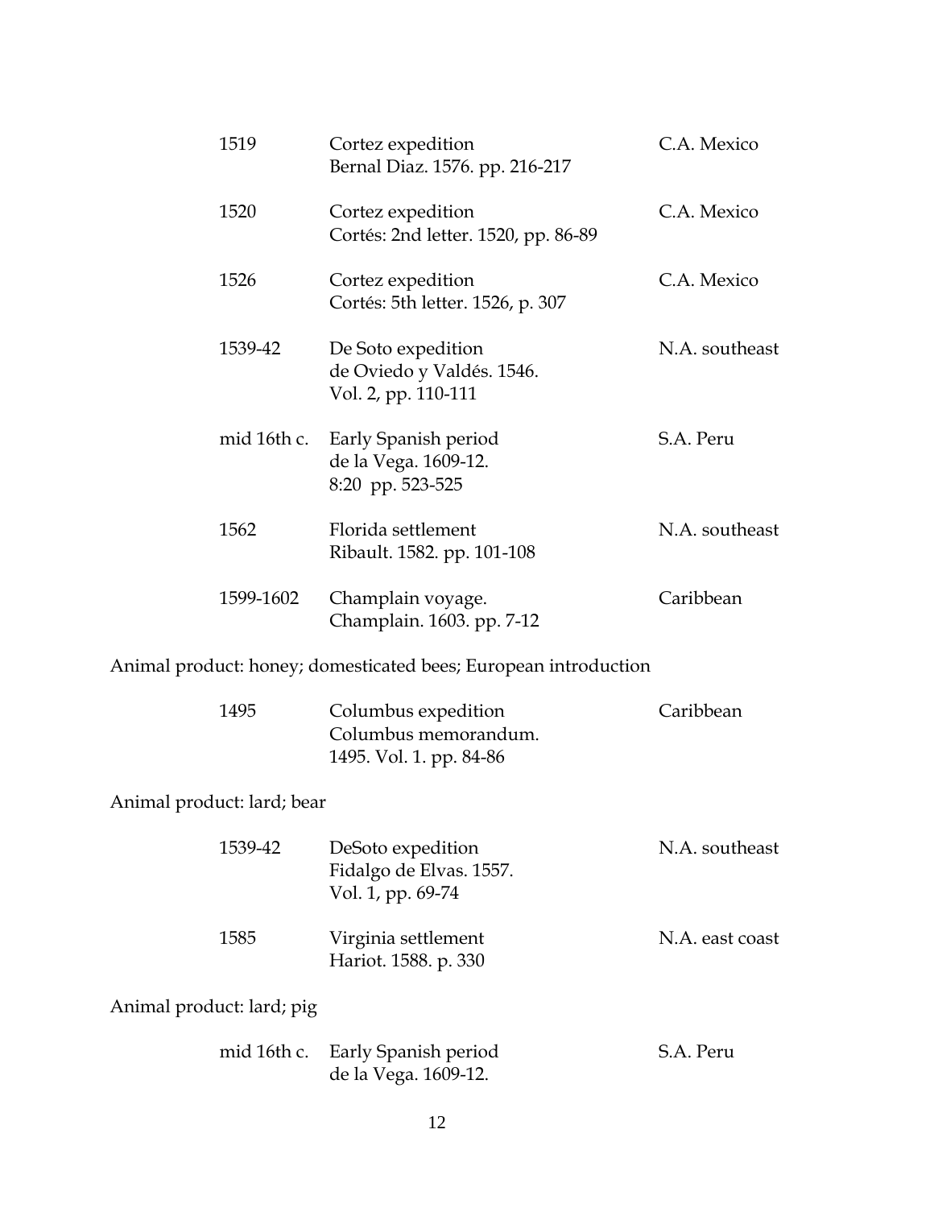| | | |
|---|---|---|
| 1519 | Cortez expedition<br>Bernal Diaz. 1576. pp. 216-217 | C.A. Mexico |
| 1520 | Cortez expedition<br>Cortés: 2nd letter. 1520, pp. 86-89 | C.A. Mexico |
| 1526 | Cortez expedition<br>Cortés: 5th letter. 1526, p. 307 | C.A. Mexico |
| 1539-42 | De Soto expedition<br>de Oviedo y Valdés. 1546.<br>Vol. 2, pp. 110-111 | N.A. southeast |
| mid 16th c. | Early Spanish period<br>de la Vega. 1609-12.<br>8:20 pp. 523-525 | S.A. Peru |
| 1562 | Florida settlement<br>Ribault. 1582. pp. 101-108 | N.A. southeast |
| 1599-1602 | Champlain voyage.<br>Champlain. 1603. pp. 7-12 | Caribbean |

Animal product: honey; domesticated bees; European introduction

| | | |
|---|---|---|
| 1495 | Columbus expedition<br>Columbus memorandum.<br>1495. Vol. 1. pp. 84-86 | Caribbean |

Animal product: lard; bear

| | | |
|---|---|---|
| 1539-42 | DeSoto expedition<br>Fidalgo de Elvas. 1557.<br>Vol. 1, pp. 69-74 | N.A. southeast |
| 1585 | Virginia settlement<br>Hariot. 1588. p. 330 | N.A. east coast |

Animal product: lard; pig

| | | |
|---|---|---|
| mid 16th c. | Early Spanish period<br>de la Vega. 1609-12. | S.A. Peru |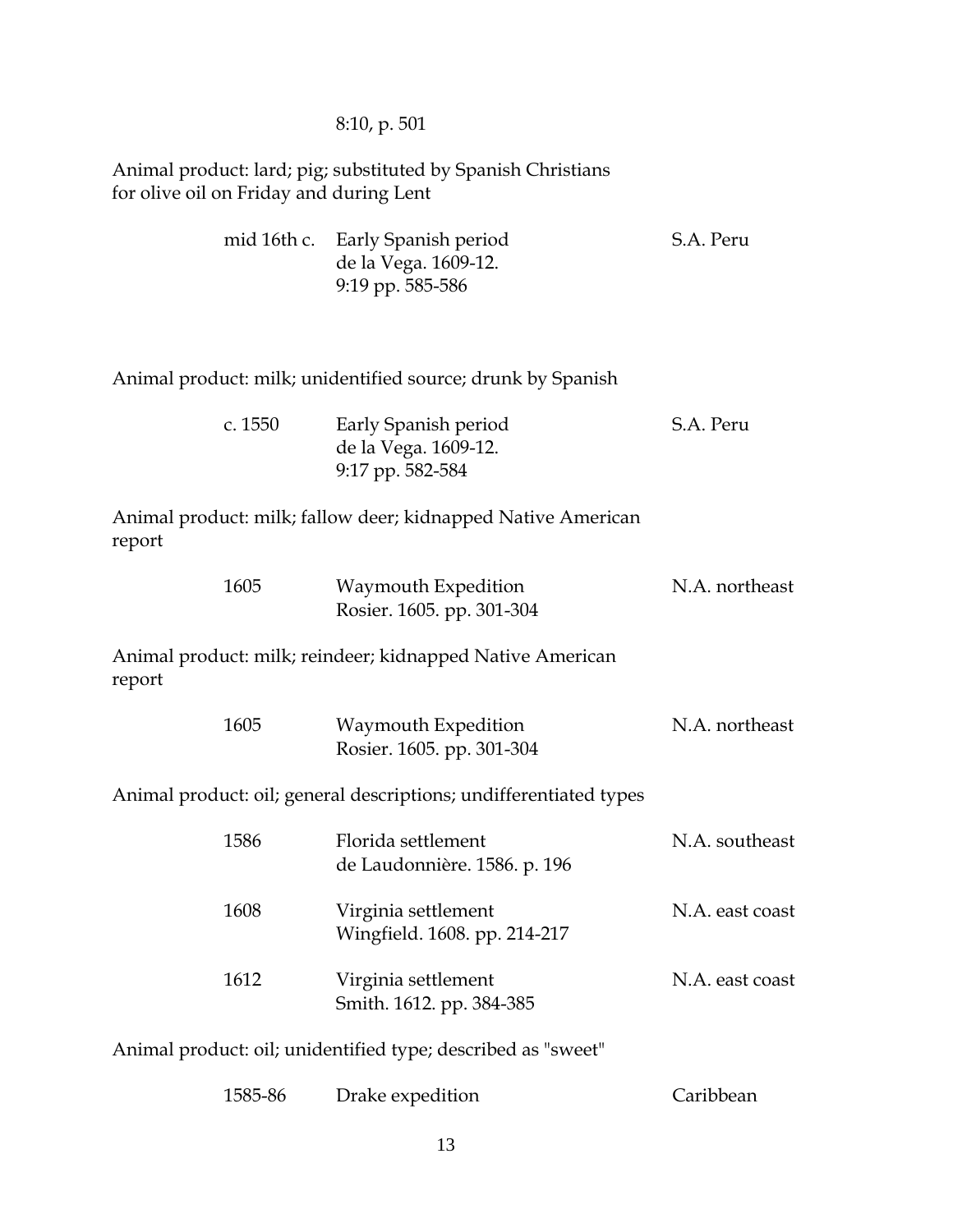8:10, p. 501

Animal product: lard; pig; substituted by Spanish Christians for olive oil on Friday and during Lent

| | | |
|---|---|---|
| mid 16th c. | Early Spanish period<br>de la Vega. 1609-12.<br>9:19 pp. 585-586 | S.A. Peru |

Animal product: milk; unidentified source; drunk by Spanish

| | | |
|---|---|---|
| c. 1550 | Early Spanish period<br>de la Vega. 1609-12.<br>9:17 pp. 582-584 | S.A. Peru |

Animal product: milk; fallow deer; kidnapped Native American report

| | | |
|---|---|---|
| 1605 | Waymouth Expedition<br>Rosier. 1605. pp. 301-304 | N.A. northeast |

Animal product: milk; reindeer; kidnapped Native American report

| | | |
|---|---|---|
| 1605 | Waymouth Expedition<br>Rosier. 1605. pp. 301-304 | N.A. northeast |

Animal product: oil; general descriptions; undifferentiated types

| | | |
|---|---|---|
| 1586 | Florida settlement<br>de Laudonnière. 1586. p. 196 | N.A. southeast |
| 1608 | Virginia settlement<br>Wingfield. 1608. pp. 214-217 | N.A. east coast |
| 1612 | Virginia settlement<br>Smith. 1612. pp. 384-385 | N.A. east coast |

Animal product: oil; unidentified type; described as "sweet"

| | | |
|---|---|---|
| 1585-86 | Drake expedition | Caribbean |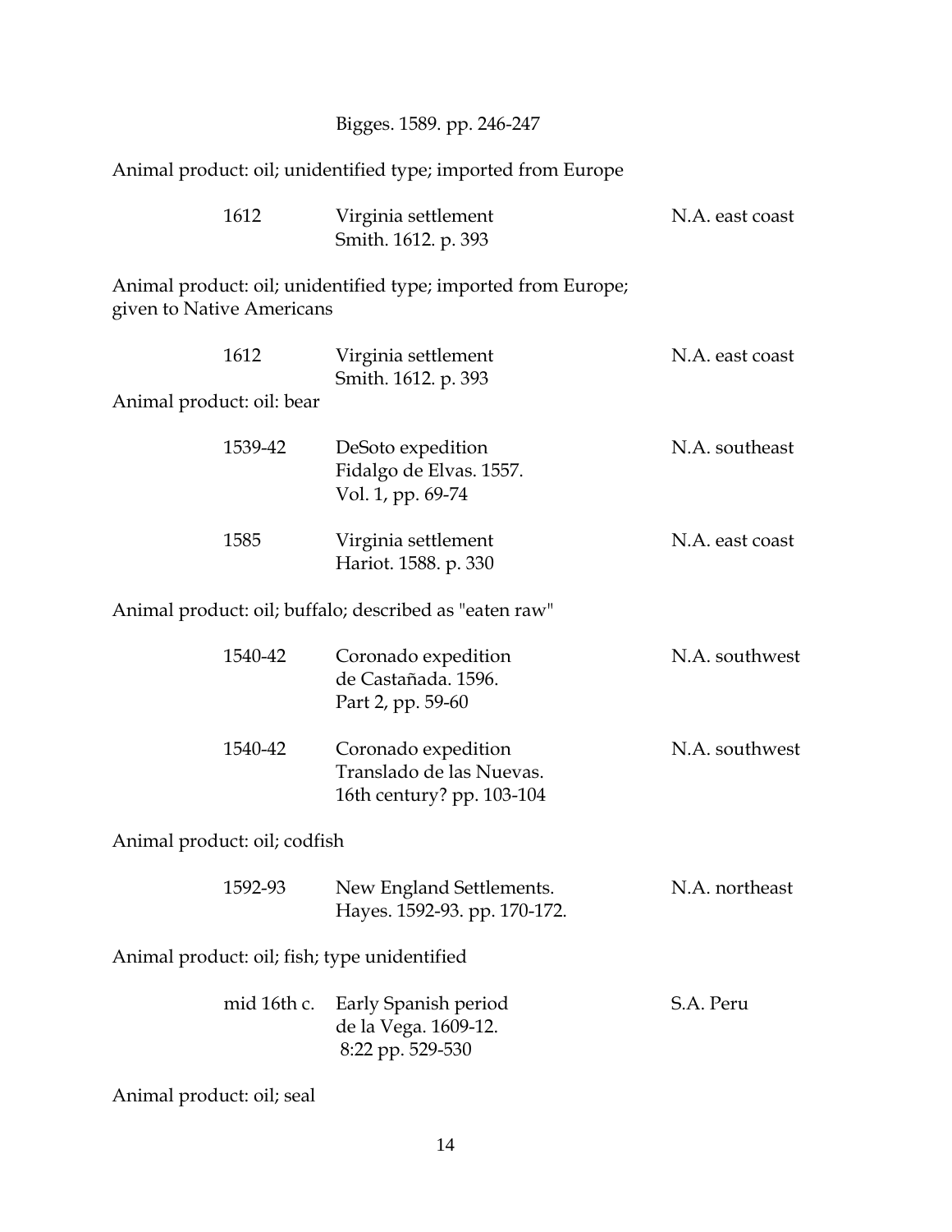Bigges. 1589. pp. 246-247

Animal product: oil; unidentified type; imported from Europe

| | | |
|---|---|---|
| 1612 | Virginia settlement<br>Smith. 1612. p. 393 | N.A. east coast |

Animal product: oil; unidentified type; imported from Europe; given to Native Americans

| | | |
|---|---|---|
| 1612 | Virginia settlement<br>Smith. 1612. p. 393 | N.A. east coast |

Animal product: oil: bear

| | | |
|---|---|---|
| 1539-42 | DeSoto expedition<br>Fidalgo de Elvas. 1557.<br>Vol. 1, pp. 69-74 | N.A. southeast |
| 1585 | Virginia settlement<br>Hariot. 1588. p. 330 | N.A. east coast |

Animal product: oil; buffalo; described as "eaten raw"

| | | |
|---|---|---|
| 1540-42 | Coronado expedition<br>de Castañada. 1596.<br>Part 2, pp. 59-60 | N.A. southwest |
| 1540-42 | Coronado expedition<br>Translado de las Nuevas.<br>16th century? pp. 103-104 | N.A. southwest |

Animal product: oil; codfish

| | | |
|---|---|---|
| 1592-93 | New England Settlements.<br>Hayes. 1592-93. pp. 170-172. | N.A. northeast |

Animal product: oil; fish; type unidentified

| | | |
|---|---|---|
| mid 16th c. | Early Spanish period<br>de la Vega. 1609-12.<br>8:22 pp. 529-530 | S.A. Peru |

Animal product: oil; seal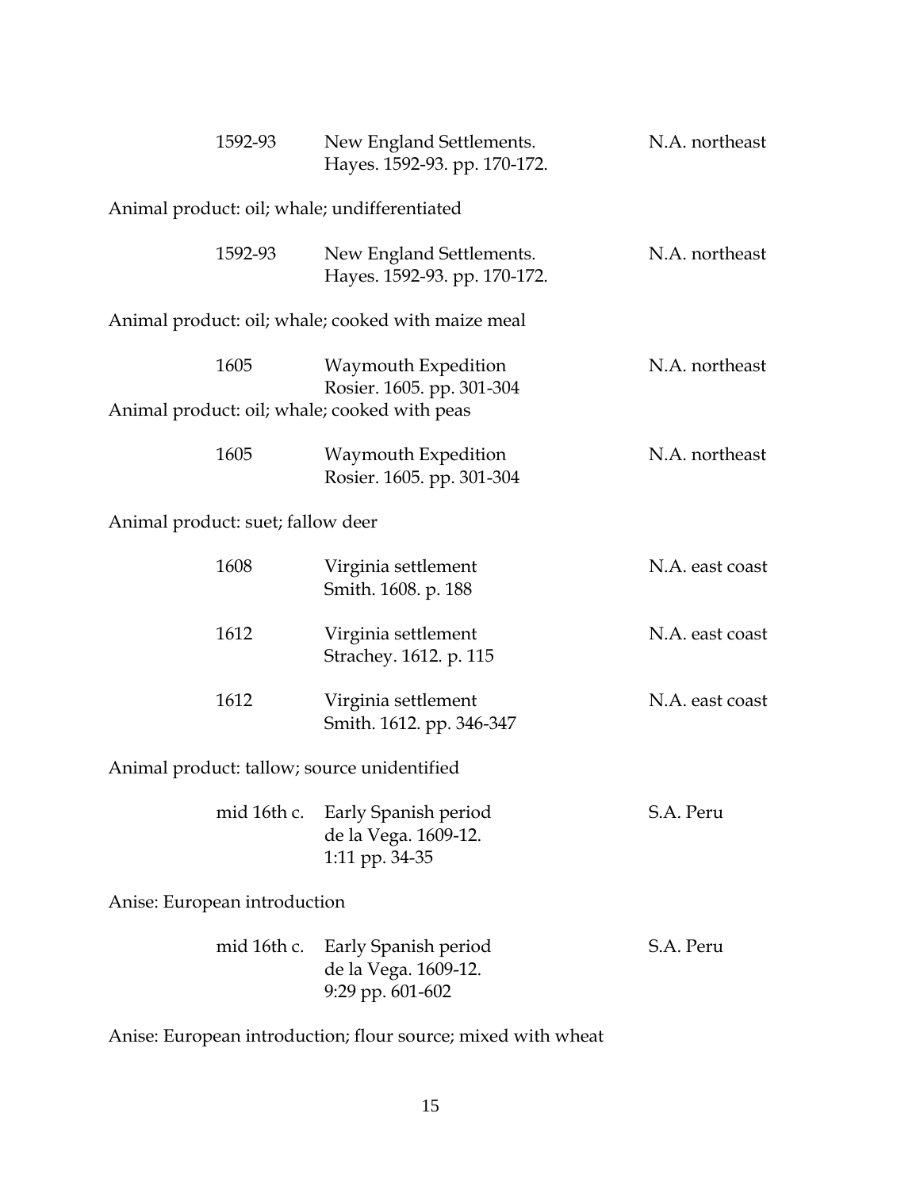| | | |
|---|---|---|
| 1592-93 | New England Settlements. Hayes. 1592-93. pp. 170-172. | N.A. northeast |

Animal product: oil; whale; undifferentiated

| | | |
|---|---|---|
| 1592-93 | New England Settlements. Hayes. 1592-93. pp. 170-172. | N.A. northeast |

Animal product: oil; whale; cooked with maize meal

| | | |
|---|---|---|
| 1605 | Waymouth Expedition Rosier. 1605. pp. 301-304 | N.A. northeast |

Animal product: oil; whale; cooked with peas

| | | |
|---|---|---|
| 1605 | Waymouth Expedition Rosier. 1605. pp. 301-304 | N.A. northeast |

Animal product: suet; fallow deer

| | | |
|---|---|---|
| 1608 | Virginia settlement Smith. 1608. p. 188 | N.A. east coast |
| 1612 | Virginia settlement Strachey. 1612. p. 115 | N.A. east coast |
| 1612 | Virginia settlement Smith. 1612. pp. 346-347 | N.A. east coast |

Animal product: tallow; source unidentified

| | | |
|---|---|---|
| mid 16th c. | Early Spanish period de la Vega. 1609-12. 1:11 pp. 34-35 | S.A. Peru |

Anise: European introduction

| | | |
|---|---|---|
| mid 16th c. | Early Spanish period de la Vega. 1609-12. 9:29 pp. 601-602 | S.A. Peru |

Anise: European introduction; flour source; mixed with wheat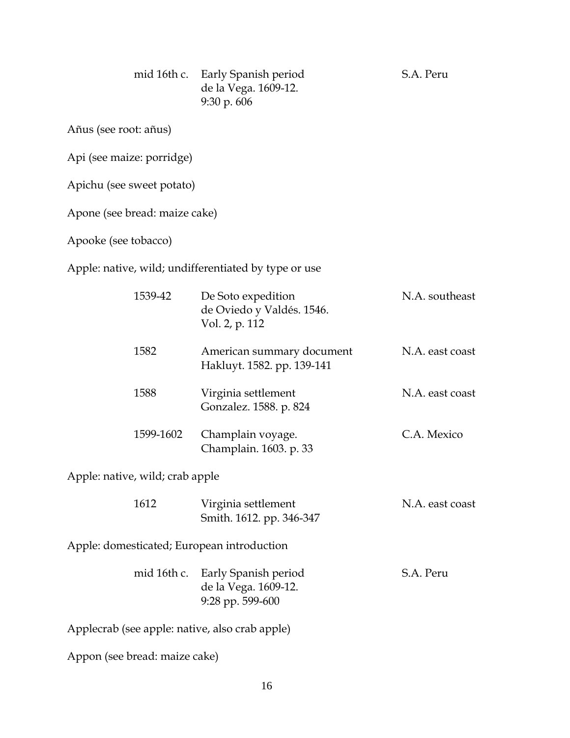| | | |
|---|---|---|
| mid 16th c. | Early Spanish period<br>de la Vega. 1609-12.<br>9:30 p. 606 | S.A. Peru |

Añus (see root: añus)

Api (see maize: porridge)

Apichu (see sweet potato)

Apone (see bread: maize cake)

Apooke (see tobacco)

Apple: native, wild; undifferentiated by type or use

| | | |
|---|---|---|
| 1539-42 | De Soto expedition<br>de Oviedo y Valdés. 1546.<br>Vol. 2, p. 112 | N.A. southeast |
| 1582 | American summary document<br>Hakluyt. 1582. pp. 139-141 | N.A. east coast |
| 1588 | Virginia settlement<br>Gonzalez. 1588. p. 824 | N.A. east coast |
| 1599-1602 | Champlain voyage.<br>Champlain. 1603. p. 33 | C.A. Mexico |

Apple: native, wild; crab apple

| | | |
|---|---|---|
| 1612 | Virginia settlement<br>Smith. 1612. pp. 346-347 | N.A. east coast |

Apple: domesticated; European introduction

| | | |
|---|---|---|
| mid 16th c. | Early Spanish period<br>de la Vega. 1609-12.<br>9:28 pp. 599-600 | S.A. Peru |

Applecrab (see apple: native, also crab apple)

Appon (see bread: maize cake)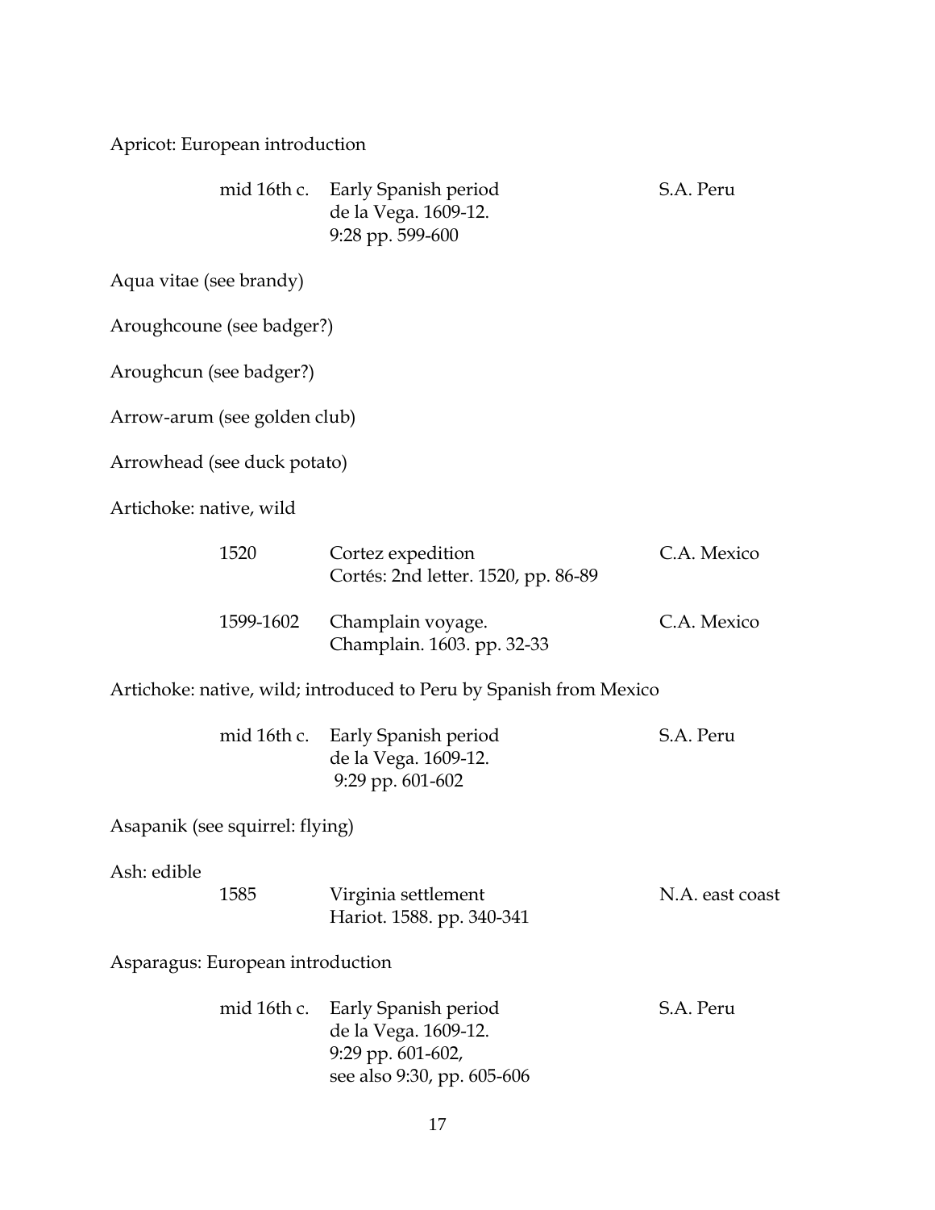Apricot: European introduction

| | | |
|---|---|---|
| mid 16th c. | Early Spanish period<br>de la Vega. 1609-12.<br>9:28 pp. 599-600 | S.A. Peru |

Aqua vitae (see brandy)

Aroughcoune (see badger?)

Aroughcun (see badger?)

Arrow-arum (see golden club)

Arrowhead (see duck potato)

Artichoke: native, wild

| | | |
|---|---|---|
| 1520 | Cortez expedition<br>Cortés: 2nd letter. 1520, pp. 86-89 | C.A. Mexico |
| 1599-1602 | Champlain voyage.<br>Champlain. 1603. pp. 32-33 | C.A. Mexico |

Artichoke: native, wild; introduced to Peru by Spanish from Mexico

| | | |
|---|---|---|
| mid 16th c. | Early Spanish period<br>de la Vega. 1609-12.<br>9:29 pp. 601-602 | S.A. Peru |

Asapanik (see squirrel: flying)

Ash: edible

| | | |
|---|---|---|
| 1585 | Virginia settlement<br>Hariot. 1588. pp. 340-341 | N.A. east coast |

Asparagus: European introduction

| | | |
|---|---|---|
| mid 16th c. | Early Spanish period<br>de la Vega. 1609-12.<br>9:29 pp. 601-602,<br>see also 9:30, pp. 605-606 | S.A. Peru |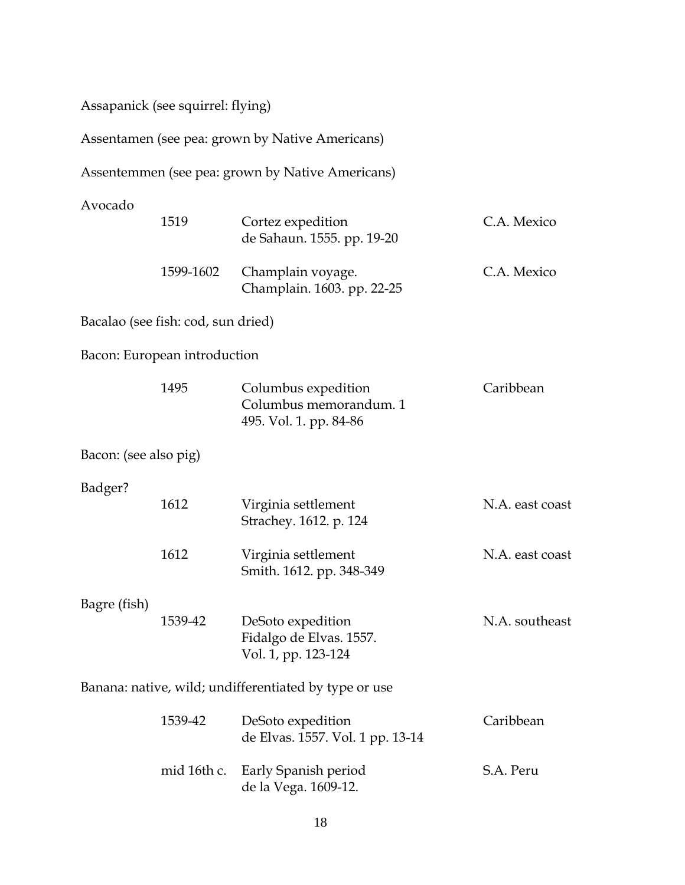Assapanick (see squirrel: flying)

Assentamen (see pea: grown by Native Americans)

Assentemmen (see pea: grown by Native Americans)

Avocado

| | | | |
|---|---|---|---|
| | 1519 | Cortez expedition<br>de Sahaun. 1555. pp. 19-20 | C.A. Mexico |
| | 1599-1602 | Champlain voyage.<br>Champlain. 1603. pp. 22-25 | C.A. Mexico |

Bacalao (see fish: cod, sun dried)

Bacon: European introduction

| | | | |
|---|---|---|---|
| | 1495 | Columbus expedition<br>Columbus memorandum. 1<br>495. Vol. 1. pp. 84-86 | Caribbean |

Bacon: (see also pig)

Badger?

| | | | |
|---|---|---|---|
| | 1612 | Virginia settlement<br>Strachey. 1612. p. 124 | N.A. east coast |
| | 1612 | Virginia settlement<br>Smith. 1612. pp. 348-349 | N.A. east coast |

Bagre (fish)

| | | | |
|---|---|---|---|
| | 1539-42 | DeSoto expedition<br>Fidalgo de Elvas. 1557.<br>Vol. 1, pp. 123-124 | N.A. southeast |

Banana: native, wild; undifferentiated by type or use

| | | | |
|---|---|---|---|
| | 1539-42 | DeSoto expedition<br>de Elvas. 1557. Vol. 1 pp. 13-14 | Caribbean |
| | mid 16th c. | Early Spanish period<br>de la Vega. 1609-12. | S.A. Peru |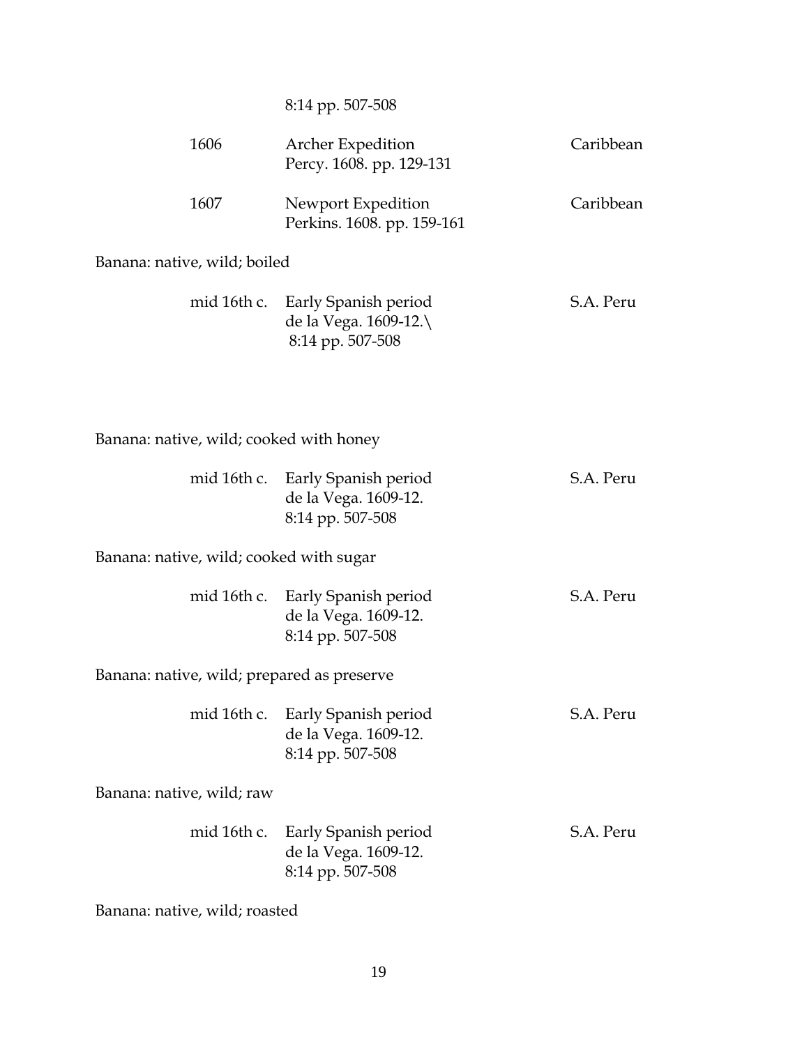8:14 pp. 507-508

| | | |
|---|---|---|
| 1606 | Archer Expedition<br>Percy. 1608. pp. 129-131 | Caribbean |
| 1607 | Newport Expedition<br>Perkins. 1608. pp. 159-161 | Caribbean |

Banana: native, wild; boiled

| | | |
|---|---|---|
| mid 16th c. | Early Spanish period<br>de la Vega. 1609-12.\<br>8:14 pp. 507-508 | S.A. Peru |

Banana: native, wild; cooked with honey

| | | |
|---|---|---|
| mid 16th c. | Early Spanish period<br>de la Vega. 1609-12.<br>8:14 pp. 507-508 | S.A. Peru |

Banana: native, wild; cooked with sugar

| | | |
|---|---|---|
| mid 16th c. | Early Spanish period<br>de la Vega. 1609-12.<br>8:14 pp. 507-508 | S.A. Peru |

Banana: native, wild; prepared as preserve

| | | |
|---|---|---|
| mid 16th c. | Early Spanish period<br>de la Vega. 1609-12.<br>8:14 pp. 507-508 | S.A. Peru |

Banana: native, wild; raw

| | | |
|---|---|---|
| mid 16th c. | Early Spanish period<br>de la Vega. 1609-12.<br>8:14 pp. 507-508 | S.A. Peru |

Banana: native, wild; roasted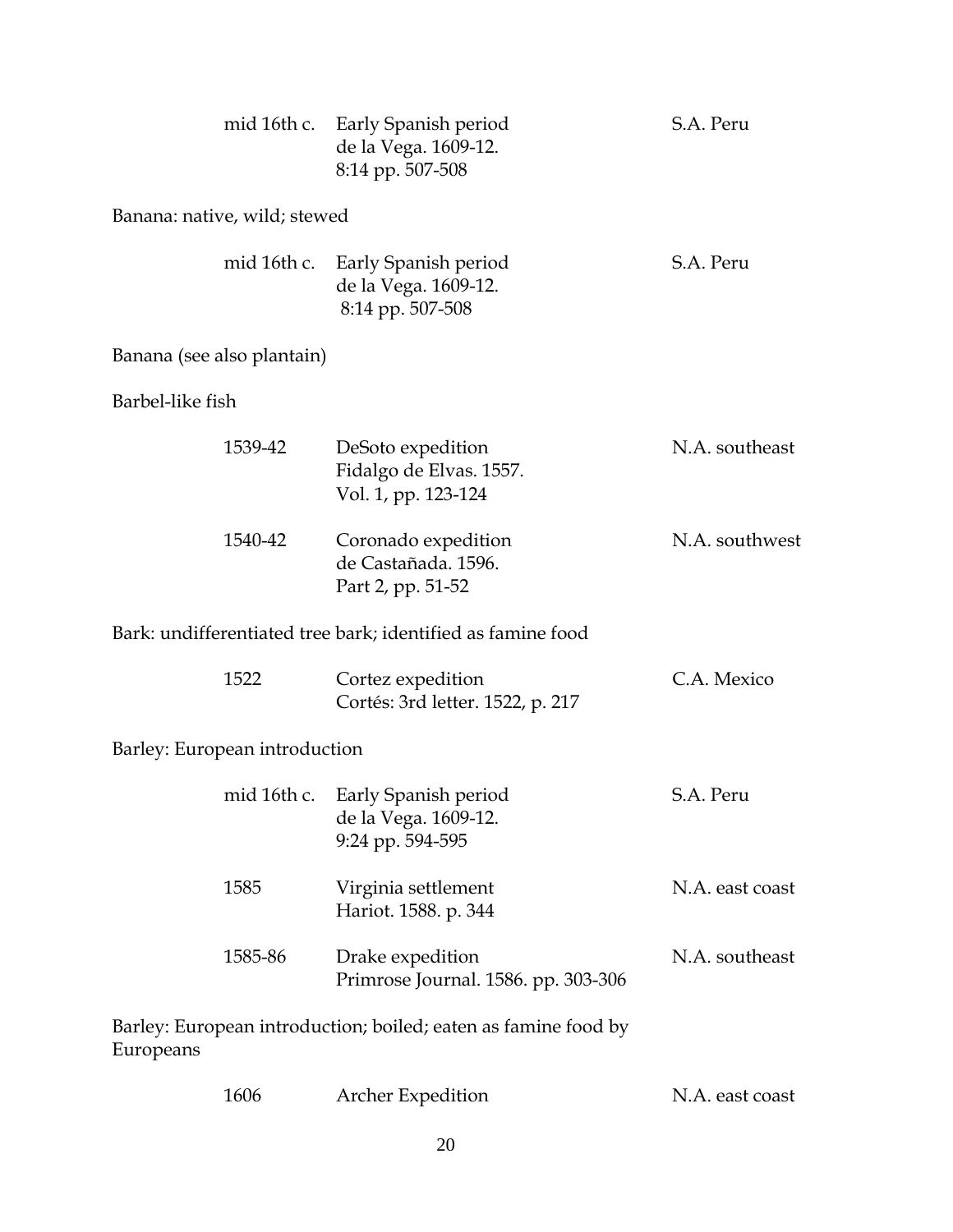| | | |
|---|---|---|
| mid 16th c. | Early Spanish period<br>de la Vega. 1609-12.<br>8:14 pp. 507-508 | S.A. Peru |

Banana: native, wild; stewed

| | | |
|---|---|---|
| mid 16th c. | Early Spanish period<br>de la Vega. 1609-12.<br>8:14 pp. 507-508 | S.A. Peru |

Banana (see also plantain)

Barbel-like fish

| | | |
|---|---|---|
| 1539-42 | DeSoto expedition<br>Fidalgo de Elvas. 1557.<br>Vol. 1, pp. 123-124 | N.A. southeast |
| 1540-42 | Coronado expedition<br>de Castañada. 1596.<br>Part 2, pp. 51-52 | N.A. southwest |

Bark: undifferentiated tree bark; identified as famine food

| | | |
|---|---|---|
| 1522 | Cortez expedition<br>Cortés: 3rd letter. 1522, p. 217 | C.A. Mexico |

Barley: European introduction

| | | |
|---|---|---|
| mid 16th c. | Early Spanish period<br>de la Vega. 1609-12.<br>9:24 pp. 594-595 | S.A. Peru |
| 1585 | Virginia settlement<br>Hariot. 1588. p. 344 | N.A. east coast |
| 1585-86 | Drake expedition<br>Primrose Journal. 1586. pp. 303-306 | N.A. southeast |

Barley: European introduction; boiled; eaten as famine food by Europeans

| | | |
|---|---|---|
| 1606 | Archer Expedition | N.A. east coast |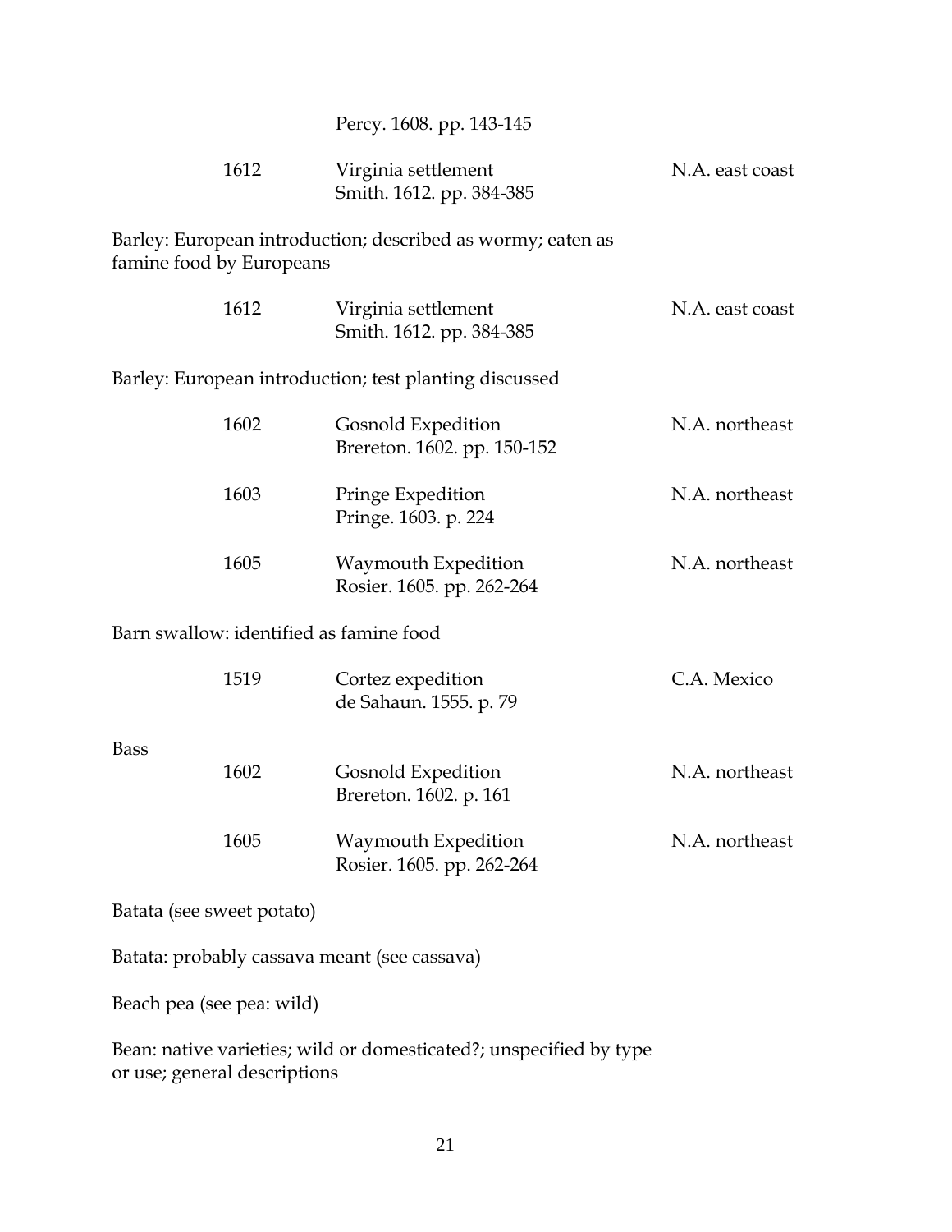Percy. 1608. pp. 143-145

| | | |
|---|---|---|
| 1612 | Virginia settlement<br>Smith. 1612. pp. 384-385 | N.A. east coast |

Barley: European introduction; described as wormy; eaten as famine food by Europeans

| | | |
|---|---|---|
| 1612 | Virginia settlement<br>Smith. 1612. pp. 384-385 | N.A. east coast |

Barley: European introduction; test planting discussed

| | | |
|---|---|---|
| 1602 | Gosnold Expedition<br>Brereton. 1602. pp. 150-152 | N.A. northeast |
| 1603 | Pringe Expedition<br>Pringe. 1603. p. 224 | N.A. northeast |
| 1605 | Waymouth Expedition<br>Rosier. 1605. pp. 262-264 | N.A. northeast |

Barn swallow: identified as famine food

| | | |
|---|---|---|
| 1519 | Cortez expedition<br>de Sahaun. 1555. p. 79 | C.A. Mexico |

Bass

| | | |
|---|---|---|
| 1602 | Gosnold Expedition<br>Brereton. 1602. p. 161 | N.A. northeast |
| 1605 | Waymouth Expedition<br>Rosier. 1605. pp. 262-264 | N.A. northeast |

Batata (see sweet potato)

Batata: probably cassava meant (see cassava)

Beach pea (see pea: wild)

Bean: native varieties; wild or domesticated?; unspecified by type or use; general descriptions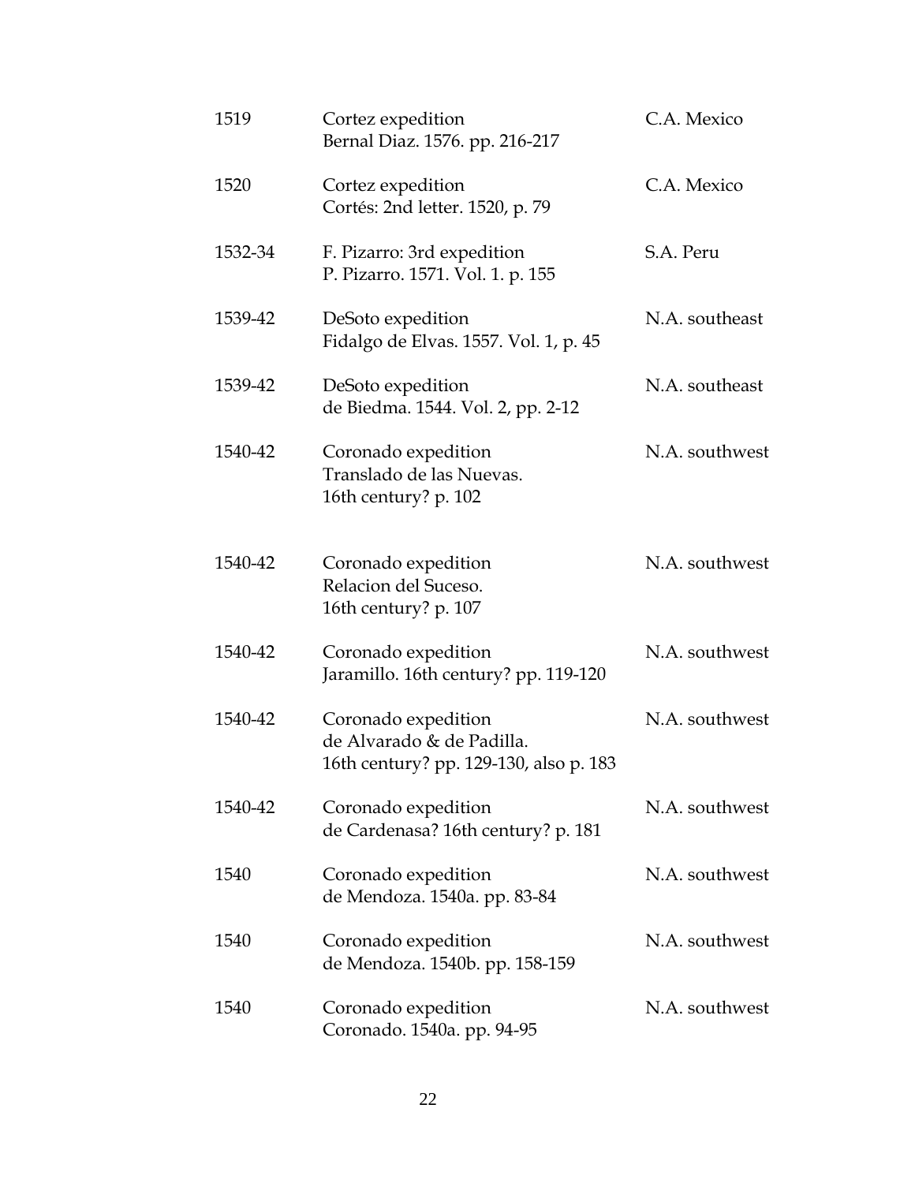| | | |
|---|---|---|
| 1519 | Cortez expedition<br>Bernal Diaz. 1576. pp. 216-217 | C.A. Mexico |
| 1520 | Cortez expedition<br>Cortés: 2nd letter. 1520, p. 79 | C.A. Mexico |
| 1532-34 | F. Pizarro: 3rd expedition<br>P. Pizarro. 1571. Vol. 1. p. 155 | S.A. Peru |
| 1539-42 | DeSoto expedition<br>Fidalgo de Elvas. 1557. Vol. 1, p. 45 | N.A. southeast |
| 1539-42 | DeSoto expedition<br>de Biedma. 1544. Vol. 2, pp. 2-12 | N.A. southeast |
| 1540-42 | Coronado expedition<br>Translado de las Nuevas.<br>16th century? p. 102 | N.A. southwest |
| 1540-42 | Coronado expedition<br>Relacion del Suceso.<br>16th century? p. 107 | N.A. southwest |
| 1540-42 | Coronado expedition<br>Jaramillo. 16th century? pp. 119-120 | N.A. southwest |
| 1540-42 | Coronado expedition<br>de Alvarado & de Padilla.<br>16th century? pp. 129-130, also p. 183 | N.A. southwest |
| 1540-42 | Coronado expedition<br>de Cardenasa? 16th century? p. 181 | N.A. southwest |
| 1540 | Coronado expedition<br>de Mendoza. 1540a. pp. 83-84 | N.A. southwest |
| 1540 | Coronado expedition<br>de Mendoza. 1540b. pp. 158-159 | N.A. southwest |
| 1540 | Coronado expedition<br>Coronado. 1540a. pp. 94-95 | N.A. southwest |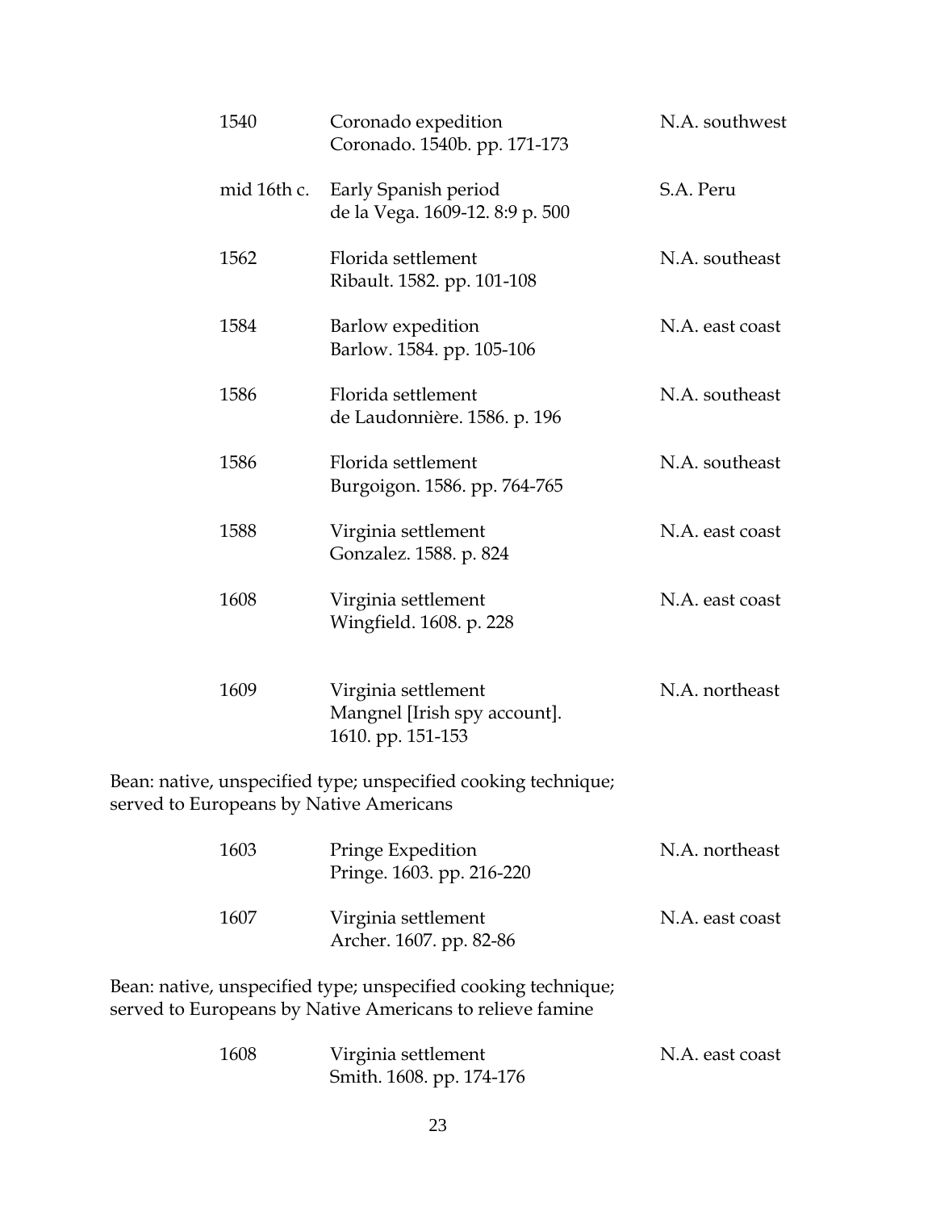| | | |
|---|---|---|
| 1540 | Coronado expedition<br>Coronado. 1540b. pp. 171-173 | N.A. southwest |
| mid 16th c. | Early Spanish period<br>de la Vega. 1609-12. 8:9 p. 500 | S.A. Peru |
| 1562 | Florida settlement<br>Ribault. 1582. pp. 101-108 | N.A. southeast |
| 1584 | Barlow expedition<br>Barlow. 1584. pp. 105-106 | N.A. east coast |
| 1586 | Florida settlement<br>de Laudonnière. 1586. p. 196 | N.A. southeast |
| 1586 | Florida settlement<br>Burgoigon. 1586. pp. 764-765 | N.A. southeast |
| 1588 | Virginia settlement<br>Gonzalez. 1588. p. 824 | N.A. east coast |
| 1608 | Virginia settlement<br>Wingfield. 1608. p. 228 | N.A. east coast |
| 1609 | Virginia settlement<br>Mangnel [Irish spy account].<br>1610. pp. 151-153 | N.A. northeast |

Bean: native, unspecified type; unspecified cooking technique; served to Europeans by Native Americans

| | | |
|---|---|---|
| 1603 | Pringe Expedition<br>Pringe. 1603. pp. 216-220 | N.A. northeast |
| 1607 | Virginia settlement<br>Archer. 1607. pp. 82-86 | N.A. east coast |

Bean: native, unspecified type; unspecified cooking technique; served to Europeans by Native Americans to relieve famine

| | | |
|---|---|---|
| 1608 | Virginia settlement<br>Smith. 1608. pp. 174-176 | N.A. east coast |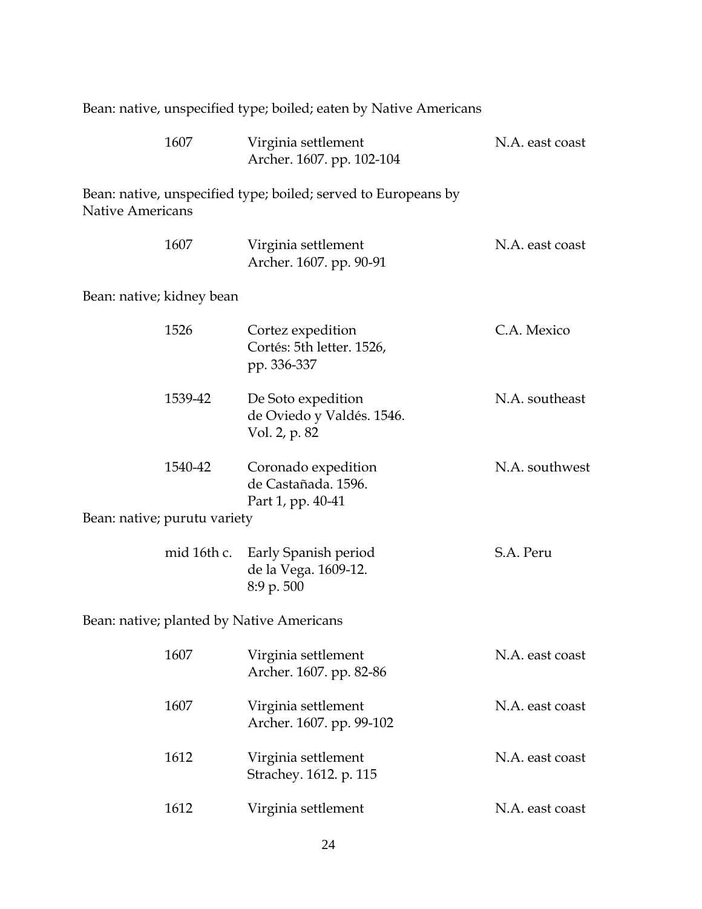Bean: native, unspecified type; boiled; eaten by Native Americans

| | | |
|---|---|---|
| 1607 | Virginia settlement<br>Archer. 1607. pp. 102-104 | N.A. east coast |

Bean: native, unspecified type; boiled; served to Europeans by Native Americans

| | | |
|---|---|---|
| 1607 | Virginia settlement<br>Archer. 1607. pp. 90-91 | N.A. east coast |

Bean: native; kidney bean

| | | |
|---|---|---|
| 1526 | Cortez expedition<br>Cortés: 5th letter. 1526, pp. 336-337 | C.A. Mexico |
| 1539-42 | De Soto expedition<br>de Oviedo y Valdés. 1546. Vol. 2, p. 82 | N.A. southeast |
| 1540-42 | Coronado expedition<br>de Castañada. 1596. Part 1, pp. 40-41 | N.A. southwest |

Bean: native; purutu variety

| | | |
|---|---|---|
| mid 16th c. | Early Spanish period<br>de la Vega. 1609-12. 8:9 p. 500 | S.A. Peru |

Bean: native; planted by Native Americans

| | | |
|---|---|---|
| 1607 | Virginia settlement<br>Archer. 1607. pp. 82-86 | N.A. east coast |
| 1607 | Virginia settlement<br>Archer. 1607. pp. 99-102 | N.A. east coast |
| 1612 | Virginia settlement<br>Strachey. 1612. p. 115 | N.A. east coast |
| 1612 | Virginia settlement | N.A. east coast |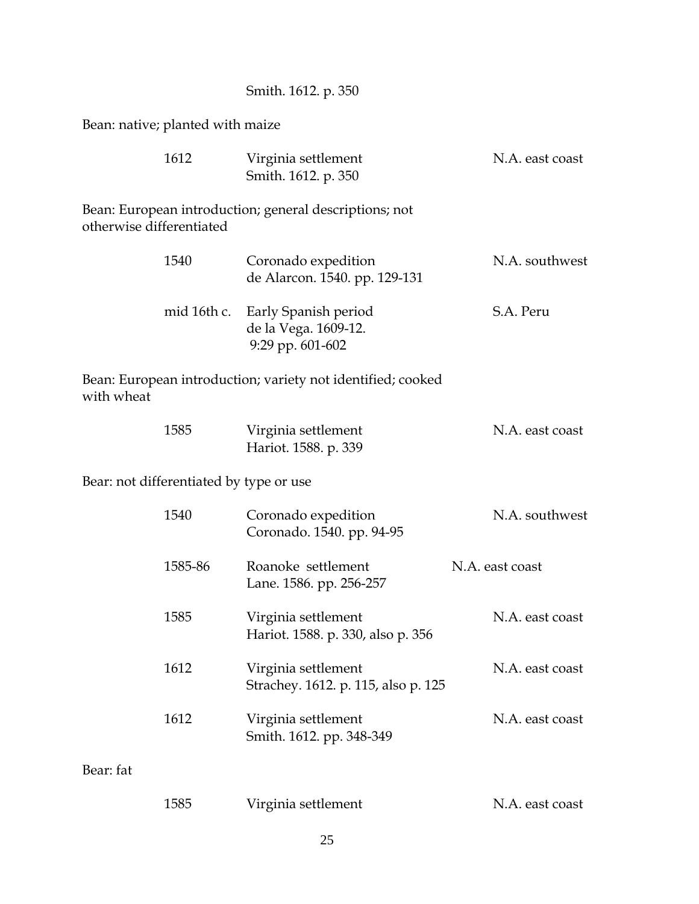Smith. 1612. p. 350

Bean: native; planted with maize

| | | |
|---|---|---|
| 1612 | Virginia settlement<br>Smith. 1612. p. 350 | N.A. east coast |

Bean: European introduction; general descriptions; not otherwise differentiated

| | | |
|---|---|---|
| 1540 | Coronado expedition<br>de Alarcon. 1540. pp. 129-131 | N.A. southwest |
| mid 16th c. | Early Spanish period<br>de la Vega. 1609-12.<br>9:29 pp. 601-602 | S.A. Peru |

Bean: European introduction; variety not identified; cooked with wheat

| | | |
|---|---|---|
| 1585 | Virginia settlement<br>Hariot. 1588. p. 339 | N.A. east coast |

Bear: not differentiated by type or use

| | | |
|---|---|---|
| 1540 | Coronado expedition<br>Coronado. 1540. pp. 94-95 | N.A. southwest |
| 1585-86 | Roanoke settlement<br>Lane. 1586. pp. 256-257 | N.A. east coast |
| 1585 | Virginia settlement<br>Hariot. 1588. p. 330, also p. 356 | N.A. east coast |
| 1612 | Virginia settlement<br>Strachey. 1612. p. 115, also p. 125 | N.A. east coast |
| 1612 | Virginia settlement<br>Smith. 1612. pp. 348-349 | N.A. east coast |

Bear: fat

| | | |
|---|---|---|
| 1585 | Virginia settlement | N.A. east coast |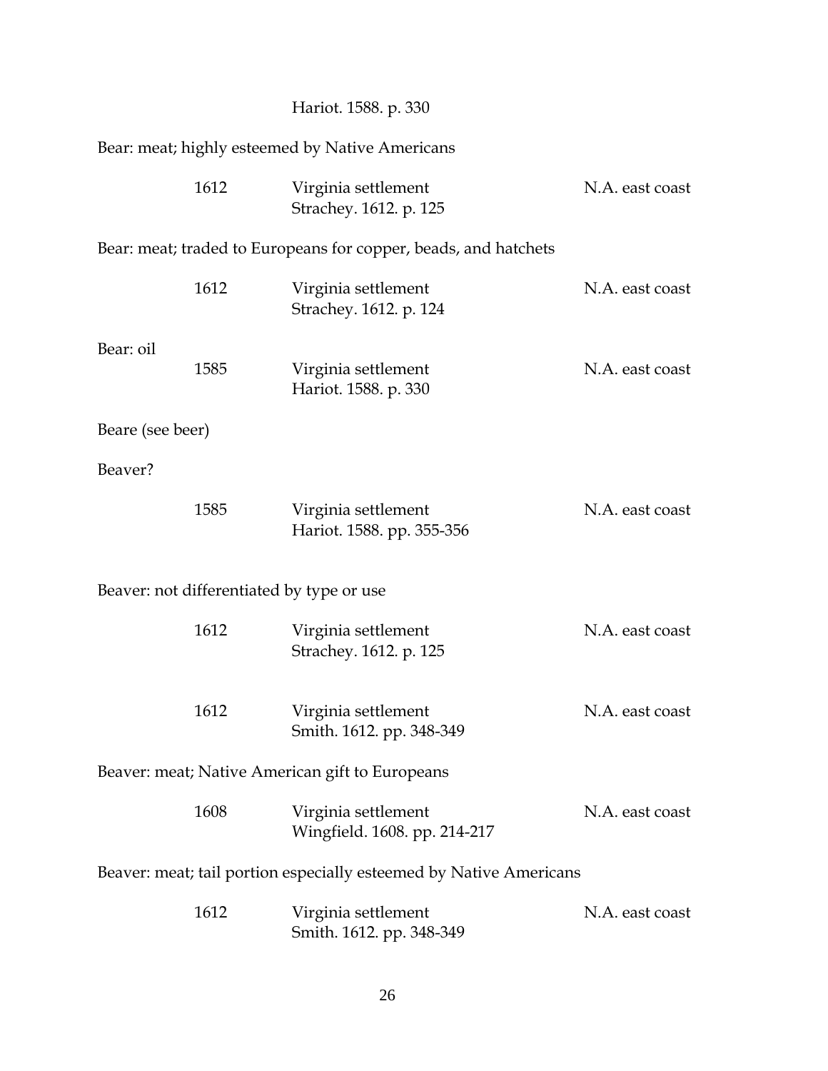Hariot. 1588. p. 330

Bear: meat; highly esteemed by Native Americans

| | | |
|---|---|---|
| 1612 | Virginia settlement<br>Strachey. 1612. p. 125 | N.A. east coast |

Bear: meat; traded to Europeans for copper, beads, and hatchets

| | | |
|---|---|---|
| 1612 | Virginia settlement<br>Strachey. 1612. p. 124 | N.A. east coast |

Bear: oil

| | | |
|---|---|---|
| 1585 | Virginia settlement<br>Hariot. 1588. p. 330 | N.A. east coast |

Beare (see beer)

Beaver?

| | | |
|---|---|---|
| 1585 | Virginia settlement<br>Hariot. 1588. pp. 355-356 | N.A. east coast |

Beaver: not differentiated by type or use

| | | |
|---|---|---|
| 1612 | Virginia settlement<br>Strachey. 1612. p. 125 | N.A. east coast |
| 1612 | Virginia settlement<br>Smith. 1612. pp. 348-349 | N.A. east coast |

Beaver: meat; Native American gift to Europeans

| | | |
|---|---|---|
| 1608 | Virginia settlement<br>Wingfield. 1608. pp. 214-217 | N.A. east coast |

Beaver: meat; tail portion especially esteemed by Native Americans

| | | |
|---|---|---|
| 1612 | Virginia settlement<br>Smith. 1612. pp. 348-349 | N.A. east coast |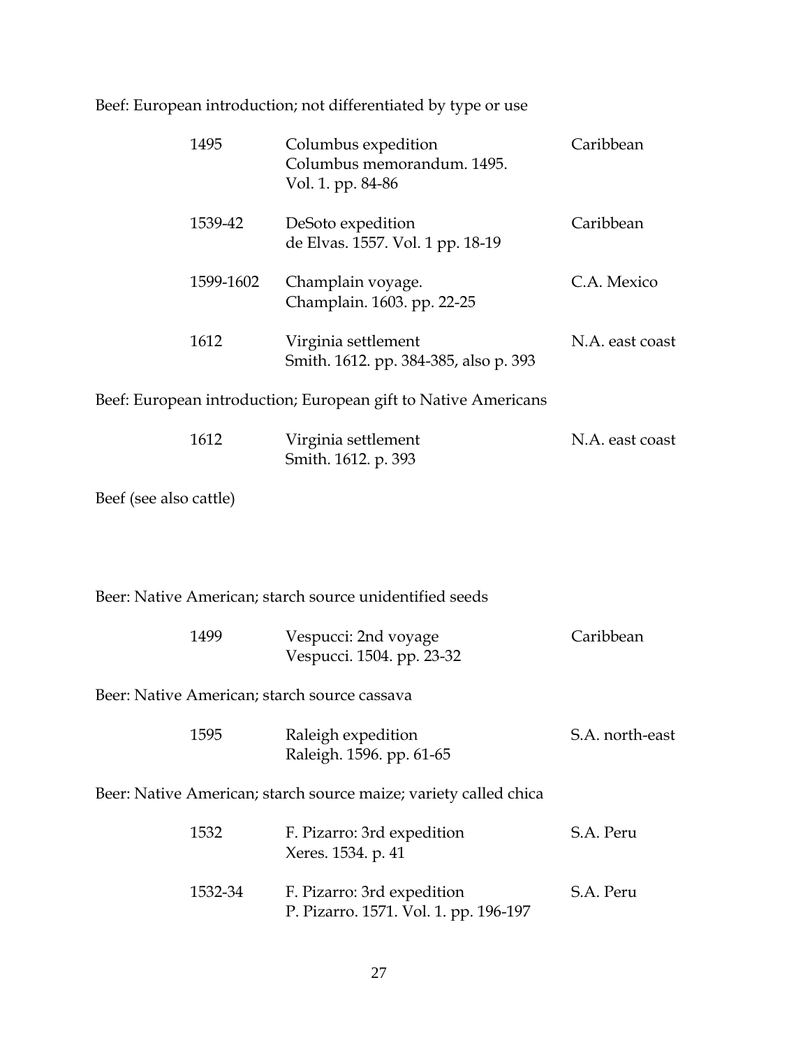Beef: European introduction; not differentiated by type or use

| | | |
|---|---|---|
| 1495 | Columbus expedition<br>Columbus memorandum. 1495. Vol. 1. pp. 84-86 | Caribbean |
| 1539-42 | DeSoto expedition<br>de Elvas. 1557. Vol. 1 pp. 18-19 | Caribbean |
| 1599-1602 | Champlain voyage.<br>Champlain. 1603. pp. 22-25 | C.A. Mexico |
| 1612 | Virginia settlement<br>Smith. 1612. pp. 384-385, also p. 393 | N.A. east coast |

Beef: European introduction; European gift to Native Americans

| | | |
|---|---|---|
| 1612 | Virginia settlement<br>Smith. 1612. p. 393 | N.A. east coast |

Beef (see also cattle)

Beer: Native American; starch source unidentified seeds

| | | |
|---|---|---|
| 1499 | Vespucci: 2nd voyage<br>Vespucci. 1504. pp. 23-32 | Caribbean |

Beer: Native American; starch source cassava

| | | |
|---|---|---|
| 1595 | Raleigh expedition<br>Raleigh. 1596. pp. 61-65 | S.A. north-east |

Beer: Native American; starch source maize; variety called chica

| | | |
|---|---|---|
| 1532 | F. Pizarro: 3rd expedition<br>Xeres. 1534. p. 41 | S.A. Peru |
| 1532-34 | F. Pizarro: 3rd expedition<br>P. Pizarro. 1571. Vol. 1. pp. 196-197 | S.A. Peru |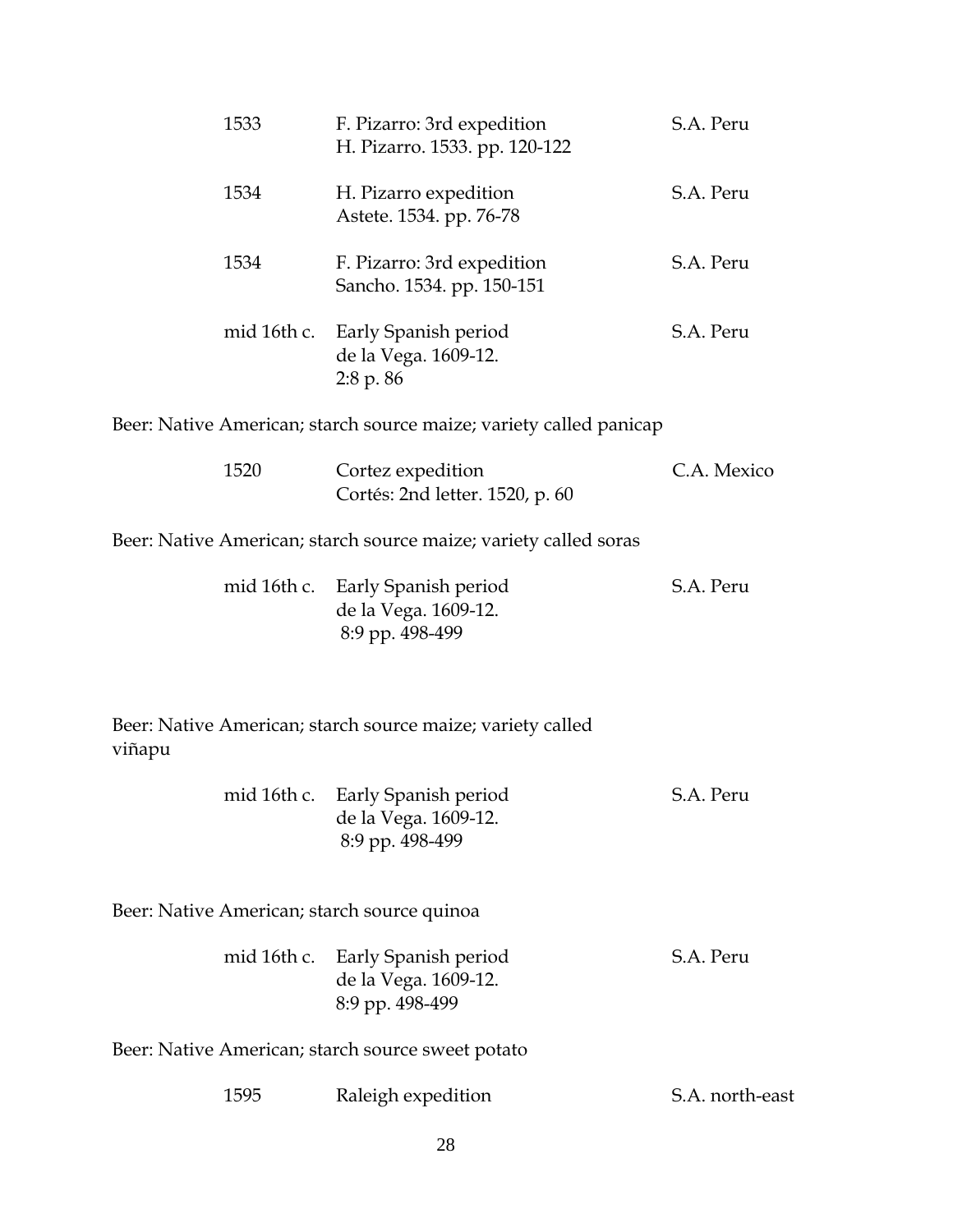| | | |
|---|---|---|
| 1533 | F. Pizarro: 3rd expedition<br>H. Pizarro. 1533. pp. 120-122 | S.A. Peru |
| 1534 | H. Pizarro expedition<br>Astete. 1534. pp. 76-78 | S.A. Peru |
| 1534 | F. Pizarro: 3rd expedition<br>Sancho. 1534. pp. 150-151 | S.A. Peru |
| mid 16th c. | Early Spanish period<br>de la Vega. 1609-12.<br>2:8 p. 86 | S.A. Peru |

Beer: Native American; starch source maize; variety called panicap

| | | |
|---|---|---|
| 1520 | Cortez expedition<br>Cortés: 2nd letter. 1520, p. 60 | C.A. Mexico |

Beer: Native American; starch source maize; variety called soras

| | | |
|---|---|---|
| mid 16th c. | Early Spanish period<br>de la Vega. 1609-12.<br>8:9 pp. 498-499 | S.A. Peru |

Beer: Native American; starch source maize; variety called viñapu

| | | |
|---|---|---|
| mid 16th c. | Early Spanish period<br>de la Vega. 1609-12.<br>8:9 pp. 498-499 | S.A. Peru |

Beer: Native American; starch source quinoa

| | | |
|---|---|---|
| mid 16th c. | Early Spanish period<br>de la Vega. 1609-12.<br>8:9 pp. 498-499 | S.A. Peru |

Beer: Native American; starch source sweet potato

| | | |
|---|---|---|
| 1595 | Raleigh expedition | S.A. north-east |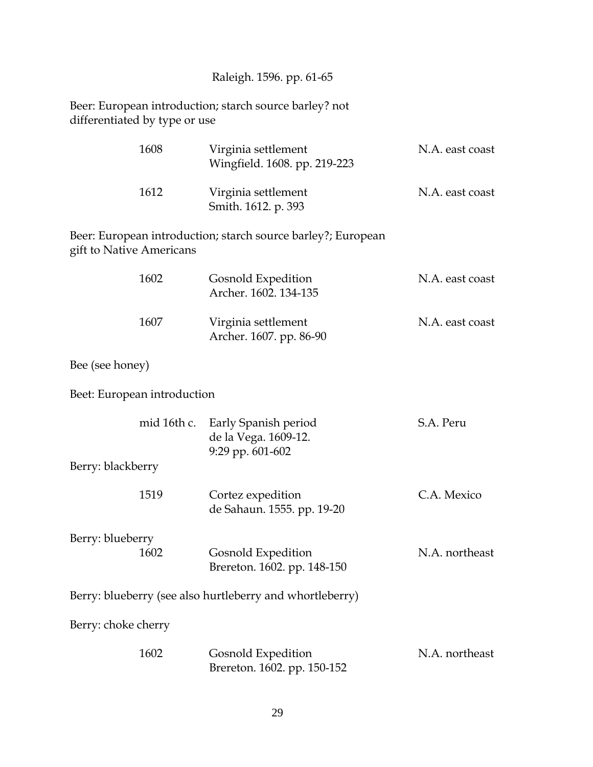Raleigh. 1596. pp. 61-65

Beer: European introduction; starch source barley? not differentiated by type or use

| | | |
|---|---|---|
| 1608 | Virginia settlement<br>Wingfield. 1608. pp. 219-223 | N.A. east coast |
| 1612 | Virginia settlement<br>Smith. 1612. p. 393 | N.A. east coast |

Beer: European introduction; starch source barley?; European gift to Native Americans

| | | |
|---|---|---|
| 1602 | Gosnold Expedition<br>Archer. 1602. 134-135 | N.A. east coast |
| 1607 | Virginia settlement<br>Archer. 1607. pp. 86-90 | N.A. east coast |

Bee (see honey)

Beet: European introduction

| | | |
|---|---|---|
| mid 16th c. | Early Spanish period<br>de la Vega. 1609-12.<br>9:29 pp. 601-602 | S.A. Peru |

Berry: blackberry

| | | |
|---|---|---|
| 1519 | Cortez expedition<br>de Sahaun. 1555. pp. 19-20 | C.A. Mexico |

Berry: blueberry

| | | |
|---|---|---|
| 1602 | Gosnold Expedition<br>Brereton. 1602. pp. 148-150 | N.A. northeast |

Berry: blueberry (see also hurtleberry and whortleberry)

Berry: choke cherry

| | | |
|---|---|---|
| 1602 | Gosnold Expedition<br>Brereton. 1602. pp. 150-152 | N.A. northeast |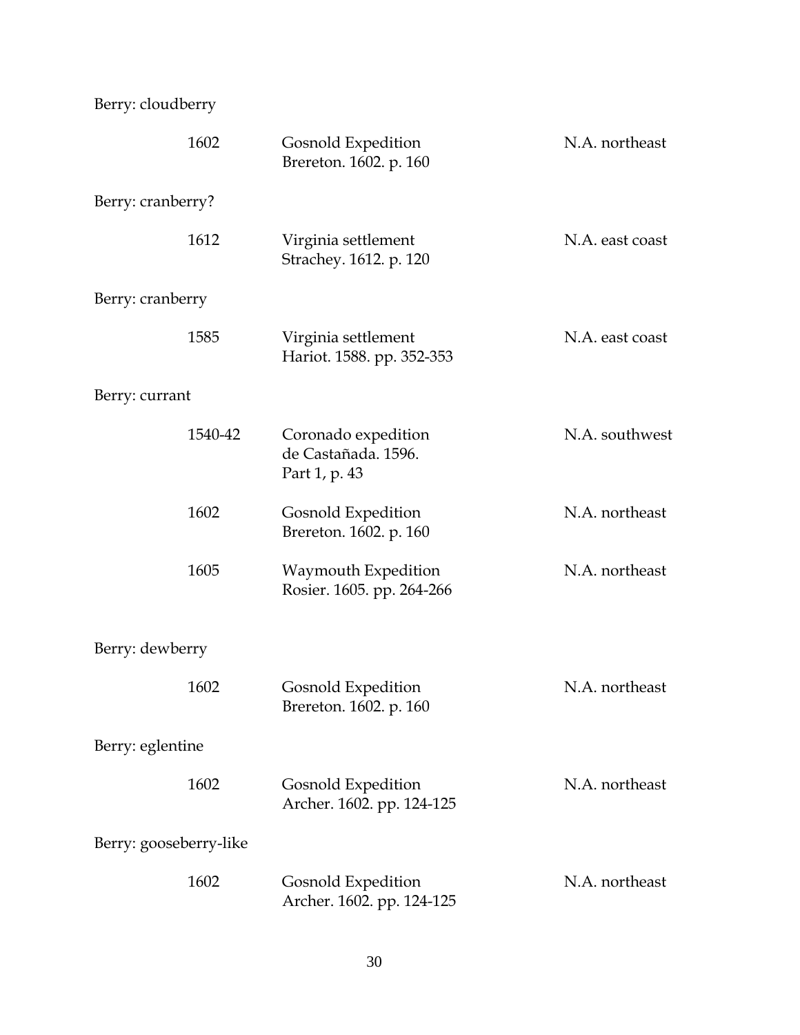Berry: cloudberry

| | | |
|---|---|---|
| 1602 | Gosnold Expedition<br>Brereton. 1602. p. 160 | N.A. northeast |

Berry: cranberry?

| | | |
|---|---|---|
| 1612 | Virginia settlement<br>Strachey. 1612. p. 120 | N.A. east coast |

Berry: cranberry

| | | |
|---|---|---|
| 1585 | Virginia settlement<br>Hariot. 1588. pp. 352-353 | N.A. east coast |

Berry: currant

| | | |
|---|---|---|
| 1540-42 | Coronado expedition<br>de Castañada. 1596.<br>Part 1, p. 43 | N.A. southwest |
| 1602 | Gosnold Expedition<br>Brereton. 1602. p. 160 | N.A. northeast |
| 1605 | Waymouth Expedition<br>Rosier. 1605. pp. 264-266 | N.A. northeast |

Berry: dewberry

| | | |
|---|---|---|
| 1602 | Gosnold Expedition<br>Brereton. 1602. p. 160 | N.A. northeast |

Berry: eglentine

| | | |
|---|---|---|
| 1602 | Gosnold Expedition<br>Archer. 1602. pp. 124-125 | N.A. northeast |

Berry: gooseberry-like

| | | |
|---|---|---|
| 1602 | Gosnold Expedition<br>Archer. 1602. pp. 124-125 | N.A. northeast |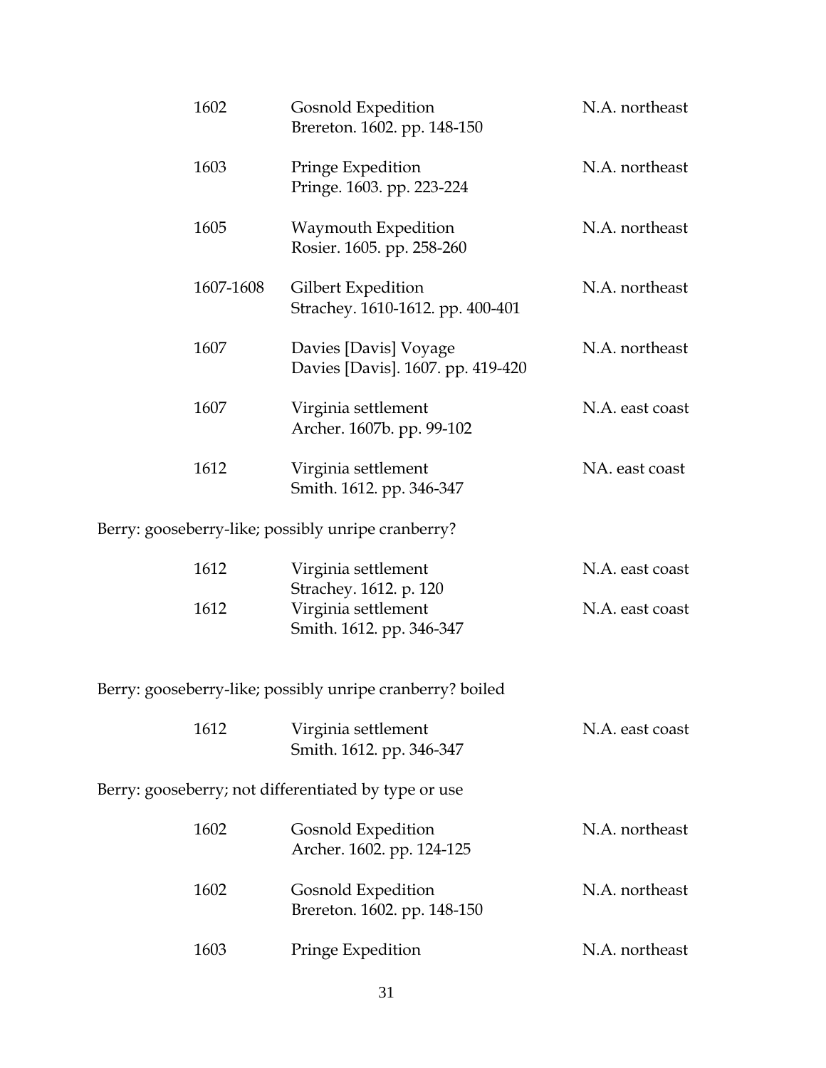| | | |
|---|---|---|
| 1602 | Gosnold Expedition<br>Brereton. 1602. pp. 148-150 | N.A. northeast |
| 1603 | Pringe Expedition<br>Pringe. 1603. pp. 223-224 | N.A. northeast |
| 1605 | Waymouth Expedition<br>Rosier. 1605. pp. 258-260 | N.A. northeast |
| 1607-1608 | Gilbert Expedition<br>Strachey. 1610-1612. pp. 400-401 | N.A. northeast |
| 1607 | Davies [Davis] Voyage<br>Davies [Davis]. 1607. pp. 419-420 | N.A. northeast |
| 1607 | Virginia settlement<br>Archer. 1607b. pp. 99-102 | N.A. east coast |
| 1612 | Virginia settlement<br>Smith. 1612. pp. 346-347 | NA. east coast |

Berry: gooseberry-like; possibly unripe cranberry?

| | | |
|---|---|---|
| 1612 | Virginia settlement<br>Strachey. 1612. p. 120 | N.A. east coast |
| 1612 | Virginia settlement<br>Smith. 1612. pp. 346-347 | N.A. east coast |

Berry: gooseberry-like; possibly unripe cranberry? boiled

| | | |
|---|---|---|
| 1612 | Virginia settlement<br>Smith. 1612. pp. 346-347 | N.A. east coast |

Berry: gooseberry; not differentiated by type or use

| | | |
|---|---|---|
| 1602 | Gosnold Expedition<br>Archer. 1602. pp. 124-125 | N.A. northeast |
| 1602 | Gosnold Expedition<br>Brereton. 1602. pp. 148-150 | N.A. northeast |
| 1603 | Pringe Expedition | N.A. northeast |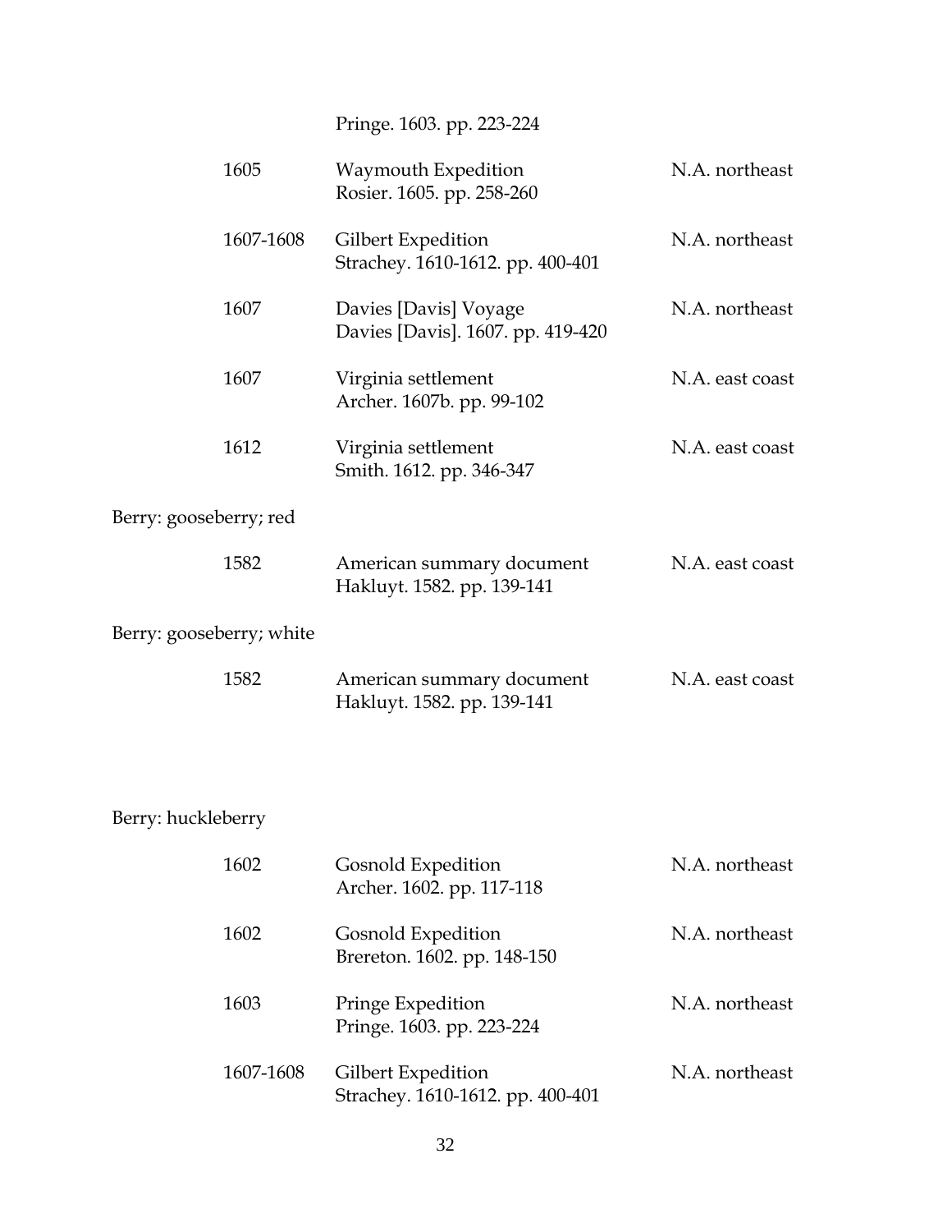Pringe. 1603. pp. 223-224

| | | |
|---|---|---|
| 1605 | Waymouth Expedition<br>Rosier. 1605. pp. 258-260 | N.A. northeast |
| 1607-1608 | Gilbert Expedition<br>Strachey. 1610-1612. pp. 400-401 | N.A. northeast |
| 1607 | Davies [Davis] Voyage<br>Davies [Davis]. 1607. pp. 419-420 | N.A. northeast |
| 1607 | Virginia settlement<br>Archer. 1607b. pp. 99-102 | N.A. east coast |
| 1612 | Virginia settlement<br>Smith. 1612. pp. 346-347 | N.A. east coast |

Berry: gooseberry; red

| | | |
|---|---|---|
| 1582 | American summary document<br>Hakluyt. 1582. pp. 139-141 | N.A. east coast |

Berry: gooseberry; white

| | | |
|---|---|---|
| 1582 | American summary document<br>Hakluyt. 1582. pp. 139-141 | N.A. east coast |

Berry: huckleberry

| | | |
|---|---|---|
| 1602 | Gosnold Expedition<br>Archer. 1602. pp. 117-118 | N.A. northeast |
| 1602 | Gosnold Expedition<br>Brereton. 1602. pp. 148-150 | N.A. northeast |
| 1603 | Pringe Expedition<br>Pringe. 1603. pp. 223-224 | N.A. northeast |
| 1607-1608 | Gilbert Expedition<br>Strachey. 1610-1612. pp. 400-401 | N.A. northeast |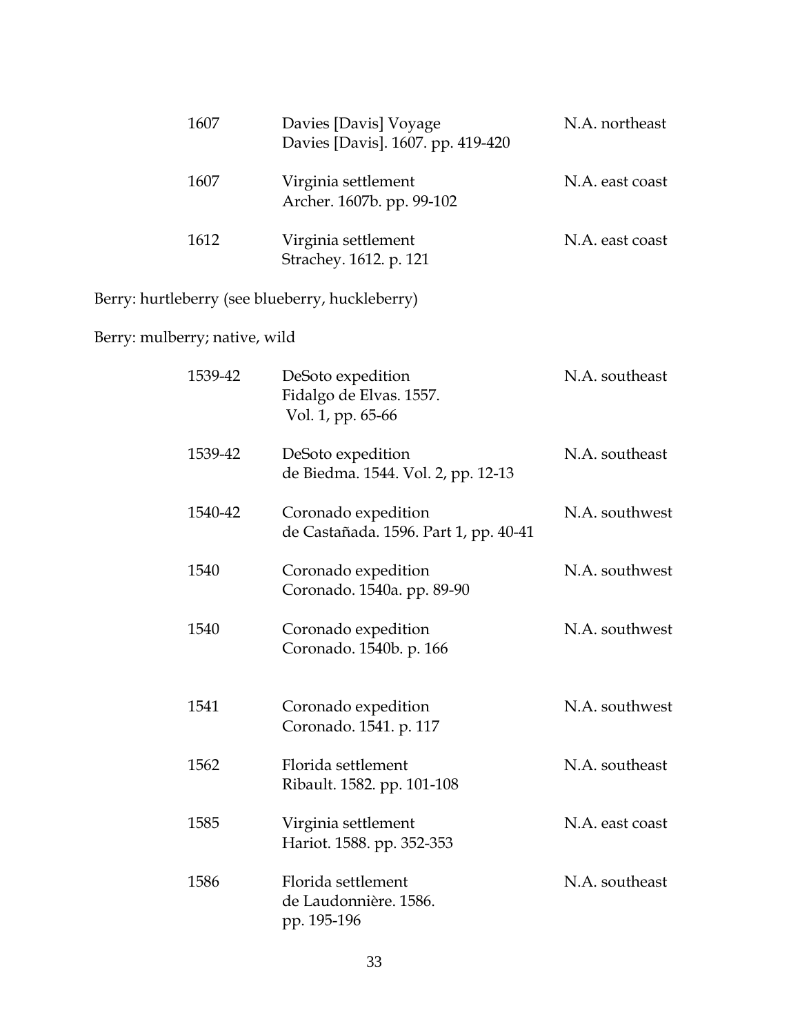| | | |
|---|---|---|
| 1607 | Davies [Davis] Voyage<br>Davies [Davis]. 1607. pp. 419-420 | N.A. northeast |
| 1607 | Virginia settlement<br>Archer. 1607b. pp. 99-102 | N.A. east coast |
| 1612 | Virginia settlement<br>Strachey. 1612. p. 121 | N.A. east coast |

Berry: hurtleberry (see blueberry, huckleberry)

Berry: mulberry; native, wild

| | | |
|---|---|---|
| 1539-42 | DeSoto expedition<br>Fidalgo de Elvas. 1557.<br>Vol. 1, pp. 65-66 | N.A. southeast |
| 1539-42 | DeSoto expedition<br>de Biedma. 1544. Vol. 2, pp. 12-13 | N.A. southeast |
| 1540-42 | Coronado expedition<br>de Castañada. 1596. Part 1, pp. 40-41 | N.A. southwest |
| 1540 | Coronado expedition<br>Coronado. 1540a. pp. 89-90 | N.A. southwest |
| 1540 | Coronado expedition<br>Coronado. 1540b. p. 166 | N.A. southwest |
| 1541 | Coronado expedition<br>Coronado. 1541. p. 117 | N.A. southwest |
| 1562 | Florida settlement<br>Ribault. 1582. pp. 101-108 | N.A. southeast |
| 1585 | Virginia settlement<br>Hariot. 1588. pp. 352-353 | N.A. east coast |
| 1586 | Florida settlement<br>de Laudonnière. 1586.<br>pp. 195-196 | N.A. southeast |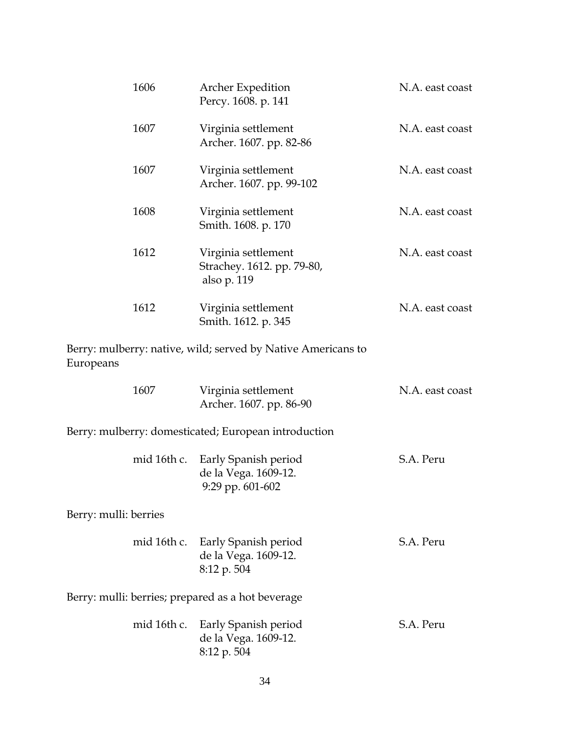| | | |
|---|---|---|
| 1606 | Archer Expedition<br>Percy. 1608. p. 141 | N.A. east coast |
| 1607 | Virginia settlement<br>Archer. 1607. pp. 82-86 | N.A. east coast |
| 1607 | Virginia settlement<br>Archer. 1607. pp. 99-102 | N.A. east coast |
| 1608 | Virginia settlement<br>Smith. 1608. p. 170 | N.A. east coast |
| 1612 | Virginia settlement<br>Strachey. 1612. pp. 79-80,<br>also p. 119 | N.A. east coast |
| 1612 | Virginia settlement<br>Smith. 1612. p. 345 | N.A. east coast |

Berry: mulberry: native, wild; served by Native Americans to Europeans

| | | |
|---|---|---|
| 1607 | Virginia settlement<br>Archer. 1607. pp. 86-90 | N.A. east coast |

Berry: mulberry: domesticated; European introduction

| | | |
|---|---|---|
| mid 16th c. | Early Spanish period<br>de la Vega. 1609-12.<br>9:29 pp. 601-602 | S.A. Peru |

Berry: mulli: berries

| | | |
|---|---|---|
| mid 16th c. | Early Spanish period<br>de la Vega. 1609-12.<br>8:12 p. 504 | S.A. Peru |

Berry: mulli: berries; prepared as a hot beverage

| | | |
|---|---|---|
| mid 16th c. | Early Spanish period<br>de la Vega. 1609-12.<br>8:12 p. 504 | S.A. Peru |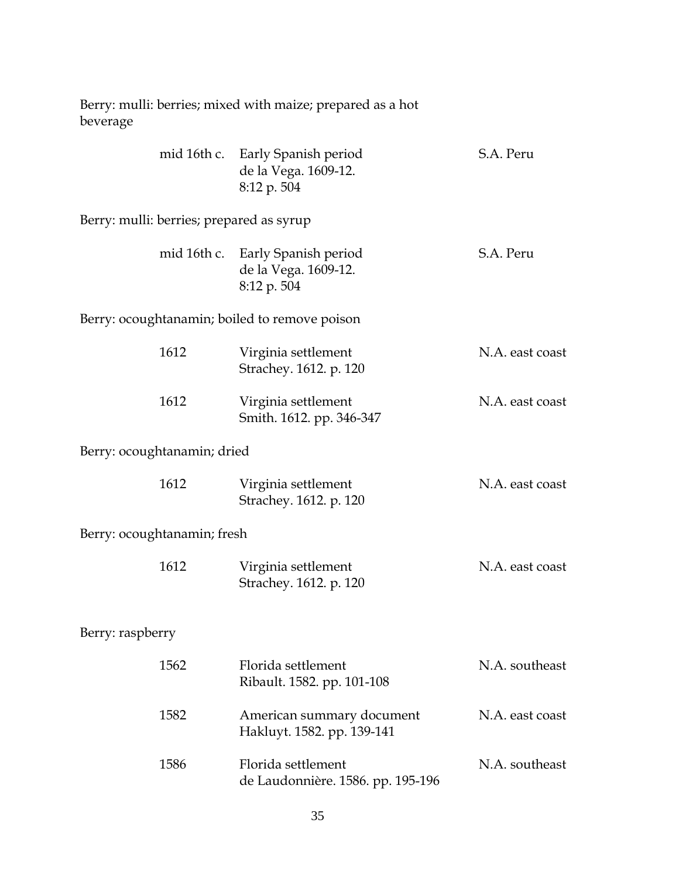Berry: mulli: berries; mixed with maize; prepared as a hot beverage

| | | |
|---|---|---|
| mid 16th c. | Early Spanish period<br>de la Vega. 1609-12.<br>8:12 p. 504 | S.A. Peru |

Berry: mulli: berries; prepared as syrup

| | | |
|---|---|---|
| mid 16th c. | Early Spanish period<br>de la Vega. 1609-12.<br>8:12 p. 504 | S.A. Peru |

Berry: ocoughtanamin; boiled to remove poison

| | | |
|---|---|---|
| 1612 | Virginia settlement<br>Strachey. 1612. p. 120 | N.A. east coast |
| 1612 | Virginia settlement<br>Smith. 1612. pp. 346-347 | N.A. east coast |

Berry: ocoughtanamin; dried

| | | |
|---|---|---|
| 1612 | Virginia settlement<br>Strachey. 1612. p. 120 | N.A. east coast |

Berry: ocoughtanamin; fresh

| | | |
|---|---|---|
| 1612 | Virginia settlement<br>Strachey. 1612. p. 120 | N.A. east coast |

Berry: raspberry

| | | |
|---|---|---|
| 1562 | Florida settlement<br>Ribault. 1582. pp. 101-108 | N.A. southeast |
| 1582 | American summary document<br>Hakluyt. 1582. pp. 139-141 | N.A. east coast |
| 1586 | Florida settlement<br>de Laudonnière. 1586. pp. 195-196 | N.A. southeast |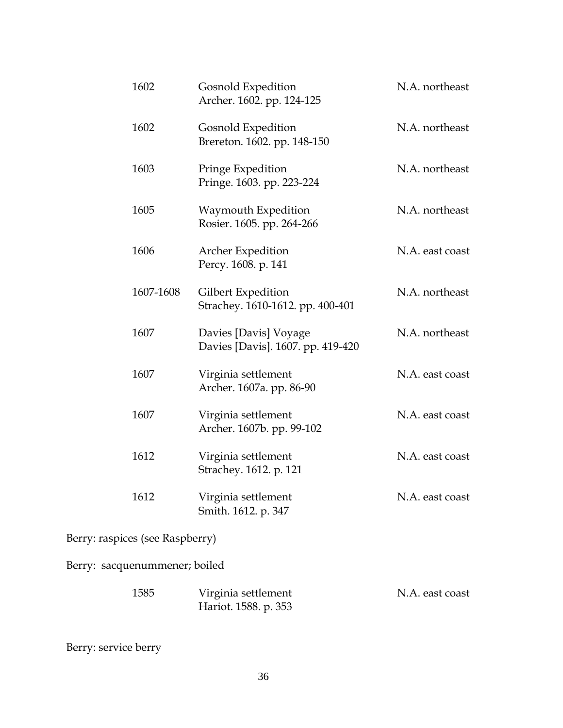| | | |
|---|---|---|
| 1602 | Gosnold Expedition<br>Archer. 1602. pp. 124-125 | N.A. northeast |
| 1602 | Gosnold Expedition<br>Brereton. 1602. pp. 148-150 | N.A. northeast |
| 1603 | Pringe Expedition<br>Pringe. 1603. pp. 223-224 | N.A. northeast |
| 1605 | Waymouth Expedition<br>Rosier. 1605. pp. 264-266 | N.A. northeast |
| 1606 | Archer Expedition<br>Percy. 1608. p. 141 | N.A. east coast |
| 1607-1608 | Gilbert Expedition<br>Strachey. 1610-1612. pp. 400-401 | N.A. northeast |
| 1607 | Davies [Davis] Voyage<br>Davies [Davis]. 1607. pp. 419-420 | N.A. northeast |
| 1607 | Virginia settlement<br>Archer. 1607a. pp. 86-90 | N.A. east coast |
| 1607 | Virginia settlement<br>Archer. 1607b. pp. 99-102 | N.A. east coast |
| 1612 | Virginia settlement<br>Strachey. 1612. p. 121 | N.A. east coast |
| 1612 | Virginia settlement<br>Smith. 1612. p. 347 | N.A. east coast |

Berry: raspices (see Raspberry)

Berry: sacquenummener; boiled

| | | |
|---|---|---|
| 1585 | Virginia settlement<br>Hariot. 1588. p. 353 | N.A. east coast |

Berry: service berry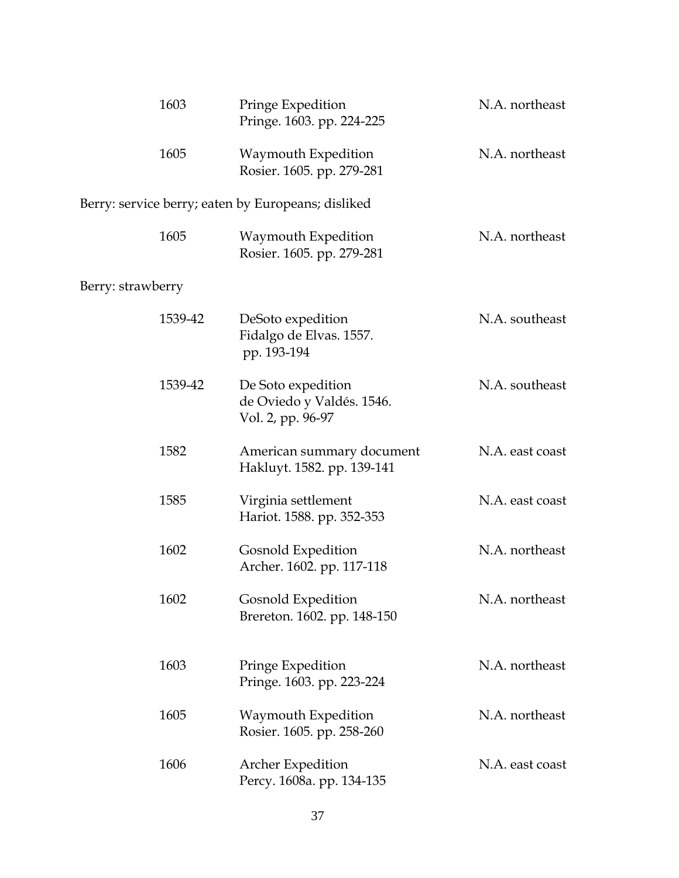| | | |
|---|---|---|
| 1603 | Pringe Expedition<br>Pringe. 1603. pp. 224-225 | N.A. northeast |
| 1605 | Waymouth Expedition<br>Rosier. 1605. pp. 279-281 | N.A. northeast |

Berry: service berry; eaten by Europeans; disliked

| | | |
|---|---|---|
| 1605 | Waymouth Expedition<br>Rosier. 1605. pp. 279-281 | N.A. northeast |

Berry: strawberry

| | | |
|---|---|---|
| 1539-42 | DeSoto expedition<br>Fidalgo de Elvas. 1557.<br>pp. 193-194 | N.A. southeast |
| 1539-42 | De Soto expedition<br>de Oviedo y Valdés. 1546.<br>Vol. 2, pp. 96-97 | N.A. southeast |
| 1582 | American summary document<br>Hakluyt. 1582. pp. 139-141 | N.A. east coast |
| 1585 | Virginia settlement<br>Hariot. 1588. pp. 352-353 | N.A. east coast |
| 1602 | Gosnold Expedition<br>Archer. 1602. pp. 117-118 | N.A. northeast |
| 1602 | Gosnold Expedition<br>Brereton. 1602. pp. 148-150 | N.A. northeast |
| 1603 | Pringe Expedition<br>Pringe. 1603. pp. 223-224 | N.A. northeast |
| 1605 | Waymouth Expedition<br>Rosier. 1605. pp. 258-260 | N.A. northeast |
| 1606 | Archer Expedition<br>Percy. 1608a. pp. 134-135 | N.A. east coast |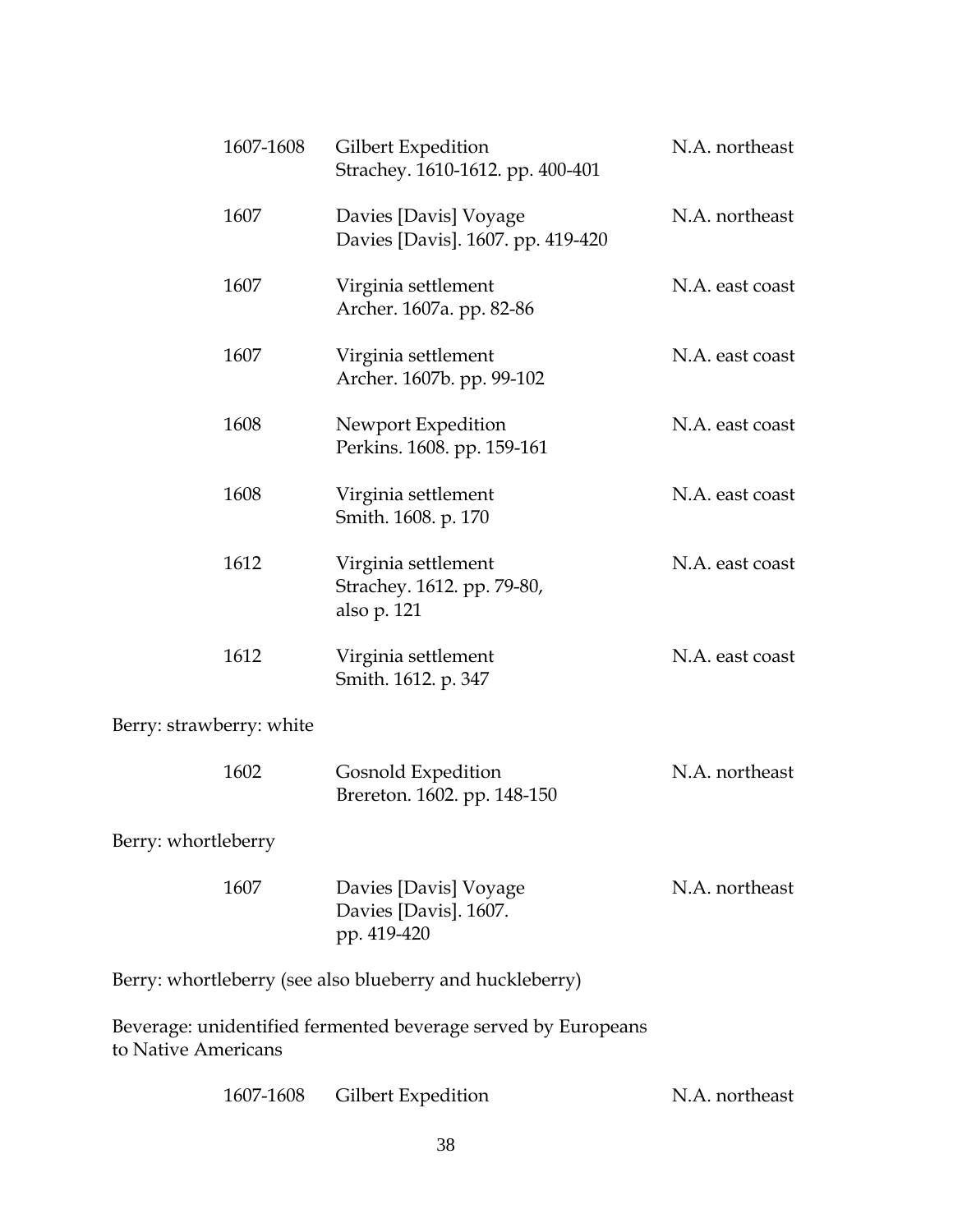| | | |
|---|---|---|
| 1607-1608 | Gilbert Expedition<br>Strachey. 1610-1612. pp. 400-401 | N.A. northeast |
| 1607 | Davies [Davis] Voyage<br>Davies [Davis]. 1607. pp. 419-420 | N.A. northeast |
| 1607 | Virginia settlement<br>Archer. 1607a. pp. 82-86 | N.A. east coast |
| 1607 | Virginia settlement<br>Archer. 1607b. pp. 99-102 | N.A. east coast |
| 1608 | Newport Expedition<br>Perkins. 1608. pp. 159-161 | N.A. east coast |
| 1608 | Virginia settlement<br>Smith. 1608. p. 170 | N.A. east coast |
| 1612 | Virginia settlement<br>Strachey. 1612. pp. 79-80, also p. 121 | N.A. east coast |
| 1612 | Virginia settlement<br>Smith. 1612. p. 347 | N.A. east coast |

Berry: strawberry: white

| | | |
|---|---|---|
| 1602 | Gosnold Expedition<br>Brereton. 1602. pp. 148-150 | N.A. northeast |

Berry: whortleberry

| | | |
|---|---|---|
| 1607 | Davies [Davis] Voyage<br>Davies [Davis]. 1607. pp. 419-420 | N.A. northeast |

Berry: whortleberry (see also blueberry and huckleberry)

Beverage: unidentified fermented beverage served by Europeans to Native Americans

| | | |
|---|---|---|
| 1607-1608 | Gilbert Expedition | N.A. northeast |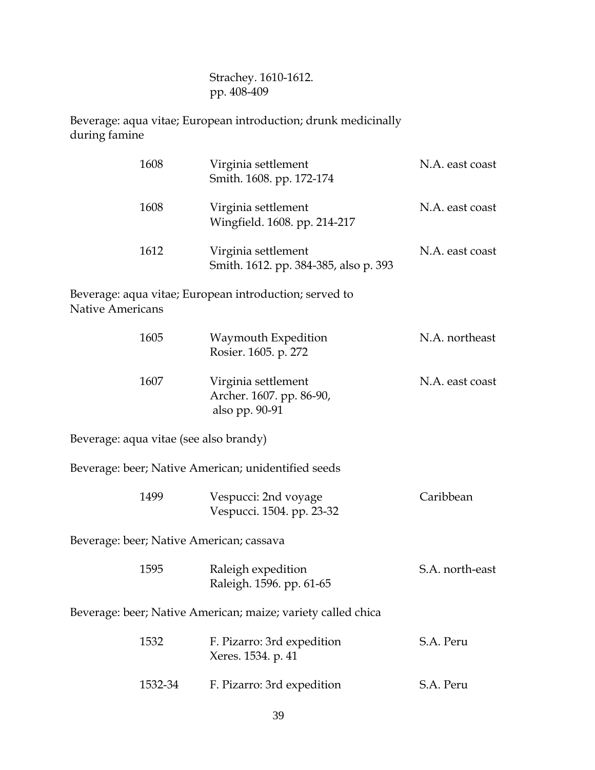Strachey. 1610-1612.
pp. 408-409

Beverage: aqua vitae; European introduction; drunk medicinally during famine

| | | |
|---|---|---|
| 1608 | Virginia settlement<br>Smith. 1608. pp. 172-174 | N.A. east coast |
| 1608 | Virginia settlement<br>Wingfield. 1608. pp. 214-217 | N.A. east coast |
| 1612 | Virginia settlement<br>Smith. 1612. pp. 384-385, also p. 393 | N.A. east coast |

Beverage: aqua vitae; European introduction; served to Native Americans

| | | |
|---|---|---|
| 1605 | Waymouth Expedition<br>Rosier. 1605. p. 272 | N.A. northeast |
| 1607 | Virginia settlement<br>Archer. 1607. pp. 86-90,<br>also pp. 90-91 | N.A. east coast |

Beverage: aqua vitae (see also brandy)

Beverage: beer; Native American; unidentified seeds

| | | |
|---|---|---|
| 1499 | Vespucci: 2nd voyage<br>Vespucci. 1504. pp. 23-32 | Caribbean |

Beverage: beer; Native American; cassava

| | | |
|---|---|---|
| 1595 | Raleigh expedition<br>Raleigh. 1596. pp. 61-65 | S.A. north-east |

Beverage: beer; Native American; maize; variety called chica

| | | |
|---|---|---|
| 1532 | F. Pizarro: 3rd expedition<br>Xeres. 1534. p. 41 | S.A. Peru |
| 1532-34 | F. Pizarro: 3rd expedition | S.A. Peru |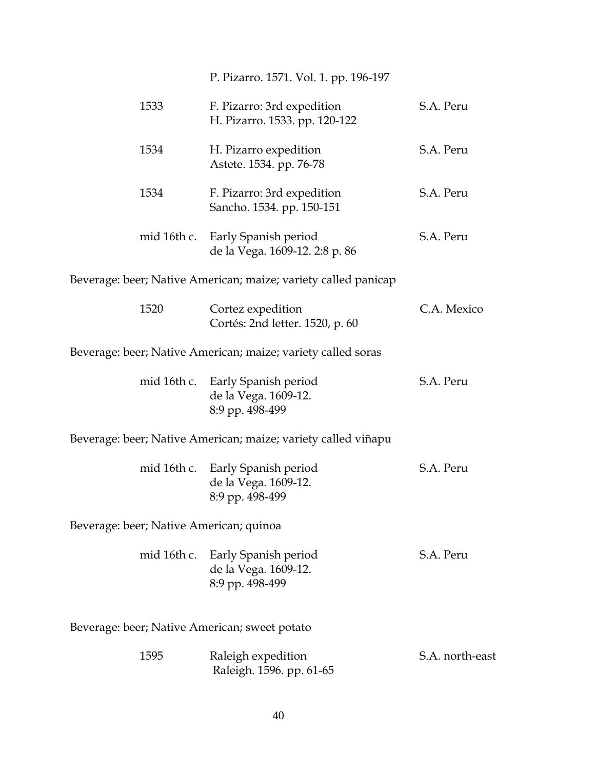P. Pizarro. 1571. Vol. 1. pp. 196-197

| | | |
|---|---|---|
| 1533 | F. Pizarro: 3rd expedition<br>H. Pizarro. 1533. pp. 120-122 | S.A. Peru |
| 1534 | H. Pizarro expedition<br>Astete. 1534. pp. 76-78 | S.A. Peru |
| 1534 | F. Pizarro: 3rd expedition<br>Sancho. 1534. pp. 150-151 | S.A. Peru |
| mid 16th c. | Early Spanish period<br>de la Vega. 1609-12. 2:8 p. 86 | S.A. Peru |

Beverage: beer; Native American; maize; variety called panicap

| | | |
|---|---|---|
| 1520 | Cortez expedition<br>Cortés: 2nd letter. 1520, p. 60 | C.A. Mexico |

Beverage: beer; Native American; maize; variety called soras

| | | |
|---|---|---|
| mid 16th c. | Early Spanish period<br>de la Vega. 1609-12.<br>8:9 pp. 498-499 | S.A. Peru |

Beverage: beer; Native American; maize; variety called viñapu

| | | |
|---|---|---|
| mid 16th c. | Early Spanish period<br>de la Vega. 1609-12.<br>8:9 pp. 498-499 | S.A. Peru |

Beverage: beer; Native American; quinoa

| | | |
|---|---|---|
| mid 16th c. | Early Spanish period<br>de la Vega. 1609-12.<br>8:9 pp. 498-499 | S.A. Peru |

Beverage: beer; Native American; sweet potato

| | | |
|---|---|---|
| 1595 | Raleigh expedition<br>Raleigh. 1596. pp. 61-65 | S.A. north-east |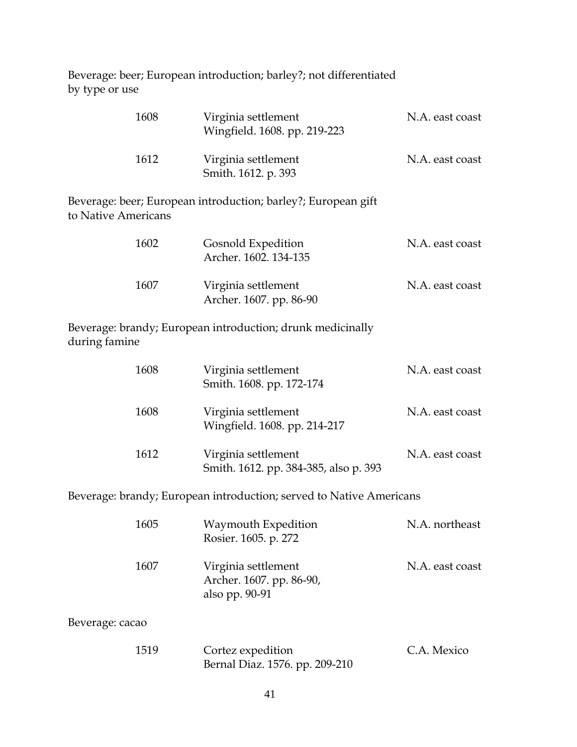Beverage: beer; European introduction; barley?; not differentiated by type or use

| | | |
|---|---|---|
| 1608 | Virginia settlement<br>Wingfield. 1608. pp. 219-223 | N.A. east coast |
| 1612 | Virginia settlement<br>Smith. 1612. p. 393 | N.A. east coast |

Beverage: beer; European introduction; barley?; European gift to Native Americans

| | | |
|---|---|---|
| 1602 | Gosnold Expedition<br>Archer. 1602. 134-135 | N.A. east coast |
| 1607 | Virginia settlement<br>Archer. 1607. pp. 86-90 | N.A. east coast |

Beverage: brandy; European introduction; drunk medicinally during famine

| | | |
|---|---|---|
| 1608 | Virginia settlement<br>Smith. 1608. pp. 172-174 | N.A. east coast |
| 1608 | Virginia settlement<br>Wingfield. 1608. pp. 214-217 | N.A. east coast |
| 1612 | Virginia settlement<br>Smith. 1612. pp. 384-385, also p. 393 | N.A. east coast |

Beverage: brandy; European introduction; served to Native Americans

| | | |
|---|---|---|
| 1605 | Waymouth Expedition<br>Rosier. 1605. p. 272 | N.A. northeast |
| 1607 | Virginia settlement<br>Archer. 1607. pp. 86-90,<br>also pp. 90-91 | N.A. east coast |

Beverage: cacao

| | | |
|---|---|---|
| 1519 | Cortez expedition<br>Bernal Diaz. 1576. pp. 209-210 | C.A. Mexico |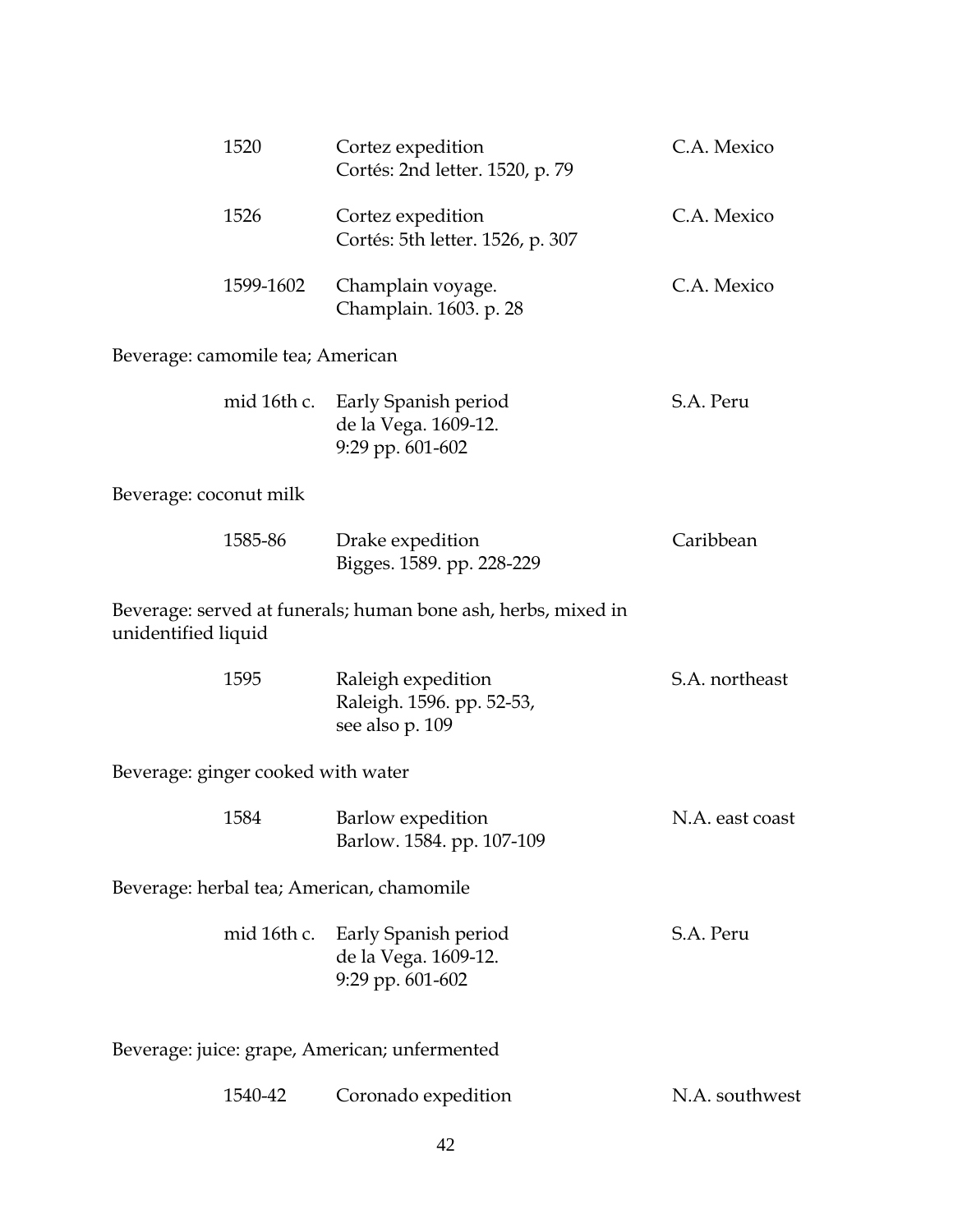| | | |
|---|---|---|
| 1520 | Cortez expedition<br>Cortés: 2nd letter. 1520, p. 79 | C.A. Mexico |
| 1526 | Cortez expedition<br>Cortés: 5th letter. 1526, p. 307 | C.A. Mexico |
| 1599-1602 | Champlain voyage.<br>Champlain. 1603. p. 28 | C.A. Mexico |

Beverage: camomile tea; American

| | | |
|---|---|---|
| mid 16th c. | Early Spanish period<br>de la Vega. 1609-12.<br>9:29 pp. 601-602 | S.A. Peru |

Beverage: coconut milk

| | | |
|---|---|---|
| 1585-86 | Drake expedition<br>Bigges. 1589. pp. 228-229 | Caribbean |

Beverage: served at funerals; human bone ash, herbs, mixed in unidentified liquid

| | | |
|---|---|---|
| 1595 | Raleigh expedition<br>Raleigh. 1596. pp. 52-53,<br>see also p. 109 | S.A. northeast |

Beverage: ginger cooked with water

| | | |
|---|---|---|
| 1584 | Barlow expedition<br>Barlow. 1584. pp. 107-109 | N.A. east coast |

Beverage: herbal tea; American, chamomile

| | | |
|---|---|---|
| mid 16th c. | Early Spanish period<br>de la Vega. 1609-12.<br>9:29 pp. 601-602 | S.A. Peru |

Beverage: juice: grape, American; unfermented

| | | |
|---|---|---|
| 1540-42 | Coronado expedition | N.A. southwest |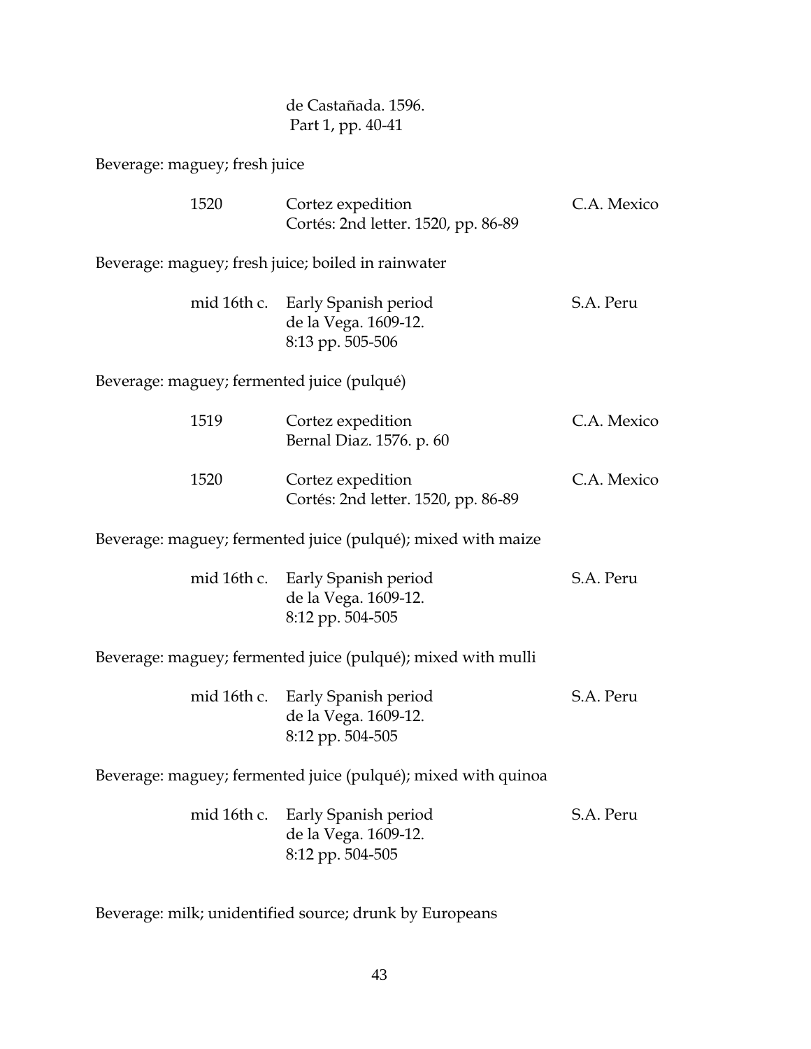de Castañada. 1596.
Part 1, pp. 40-41

Beverage: maguey; fresh juice

| | | |
|---|---|---|
| 1520 | Cortez expedition<br>Cortés: 2nd letter. 1520, pp. 86-89 | C.A. Mexico |

Beverage: maguey; fresh juice; boiled in rainwater

| | | |
|---|---|---|
| mid 16th c. | Early Spanish period<br>de la Vega. 1609-12.<br>8:13 pp. 505-506 | S.A. Peru |

Beverage: maguey; fermented juice (pulqué)

| | | |
|---|---|---|
| 1519 | Cortez expedition<br>Bernal Diaz. 1576. p. 60 | C.A. Mexico |
| 1520 | Cortez expedition<br>Cortés: 2nd letter. 1520, pp. 86-89 | C.A. Mexico |

Beverage: maguey; fermented juice (pulqué); mixed with maize

| | | |
|---|---|---|
| mid 16th c. | Early Spanish period<br>de la Vega. 1609-12.<br>8:12 pp. 504-505 | S.A. Peru |

Beverage: maguey; fermented juice (pulqué); mixed with mulli

| | | |
|---|---|---|
| mid 16th c. | Early Spanish period<br>de la Vega. 1609-12.<br>8:12 pp. 504-505 | S.A. Peru |

Beverage: maguey; fermented juice (pulqué); mixed with quinoa

| | | |
|---|---|---|
| mid 16th c. | Early Spanish period<br>de la Vega. 1609-12.<br>8:12 pp. 504-505 | S.A. Peru |

Beverage: milk; unidentified source; drunk by Europeans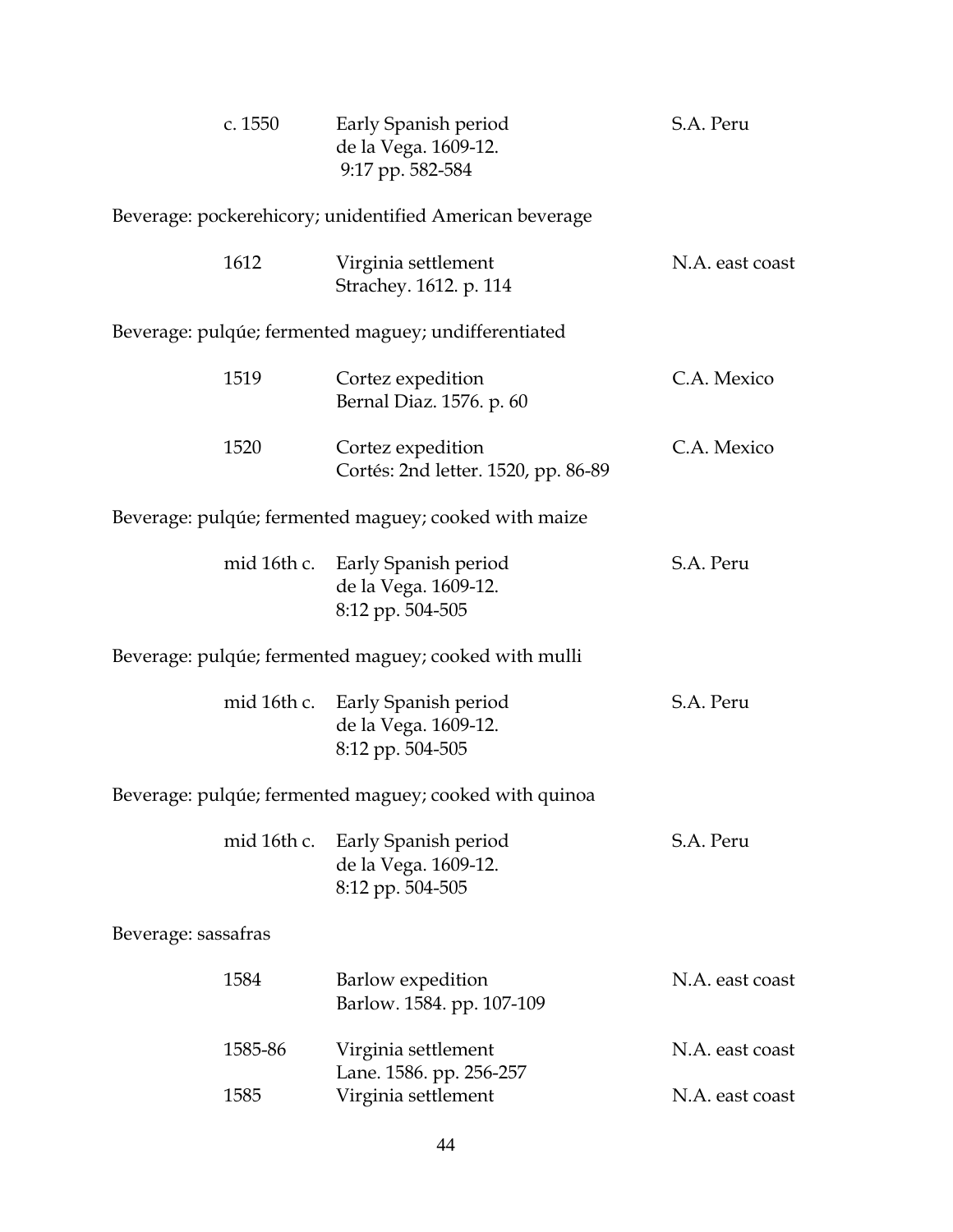| | | |
|---|---|---|
| c. 1550 | Early Spanish period<br>de la Vega. 1609-12.<br>9:17 pp. 582-584 | S.A. Peru |

Beverage: pockerehicory; unidentified American beverage

| | | |
|---|---|---|
| 1612 | Virginia settlement<br>Strachey. 1612. p. 114 | N.A. east coast |

Beverage: pulqúe; fermented maguey; undifferentiated

| | | |
|---|---|---|
| 1519 | Cortez expedition<br>Bernal Diaz. 1576. p. 60 | C.A. Mexico |
| 1520 | Cortez expedition<br>Cortés: 2nd letter. 1520, pp. 86-89 | C.A. Mexico |

Beverage: pulqúe; fermented maguey; cooked with maize

| | | |
|---|---|---|
| mid 16th c. | Early Spanish period<br>de la Vega. 1609-12.<br>8:12 pp. 504-505 | S.A. Peru |

Beverage: pulqúe; fermented maguey; cooked with mulli

| | | |
|---|---|---|
| mid 16th c. | Early Spanish period<br>de la Vega. 1609-12.<br>8:12 pp. 504-505 | S.A. Peru |

Beverage: pulqúe; fermented maguey; cooked with quinoa

| | | |
|---|---|---|
| mid 16th c. | Early Spanish period<br>de la Vega. 1609-12.<br>8:12 pp. 504-505 | S.A. Peru |

Beverage: sassafras

| | | |
|---|---|---|
| 1584 | Barlow expedition<br>Barlow. 1584. pp. 107-109 | N.A. east coast |
| 1585-86 | Virginia settlement<br>Lane. 1586. pp. 256-257 | N.A. east coast |
| 1585 | Virginia settlement | N.A. east coast |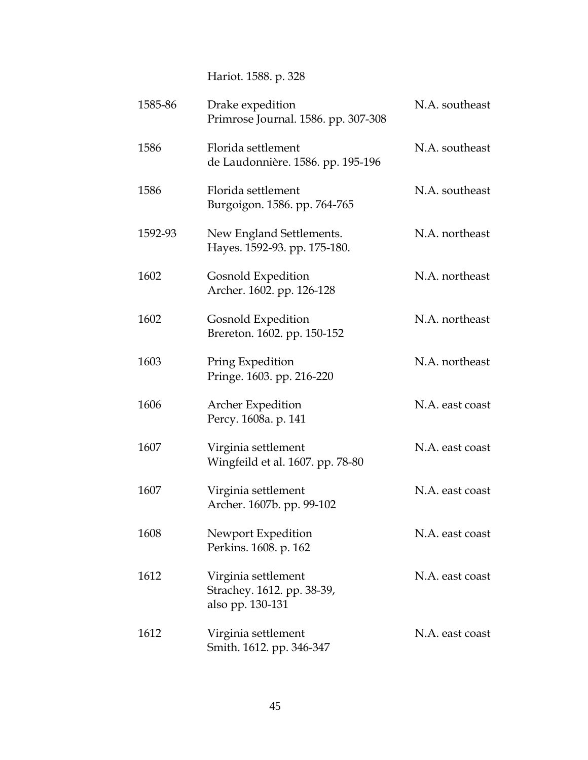| | | |
|---|---|---|
| | Hariot. 1588. p. 328 | |
| 1585-86 | Drake expedition<br>Primrose Journal. 1586. pp. 307-308 | N.A. southeast |
| 1586 | Florida settlement<br>de Laudonnière. 1586. pp. 195-196 | N.A. southeast |
| 1586 | Florida settlement<br>Burgoigon. 1586. pp. 764-765 | N.A. southeast |
| 1592-93 | New England Settlements.<br>Hayes. 1592-93. pp. 175-180. | N.A. northeast |
| 1602 | Gosnold Expedition<br>Archer. 1602. pp. 126-128 | N.A. northeast |
| 1602 | Gosnold Expedition<br>Brereton. 1602. pp. 150-152 | N.A. northeast |
| 1603 | Pring Expedition<br>Pringe. 1603. pp. 216-220 | N.A. northeast |
| 1606 | Archer Expedition<br>Percy. 1608a. p. 141 | N.A. east coast |
| 1607 | Virginia settlement<br>Wingfeild et al. 1607. pp. 78-80 | N.A. east coast |
| 1607 | Virginia settlement<br>Archer. 1607b. pp. 99-102 | N.A. east coast |
| 1608 | Newport Expedition<br>Perkins. 1608. p. 162 | N.A. east coast |
| 1612 | Virginia settlement<br>Strachey. 1612. pp. 38-39,<br>also pp. 130-131 | N.A. east coast |
| 1612 | Virginia settlement<br>Smith. 1612. pp. 346-347 | N.A. east coast |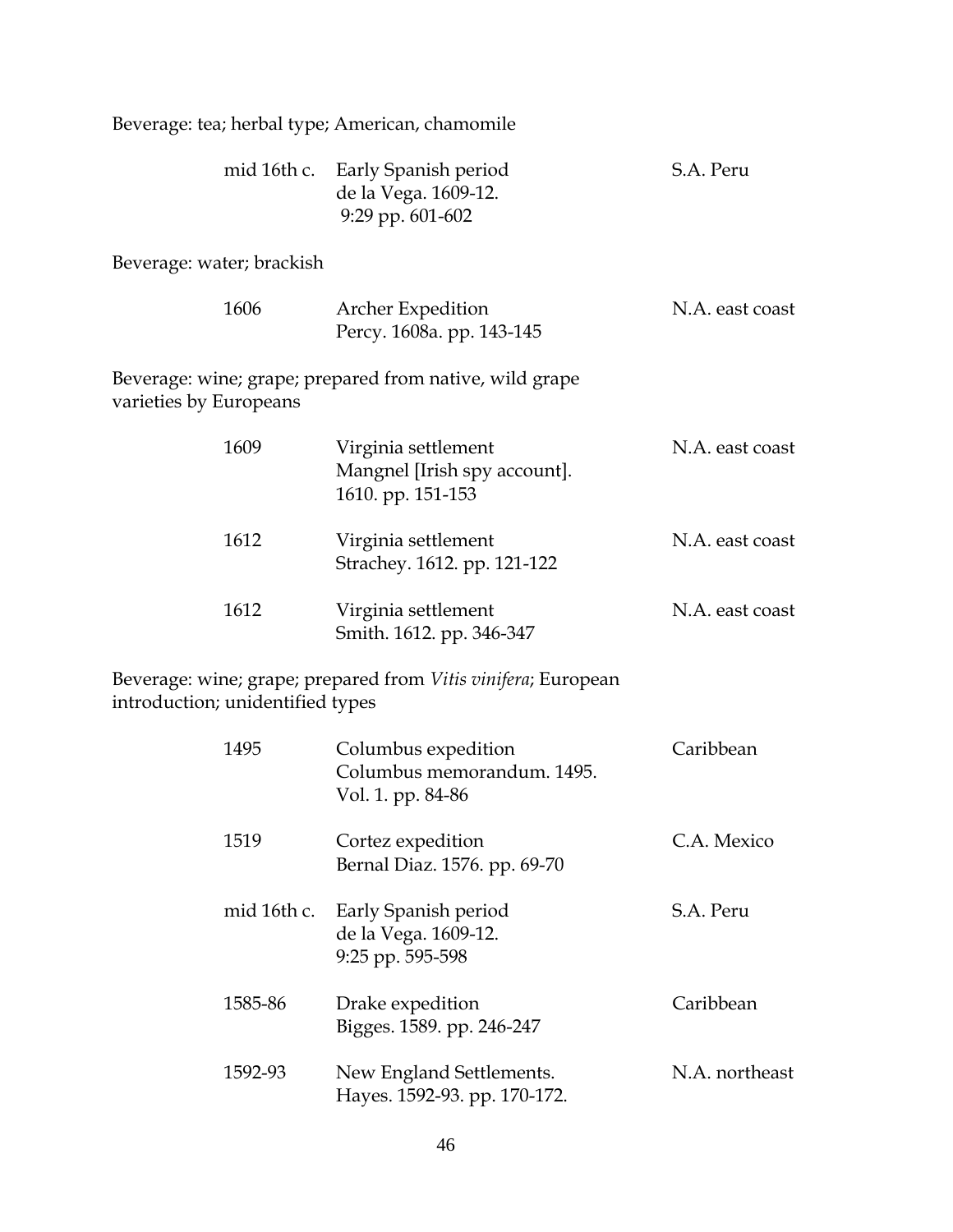Beverage: tea; herbal type; American, chamomile

| | | |
|---|---|---|
| mid 16th c. | Early Spanish period<br>de la Vega. 1609-12.<br>9:29 pp. 601-602 | S.A. Peru |

Beverage: water; brackish

| | | |
|---|---|---|
| 1606 | Archer Expedition<br>Percy. 1608a. pp. 143-145 | N.A. east coast |

Beverage: wine; grape; prepared from native, wild grape varieties by Europeans

| | | |
|---|---|---|
| 1609 | Virginia settlement<br>Mangnel [Irish spy account].<br>1610. pp. 151-153 | N.A. east coast |
| 1612 | Virginia settlement<br>Strachey. 1612. pp. 121-122 | N.A. east coast |
| 1612 | Virginia settlement<br>Smith. 1612. pp. 346-347 | N.A. east coast |

Beverage: wine; grape; prepared from *Vitis vinifera*; European introduction; unidentified types

| | | |
|---|---|---|
| 1495 | Columbus expedition<br>Columbus memorandum. 1495.<br>Vol. 1. pp. 84-86 | Caribbean |
| 1519 | Cortez expedition<br>Bernal Diaz. 1576. pp. 69-70 | C.A. Mexico |
| mid 16th c. | Early Spanish period<br>de la Vega. 1609-12.<br>9:25 pp. 595-598 | S.A. Peru |
| 1585-86 | Drake expedition<br>Bigges. 1589. pp. 246-247 | Caribbean |
| 1592-93 | New England Settlements.<br>Hayes. 1592-93. pp. 170-172. | N.A. northeast |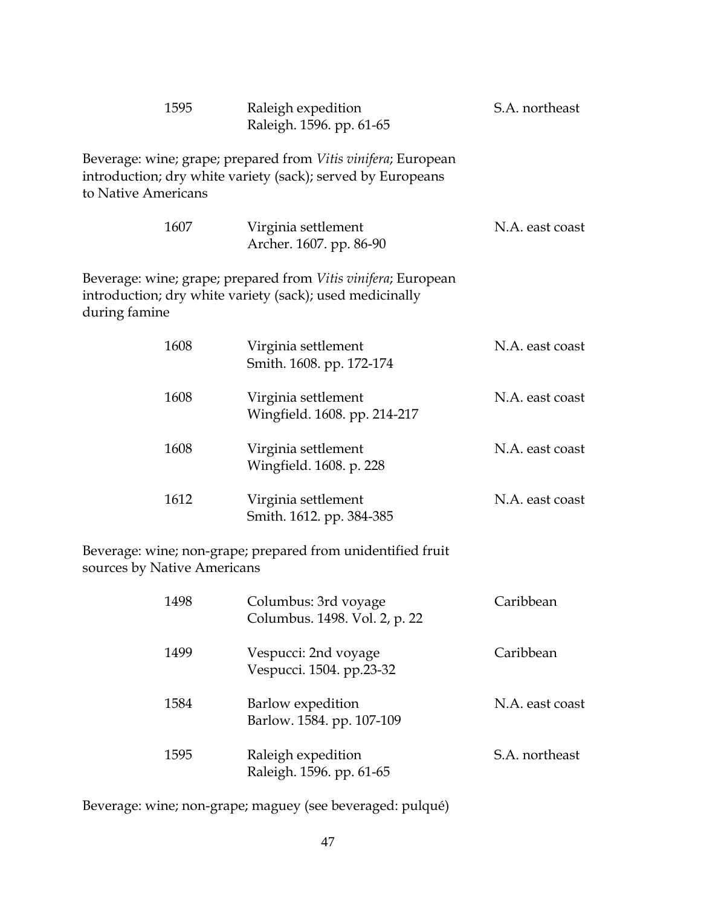| | | |
|---|---|---|
| 1595 | Raleigh expedition<br>Raleigh. 1596. pp. 61-65 | S.A. northeast |

Beverage: wine; grape; prepared from *Vitis vinifera*; European introduction; dry white variety (sack); served by Europeans to Native Americans

| | | |
|---|---|---|
| 1607 | Virginia settlement<br>Archer. 1607. pp. 86-90 | N.A. east coast |

Beverage: wine; grape; prepared from *Vitis vinifera*; European introduction; dry white variety (sack); used medicinally during famine

| | | |
|---|---|---|
| 1608 | Virginia settlement<br>Smith. 1608. pp. 172-174 | N.A. east coast |
| 1608 | Virginia settlement<br>Wingfield. 1608. pp. 214-217 | N.A. east coast |
| 1608 | Virginia settlement<br>Wingfield. 1608. p. 228 | N.A. east coast |
| 1612 | Virginia settlement<br>Smith. 1612. pp. 384-385 | N.A. east coast |

Beverage: wine; non-grape; prepared from unidentified fruit sources by Native Americans

| | | |
|---|---|---|
| 1498 | Columbus: 3rd voyage<br>Columbus. 1498. Vol. 2, p. 22 | Caribbean |
| 1499 | Vespucci: 2nd voyage<br>Vespucci. 1504. pp.23-32 | Caribbean |
| 1584 | Barlow expedition<br>Barlow. 1584. pp. 107-109 | N.A. east coast |
| 1595 | Raleigh expedition<br>Raleigh. 1596. pp. 61-65 | S.A. northeast |

Beverage: wine; non-grape; maguey (see beveraged: pulqué)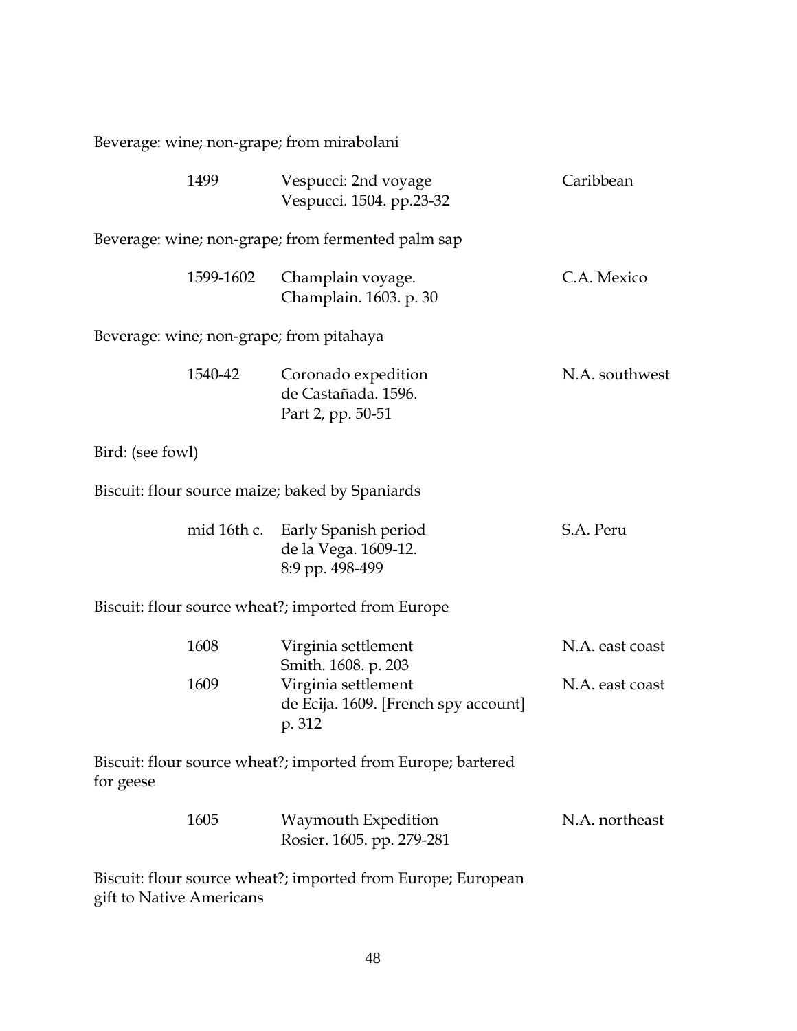Beverage: wine; non-grape; from mirabolani

| | | |
|---|---|---|
| 1499 | Vespucci: 2nd voyage<br>Vespucci. 1504. pp.23-32 | Caribbean |

Beverage: wine; non-grape; from fermented palm sap

| | | |
|---|---|---|
| 1599-1602 | Champlain voyage.<br>Champlain. 1603. p. 30 | C.A. Mexico |

Beverage: wine; non-grape; from pitahaya

| | | |
|---|---|---|
| 1540-42 | Coronado expedition<br>de Castañada. 1596.<br>Part 2, pp. 50-51 | N.A. southwest |

Bird: (see fowl)

Biscuit: flour source maize; baked by Spaniards

| | | |
|---|---|---|
| mid 16th c. | Early Spanish period<br>de la Vega. 1609-12.<br>8:9 pp. 498-499 | S.A. Peru |

Biscuit: flour source wheat?; imported from Europe

| | | |
|---|---|---|
| 1608 | Virginia settlement<br>Smith. 1608. p. 203 | N.A. east coast |
| 1609 | Virginia settlement<br>de Ecija. 1609. [French spy account]<br>p. 312 | N.A. east coast |

Biscuit: flour source wheat?; imported from Europe; bartered for geese

| | | |
|---|---|---|
| 1605 | Waymouth Expedition<br>Rosier. 1605. pp. 279-281 | N.A. northeast |

Biscuit: flour source wheat?; imported from Europe; European gift to Native Americans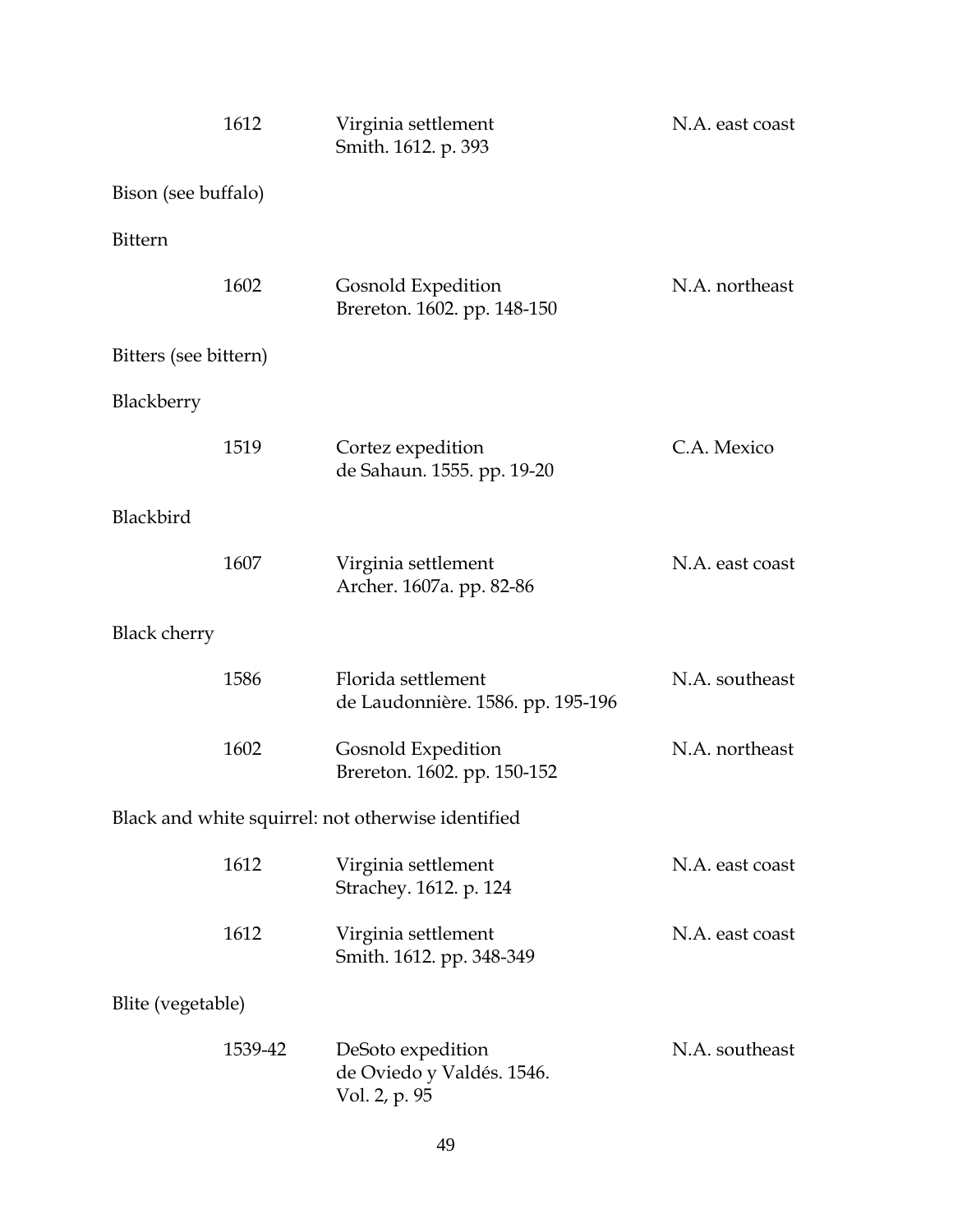| | | |
|---|---|---|
| 1612 | Virginia settlement<br>Smith. 1612. p. 393 | N.A. east coast |

Bison (see buffalo)

Bittern

| | | |
|---|---|---|
| 1602 | Gosnold Expedition<br>Brereton. 1602. pp. 148-150 | N.A. northeast |

Bitters (see bittern)

Blackberry

| | | |
|---|---|---|
| 1519 | Cortez expedition<br>de Sahaun. 1555. pp. 19-20 | C.A. Mexico |

Blackbird

| | | |
|---|---|---|
| 1607 | Virginia settlement<br>Archer. 1607a. pp. 82-86 | N.A. east coast |

Black cherry

| | | |
|---|---|---|
| 1586 | Florida settlement<br>de Laudonnière. 1586. pp. 195-196 | N.A. southeast |
| 1602 | Gosnold Expedition<br>Brereton. 1602. pp. 150-152 | N.A. northeast |

Black and white squirrel: not otherwise identified

| | | |
|---|---|---|
| 1612 | Virginia settlement<br>Strachey. 1612. p. 124 | N.A. east coast |
| 1612 | Virginia settlement<br>Smith. 1612. pp. 348-349 | N.A. east coast |

Blite (vegetable)

| | | |
|---|---|---|
| 1539-42 | DeSoto expedition<br>de Oviedo y Valdés. 1546.<br>Vol. 2, p. 95 | N.A. southeast |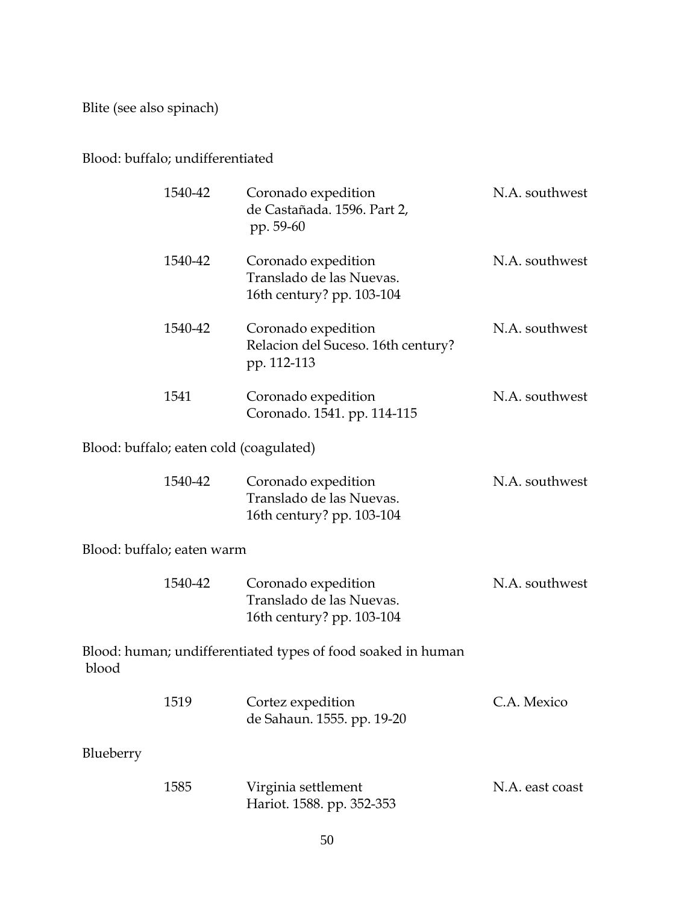Blite (see also spinach)

Blood: buffalo; undifferentiated

| | | |
|---|---|---|
| 1540-42 | Coronado expedition<br>de Castañada. 1596. Part 2, pp. 59-60 | N.A. southwest |
| 1540-42 | Coronado expedition<br>Translado de las Nuevas. 16th century? pp. 103-104 | N.A. southwest |
| 1540-42 | Coronado expedition<br>Relacion del Suceso. 16th century? pp. 112-113 | N.A. southwest |
| 1541 | Coronado expedition<br>Coronado. 1541. pp. 114-115 | N.A. southwest |

Blood: buffalo; eaten cold (coagulated)

| | | |
|---|---|---|
| 1540-42 | Coronado expedition<br>Translado de las Nuevas. 16th century? pp. 103-104 | N.A. southwest |

Blood: buffalo; eaten warm

| | | |
|---|---|---|
| 1540-42 | Coronado expedition<br>Translado de las Nuevas. 16th century? pp. 103-104 | N.A. southwest |

Blood: human; undifferentiated types of food soaked in human blood

| | | |
|---|---|---|
| 1519 | Cortez expedition<br>de Sahaun. 1555. pp. 19-20 | C.A. Mexico |

Blueberry

| | | |
|---|---|---|
| 1585 | Virginia settlement<br>Hariot. 1588. pp. 352-353 | N.A. east coast |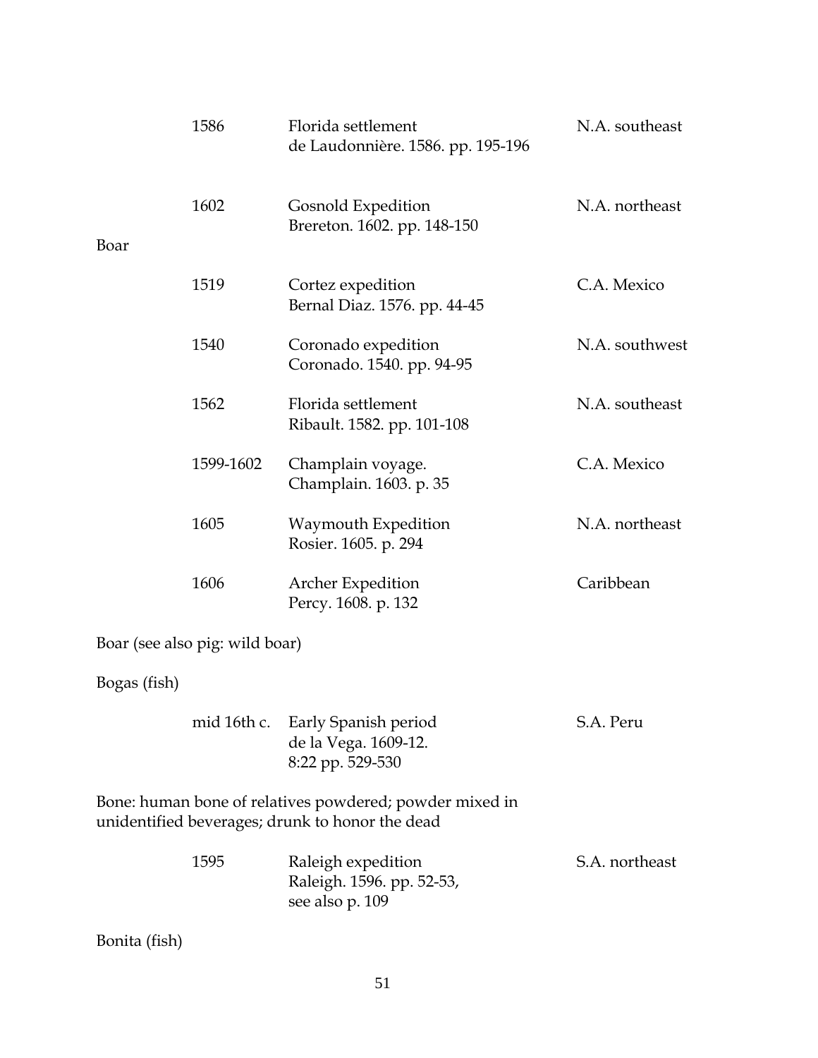| | | | |
|---|---|---|---|
| | 1586 | Florida settlement<br>de Laudonnière. 1586. pp. 195-196 | N.A. southeast |
| | 1602 | Gosnold Expedition<br>Brereton. 1602. pp. 148-150 | N.A. northeast |
| Boar | | | |
| | 1519 | Cortez expedition<br>Bernal Diaz. 1576. pp. 44-45 | C.A. Mexico |
| | 1540 | Coronado expedition<br>Coronado. 1540. pp. 94-95 | N.A. southwest |
| | 1562 | Florida settlement<br>Ribault. 1582. pp. 101-108 | N.A. southeast |
| | 1599-1602 | Champlain voyage.<br>Champlain. 1603. p. 35 | C.A. Mexico |
| | 1605 | Waymouth Expedition<br>Rosier. 1605. p. 294 | N.A. northeast |
| | 1606 | Archer Expedition<br>Percy. 1608. p. 132 | Caribbean |

Boar (see also pig: wild boar)

Bogas (fish)

| | | | |
|---|---|---|---|
| | mid 16th c. | Early Spanish period<br>de la Vega. 1609-12.<br>8:22 pp. 529-530 | S.A. Peru |

Bone: human bone of relatives powdered; powder mixed in unidentified beverages; drunk to honor the dead

| | | | |
|---|---|---|---|
| | 1595 | Raleigh expedition<br>Raleigh. 1596. pp. 52-53,<br>see also p. 109 | S.A. northeast |

Bonita (fish)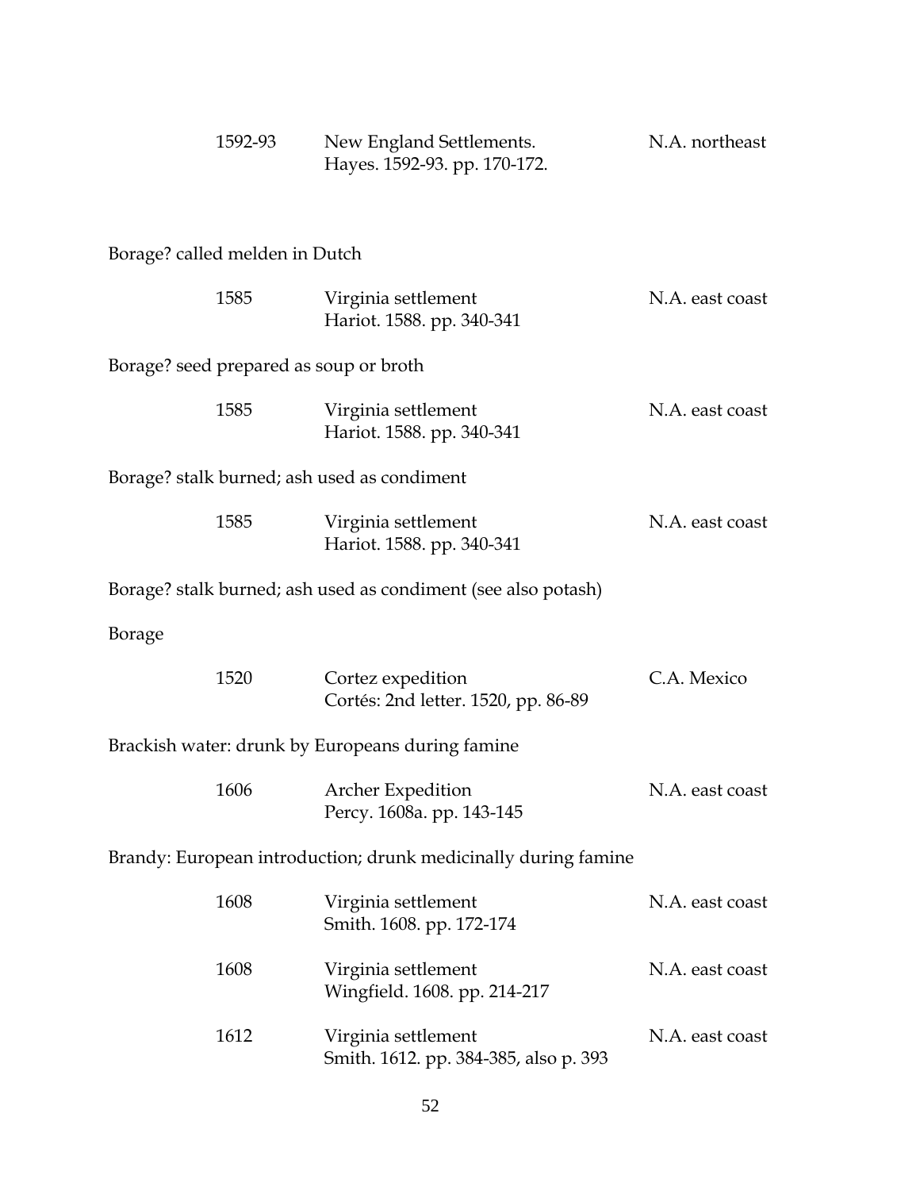| | | |
|---|---|---|
| 1592-93 | New England Settlements.<br>Hayes. 1592-93. pp. 170-172. | N.A. northeast |

Borage? called melden in Dutch

| | | |
|---|---|---|
| 1585 | Virginia settlement<br>Hariot. 1588. pp. 340-341 | N.A. east coast |

Borage? seed prepared as soup or broth

| | | |
|---|---|---|
| 1585 | Virginia settlement<br>Hariot. 1588. pp. 340-341 | N.A. east coast |

Borage? stalk burned; ash used as condiment

| | | |
|---|---|---|
| 1585 | Virginia settlement<br>Hariot. 1588. pp. 340-341 | N.A. east coast |

Borage? stalk burned; ash used as condiment (see also potash)

Borage

| | | |
|---|---|---|
| 1520 | Cortez expedition<br>Cortés: 2nd letter. 1520, pp. 86-89 | C.A. Mexico |

Brackish water: drunk by Europeans during famine

| | | |
|---|---|---|
| 1606 | Archer Expedition<br>Percy. 1608a. pp. 143-145 | N.A. east coast |

Brandy: European introduction; drunk medicinally during famine

| | | |
|---|---|---|
| 1608 | Virginia settlement<br>Smith. 1608. pp. 172-174 | N.A. east coast |
| 1608 | Virginia settlement<br>Wingfield. 1608. pp. 214-217 | N.A. east coast |
| 1612 | Virginia settlement<br>Smith. 1612. pp. 384-385, also p. 393 | N.A. east coast |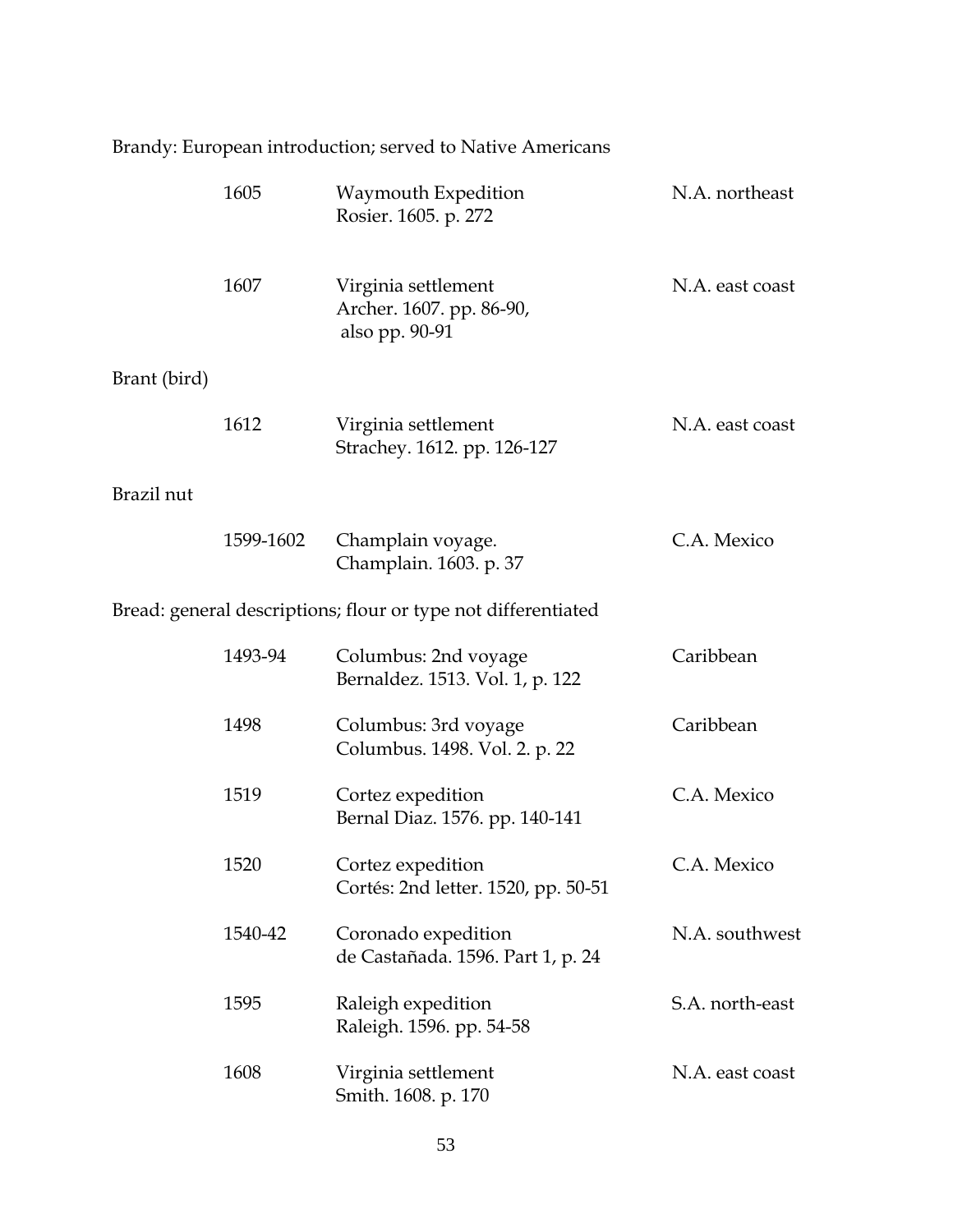Brandy: European introduction; served to Native Americans

| | | |
|---|---|---|
| 1605 | Waymouth Expedition<br>Rosier. 1605. p. 272 | N.A. northeast |
| 1607 | Virginia settlement<br>Archer. 1607. pp. 86-90,<br>also pp. 90-91 | N.A. east coast |

Brant (bird)

| | | |
|---|---|---|
| 1612 | Virginia settlement<br>Strachey. 1612. pp. 126-127 | N.A. east coast |

Brazil nut

| | | |
|---|---|---|
| 1599-1602 | Champlain voyage.<br>Champlain. 1603. p. 37 | C.A. Mexico |

Bread: general descriptions; flour or type not differentiated

| | | |
|---|---|---|
| 1493-94 | Columbus: 2nd voyage<br>Bernaldez. 1513. Vol. 1, p. 122 | Caribbean |
| 1498 | Columbus: 3rd voyage<br>Columbus. 1498. Vol. 2. p. 22 | Caribbean |
| 1519 | Cortez expedition<br>Bernal Diaz. 1576. pp. 140-141 | C.A. Mexico |
| 1520 | Cortez expedition<br>Cortés: 2nd letter. 1520, pp. 50-51 | C.A. Mexico |
| 1540-42 | Coronado expedition<br>de Castañada. 1596. Part 1, p. 24 | N.A. southwest |
| 1595 | Raleigh expedition<br>Raleigh. 1596. pp. 54-58 | S.A. north-east |
| 1608 | Virginia settlement<br>Smith. 1608. p. 170 | N.A. east coast |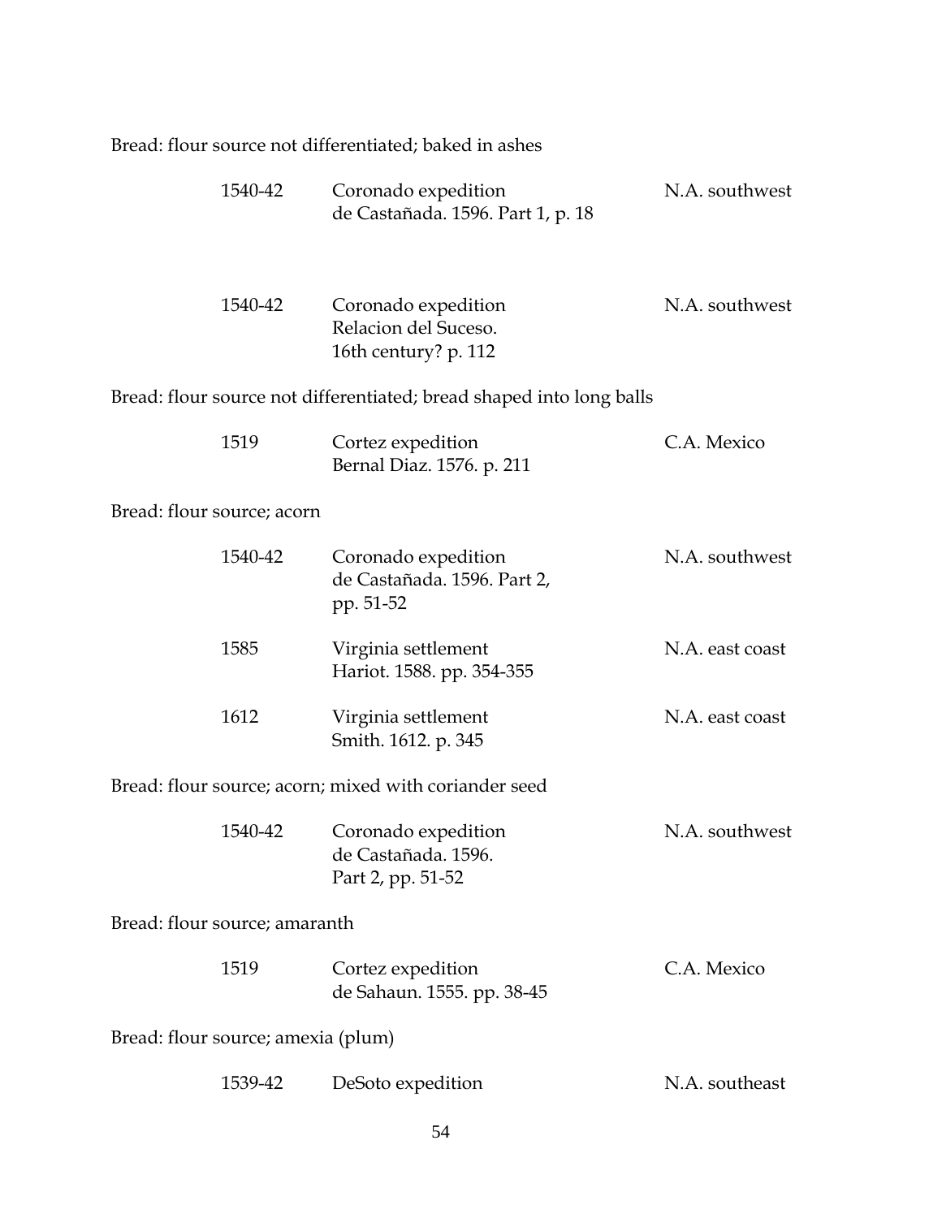Bread: flour source not differentiated; baked in ashes

| | | |
|---|---|---|
| 1540-42 | Coronado expedition<br>de Castañada. 1596. Part 1, p. 18 | N.A. southwest |
| 1540-42 | Coronado expedition<br>Relacion del Suceso.<br>16th century? p. 112 | N.A. southwest |

Bread: flour source not differentiated; bread shaped into long balls

| | | |
|---|---|---|
| 1519 | Cortez expedition<br>Bernal Diaz. 1576. p. 211 | C.A. Mexico |

Bread: flour source; acorn

| | | |
|---|---|---|
| 1540-42 | Coronado expedition<br>de Castañada. 1596. Part 2,<br>pp. 51-52 | N.A. southwest |
| 1585 | Virginia settlement<br>Hariot. 1588. pp. 354-355 | N.A. east coast |
| 1612 | Virginia settlement<br>Smith. 1612. p. 345 | N.A. east coast |

Bread: flour source; acorn; mixed with coriander seed

| | | |
|---|---|---|
| 1540-42 | Coronado expedition<br>de Castañada. 1596.<br>Part 2, pp. 51-52 | N.A. southwest |

Bread: flour source; amaranth

| | | |
|---|---|---|
| 1519 | Cortez expedition<br>de Sahaun. 1555. pp. 38-45 | C.A. Mexico |

Bread: flour source; amexia (plum)

| | | |
|---|---|---|
| 1539-42 | DeSoto expedition | N.A. southeast |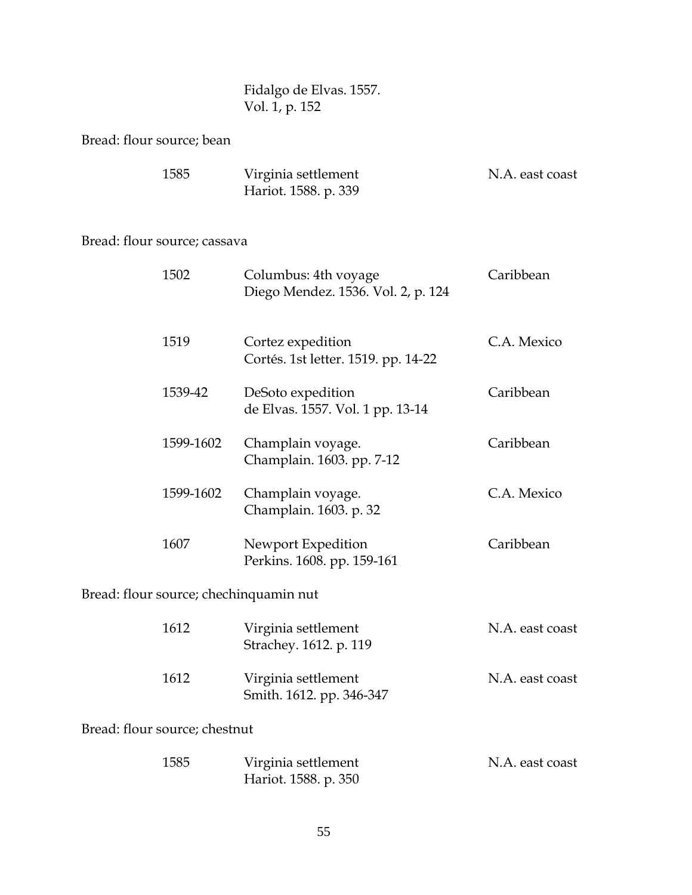Fidalgo de Elvas. 1557.
Vol. 1, p. 152

Bread: flour source; bean

| | | |
|---|---|---|
| 1585 | Virginia settlement<br>Hariot. 1588. p. 339 | N.A. east coast |

Bread: flour source; cassava

| | | |
|---|---|---|
| 1502 | Columbus: 4th voyage<br>Diego Mendez. 1536. Vol. 2, p. 124 | Caribbean |
| 1519 | Cortez expedition<br>Cortés. 1st letter. 1519. pp. 14-22 | C.A. Mexico |
| 1539-42 | DeSoto expedition<br>de Elvas. 1557. Vol. 1 pp. 13-14 | Caribbean |
| 1599-1602 | Champlain voyage.<br>Champlain. 1603. pp. 7-12 | Caribbean |
| 1599-1602 | Champlain voyage.<br>Champlain. 1603. p. 32 | C.A. Mexico |
| 1607 | Newport Expedition<br>Perkins. 1608. pp. 159-161 | Caribbean |

Bread: flour source; chechinquamin nut

| | | |
|---|---|---|
| 1612 | Virginia settlement<br>Strachey. 1612. p. 119 | N.A. east coast |
| 1612 | Virginia settlement<br>Smith. 1612. pp. 346-347 | N.A. east coast |

Bread: flour source; chestnut

| | | |
|---|---|---|
| 1585 | Virginia settlement<br>Hariot. 1588. p. 350 | N.A. east coast |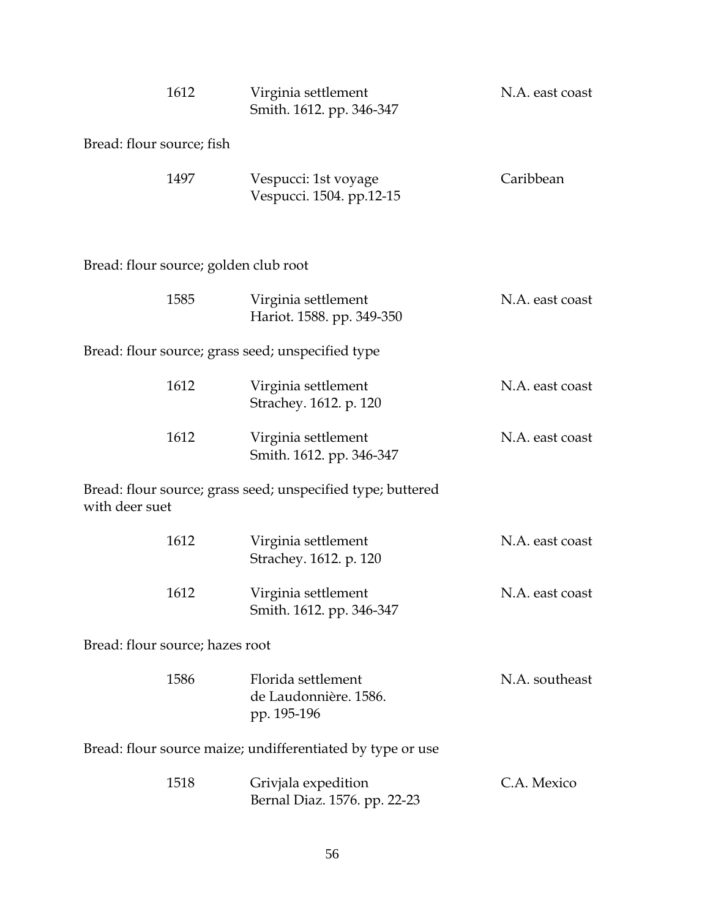| | | |
|---|---|---|
| 1612 | Virginia settlement<br>Smith. 1612. pp. 346-347 | N.A. east coast |

Bread: flour source; fish

| | | |
|---|---|---|
| 1497 | Vespucci: 1st voyage<br>Vespucci. 1504. pp.12-15 | Caribbean |

Bread: flour source; golden club root

| | | |
|---|---|---|
| 1585 | Virginia settlement<br>Hariot. 1588. pp. 349-350 | N.A. east coast |

Bread: flour source; grass seed; unspecified type

| | | |
|---|---|---|
| 1612 | Virginia settlement<br>Strachey. 1612. p. 120 | N.A. east coast |
| 1612 | Virginia settlement<br>Smith. 1612. pp. 346-347 | N.A. east coast |

Bread: flour source; grass seed; unspecified type; buttered with deer suet

| | | |
|---|---|---|
| 1612 | Virginia settlement<br>Strachey. 1612. p. 120 | N.A. east coast |
| 1612 | Virginia settlement<br>Smith. 1612. pp. 346-347 | N.A. east coast |

Bread: flour source; hazes root

| | | |
|---|---|---|
| 1586 | Florida settlement<br>de Laudonnière. 1586.<br>pp. 195-196 | N.A. southeast |

Bread: flour source maize; undifferentiated by type or use

| | | |
|---|---|---|
| 1518 | Grivjala expedition<br>Bernal Diaz. 1576. pp. 22-23 | C.A. Mexico |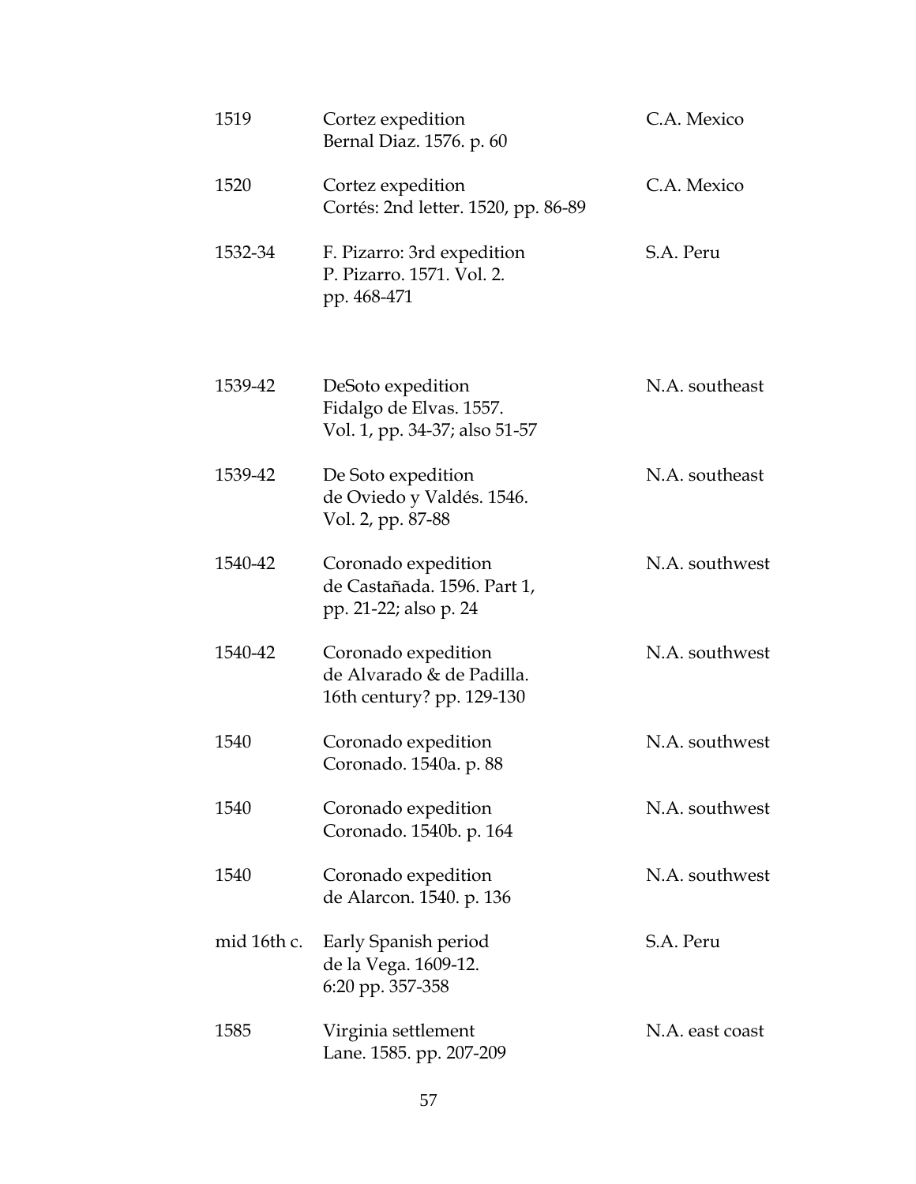| | | |
|---|---|---|
| 1519 | Cortez expedition<br>Bernal Diaz. 1576. p. 60 | C.A. Mexico |
| 1520 | Cortez expedition<br>Cortés: 2nd letter. 1520, pp. 86-89 | C.A. Mexico |
| 1532-34 | F. Pizarro: 3rd expedition<br>P. Pizarro. 1571. Vol. 2.<br>pp. 468-471 | S.A. Peru |
| 1539-42 | DeSoto expedition<br>Fidalgo de Elvas. 1557.<br>Vol. 1, pp. 34-37; also 51-57 | N.A. southeast |
| 1539-42 | De Soto expedition<br>de Oviedo y Valdés. 1546.<br>Vol. 2, pp. 87-88 | N.A. southeast |
| 1540-42 | Coronado expedition<br>de Castañada. 1596. Part 1,<br>pp. 21-22; also p. 24 | N.A. southwest |
| 1540-42 | Coronado expedition<br>de Alvarado & de Padilla.<br>16th century? pp. 129-130 | N.A. southwest |
| 1540 | Coronado expedition<br>Coronado. 1540a. p. 88 | N.A. southwest |
| 1540 | Coronado expedition<br>Coronado. 1540b. p. 164 | N.A. southwest |
| 1540 | Coronado expedition<br>de Alarcon. 1540. p. 136 | N.A. southwest |
| mid 16th c. | Early Spanish period<br>de la Vega. 1609-12.<br>6:20 pp. 357-358 | S.A. Peru |
| 1585 | Virginia settlement<br>Lane. 1585. pp. 207-209 | N.A. east coast |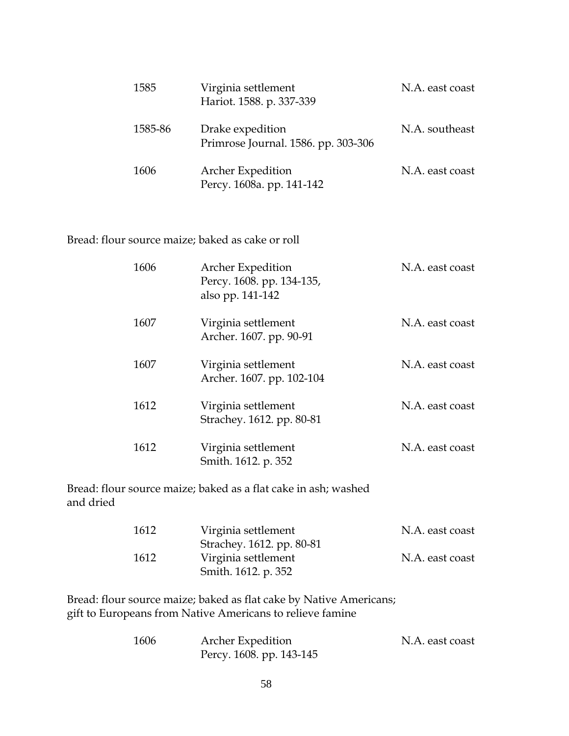| | | |
|---|---|---|
| 1585 | Virginia settlement<br>Hariot. 1588. p. 337-339 | N.A. east coast |
| 1585-86 | Drake expedition<br>Primrose Journal. 1586. pp. 303-306 | N.A. southeast |
| 1606 | Archer Expedition<br>Percy. 1608a. pp. 141-142 | N.A. east coast |

Bread: flour source maize; baked as cake or roll

| | | |
|---|---|---|
| 1606 | Archer Expedition<br>Percy. 1608. pp. 134-135,<br>also pp. 141-142 | N.A. east coast |
| 1607 | Virginia settlement<br>Archer. 1607. pp. 90-91 | N.A. east coast |
| 1607 | Virginia settlement<br>Archer. 1607. pp. 102-104 | N.A. east coast |
| 1612 | Virginia settlement<br>Strachey. 1612. pp. 80-81 | N.A. east coast |
| 1612 | Virginia settlement<br>Smith. 1612. p. 352 | N.A. east coast |

Bread: flour source maize; baked as a flat cake in ash; washed and dried

| | | |
|---|---|---|
| 1612 | Virginia settlement<br>Strachey. 1612. pp. 80-81 | N.A. east coast |
| 1612 | Virginia settlement<br>Smith. 1612. p. 352 | N.A. east coast |

Bread: flour source maize; baked as flat cake by Native Americans; gift to Europeans from Native Americans to relieve famine

| | | |
|---|---|---|
| 1606 | Archer Expedition<br>Percy. 1608. pp. 143-145 | N.A. east coast |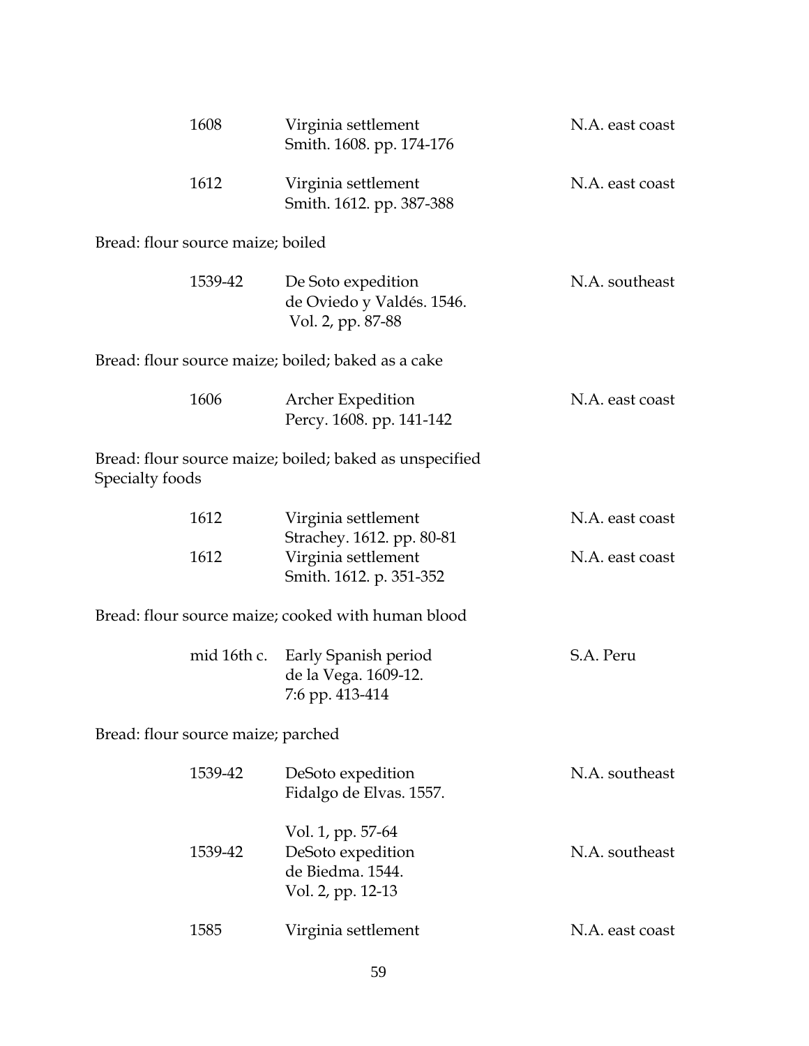| | | |
|---|---|---|
| 1608 | Virginia settlement<br>Smith. 1608. pp. 174-176 | N.A. east coast |
| 1612 | Virginia settlement<br>Smith. 1612. pp. 387-388 | N.A. east coast |

Bread: flour source maize; boiled

| | | |
|---|---|---|
| 1539-42 | De Soto expedition<br>de Oviedo y Valdés. 1546.<br>Vol. 2, pp. 87-88 | N.A. southeast |

Bread: flour source maize; boiled; baked as a cake

| | | |
|---|---|---|
| 1606 | Archer Expedition<br>Percy. 1608. pp. 141-142 | N.A. east coast |

Bread: flour source maize; boiled; baked as unspecified
Specialty foods

| | | |
|---|---|---|
| 1612 | Virginia settlement<br>Strachey. 1612. pp. 80-81 | N.A. east coast |
| 1612 | Virginia settlement<br>Smith. 1612. p. 351-352 | N.A. east coast |

Bread: flour source maize; cooked with human blood

| | | |
|---|---|---|
| mid 16th c. | Early Spanish period<br>de la Vega. 1609-12.<br>7:6 pp. 413-414 | S.A. Peru |

Bread: flour source maize; parched

| | | |
|---|---|---|
| 1539-42 | DeSoto expedition<br>Fidalgo de Elvas. 1557.<br>Vol. 1, pp. 57-64 | N.A. southeast |
| 1539-42 | DeSoto expedition<br>de Biedma. 1544.<br>Vol. 2, pp. 12-13 | N.A. southeast |
| 1585 | Virginia settlement | N.A. east coast |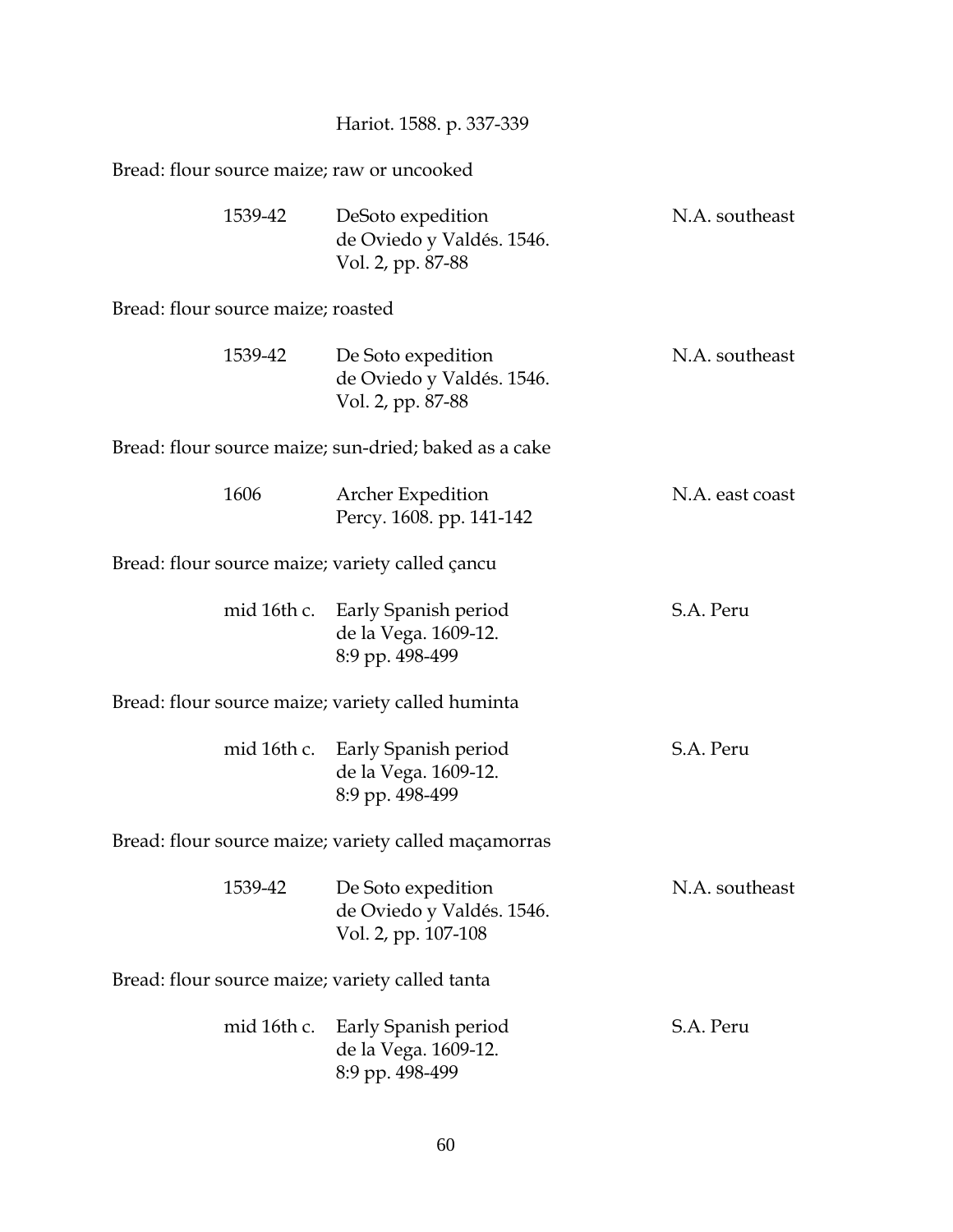Hariot. 1588. p. 337-339

Bread: flour source maize; raw or uncooked

| | | |
|---|---|---|
| 1539-42 | DeSoto expedition<br>de Oviedo y Valdés. 1546.<br>Vol. 2, pp. 87-88 | N.A. southeast |

Bread: flour source maize; roasted

| | | |
|---|---|---|
| 1539-42 | De Soto expedition<br>de Oviedo y Valdés. 1546.<br>Vol. 2, pp. 87-88 | N.A. southeast |

Bread: flour source maize; sun-dried; baked as a cake

| | | |
|---|---|---|
| 1606 | Archer Expedition<br>Percy. 1608. pp. 141-142 | N.A. east coast |

Bread: flour source maize; variety called çancu

| | | |
|---|---|---|
| mid 16th c. | Early Spanish period<br>de la Vega. 1609-12.<br>8:9 pp. 498-499 | S.A. Peru |

Bread: flour source maize; variety called huminta

| | | |
|---|---|---|
| mid 16th c. | Early Spanish period<br>de la Vega. 1609-12.<br>8:9 pp. 498-499 | S.A. Peru |

Bread: flour source maize; variety called maçamorras

| | | |
|---|---|---|
| 1539-42 | De Soto expedition<br>de Oviedo y Valdés. 1546.<br>Vol. 2, pp. 107-108 | N.A. southeast |

Bread: flour source maize; variety called tanta

| | | |
|---|---|---|
| mid 16th c. | Early Spanish period<br>de la Vega. 1609-12.<br>8:9 pp. 498-499 | S.A. Peru |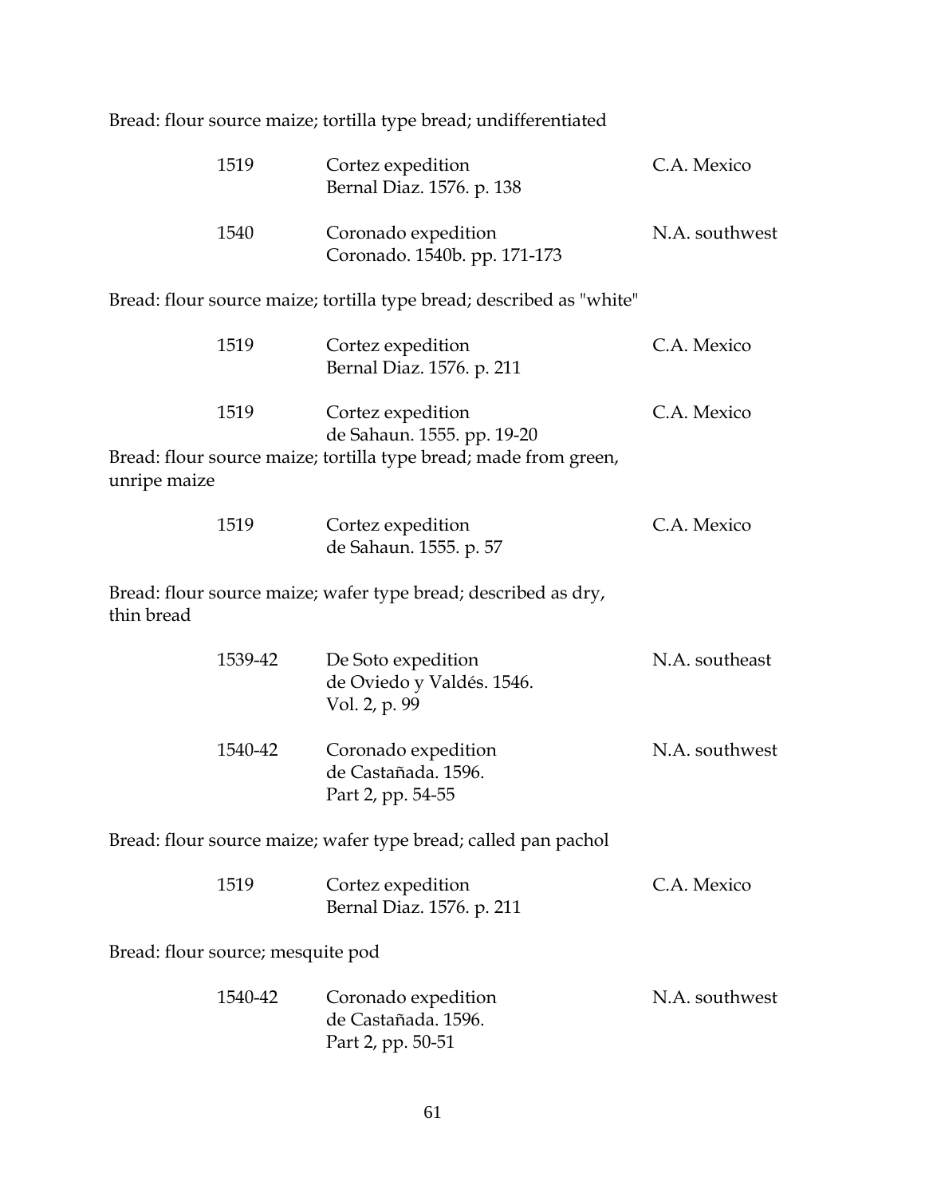Bread: flour source maize; tortilla type bread; undifferentiated

| | | |
|---|---|---|
| 1519 | Cortez expedition<br>Bernal Diaz. 1576. p. 138 | C.A. Mexico |
| 1540 | Coronado expedition<br>Coronado. 1540b. pp. 171-173 | N.A. southwest |

Bread: flour source maize; tortilla type bread; described as "white"

| | | |
|---|---|---|
| 1519 | Cortez expedition<br>Bernal Diaz. 1576. p. 211 | C.A. Mexico |
| 1519 | Cortez expedition<br>de Sahaun. 1555. pp. 19-20 | C.A. Mexico |

Bread: flour source maize; tortilla type bread; made from green, unripe maize

| | | |
|---|---|---|
| 1519 | Cortez expedition<br>de Sahaun. 1555. p. 57 | C.A. Mexico |

Bread: flour source maize; wafer type bread; described as dry, thin bread

| | | |
|---|---|---|
| 1539-42 | De Soto expedition<br>de Oviedo y Valdés. 1546.<br>Vol. 2, p. 99 | N.A. southeast |
| 1540-42 | Coronado expedition<br>de Castañada. 1596.<br>Part 2, pp. 54-55 | N.A. southwest |

Bread: flour source maize; wafer type bread; called pan pachol

| | | |
|---|---|---|
| 1519 | Cortez expedition<br>Bernal Diaz. 1576. p. 211 | C.A. Mexico |

Bread: flour source; mesquite pod

| | | |
|---|---|---|
| 1540-42 | Coronado expedition<br>de Castañada. 1596.<br>Part 2, pp. 50-51 | N.A. southwest |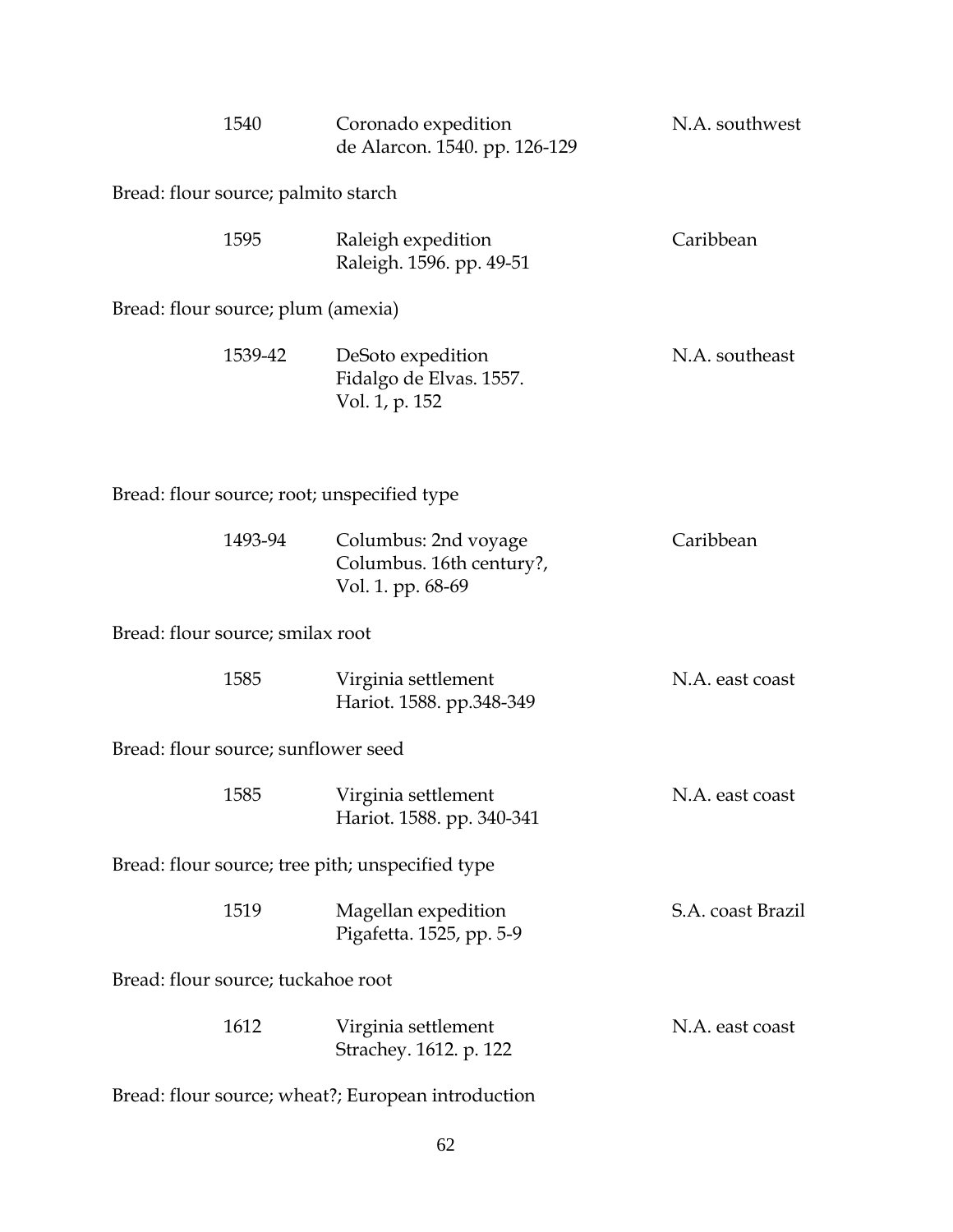| | | |
|---|---|---|
| 1540 | Coronado expedition<br>de Alarcon. 1540. pp. 126-129 | N.A. southwest |

Bread: flour source; palmito starch

| | | |
|---|---|---|
| 1595 | Raleigh expedition<br>Raleigh. 1596. pp. 49-51 | Caribbean |

Bread: flour source; plum (amexia)

| | | |
|---|---|---|
| 1539-42 | DeSoto expedition<br>Fidalgo de Elvas. 1557.<br>Vol. 1, p. 152 | N.A. southeast |

Bread: flour source; root; unspecified type

| | | |
|---|---|---|
| 1493-94 | Columbus: 2nd voyage<br>Columbus. 16th century?,<br>Vol. 1. pp. 68-69 | Caribbean |

Bread: flour source; smilax root

| | | |
|---|---|---|
| 1585 | Virginia settlement<br>Hariot. 1588. pp.348-349 | N.A. east coast |

Bread: flour source; sunflower seed

| | | |
|---|---|---|
| 1585 | Virginia settlement<br>Hariot. 1588. pp. 340-341 | N.A. east coast |

Bread: flour source; tree pith; unspecified type

| | | |
|---|---|---|
| 1519 | Magellan expedition<br>Pigafetta. 1525, pp. 5-9 | S.A. coast Brazil |

Bread: flour source; tuckahoe root

| | | |
|---|---|---|
| 1612 | Virginia settlement<br>Strachey. 1612. p. 122 | N.A. east coast |

Bread: flour source; wheat?; European introduction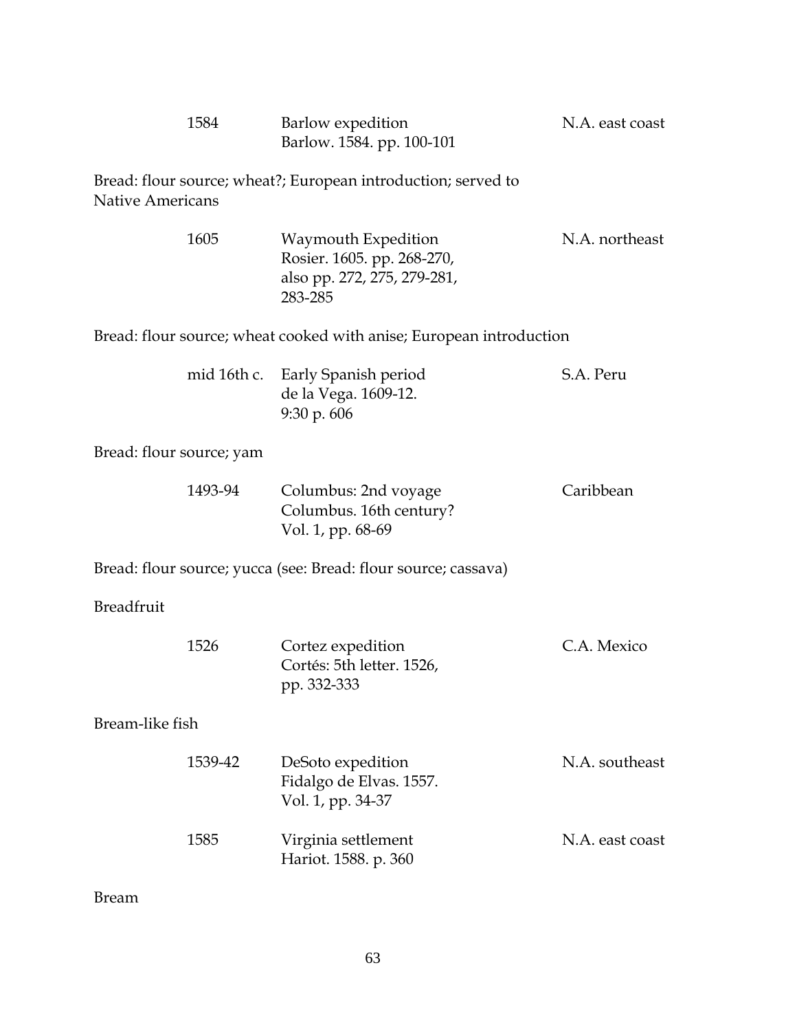| | | |
|---|---|---|
| 1584 | Barlow expedition<br>Barlow. 1584. pp. 100-101 | N.A. east coast |

Bread: flour source; wheat?; European introduction; served to Native Americans

| | | |
|---|---|---|
| 1605 | Waymouth Expedition<br>Rosier. 1605. pp. 268-270, also pp. 272, 275, 279-281, 283-285 | N.A. northeast |

Bread: flour source; wheat cooked with anise; European introduction

| | | |
|---|---|---|
| mid 16th c. | Early Spanish period<br>de la Vega. 1609-12. 9:30 p. 606 | S.A. Peru |

Bread: flour source; yam

| | | |
|---|---|---|
| 1493-94 | Columbus: 2nd voyage<br>Columbus. 16th century? Vol. 1, pp. 68-69 | Caribbean |

Bread: flour source; yucca (see: Bread: flour source; cassava)

Breadfruit

| | | |
|---|---|---|
| 1526 | Cortez expedition<br>Cortés: 5th letter. 1526, pp. 332-333 | C.A. Mexico |

Bream-like fish

| | | |
|---|---|---|
| 1539-42 | DeSoto expedition<br>Fidalgo de Elvas. 1557. Vol. 1, pp. 34-37 | N.A. southeast |
| 1585 | Virginia settlement<br>Hariot. 1588. p. 360 | N.A. east coast |

Bream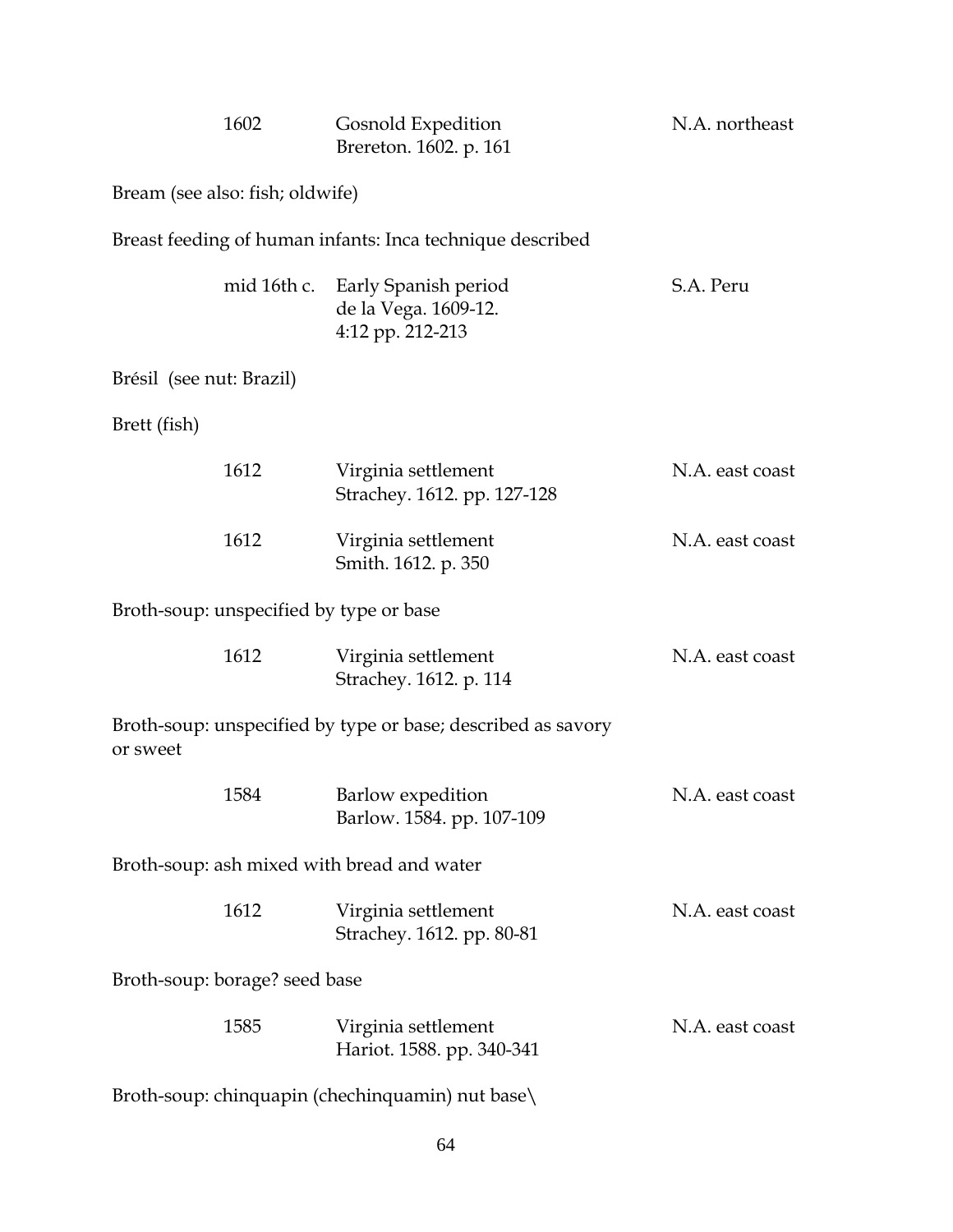| | | |
|---|---|---|
| 1602 | Gosnold Expedition<br>Brereton. 1602. p. 161 | N.A. northeast |

Bream (see also: fish; oldwife)

Breast feeding of human infants: Inca technique described

| | | |
|---|---|---|
| mid 16th c. | Early Spanish period<br>de la Vega. 1609-12.<br>4:12 pp. 212-213 | S.A. Peru |

Brésil (see nut: Brazil)

Brett (fish)

| | | |
|---|---|---|
| 1612 | Virginia settlement<br>Strachey. 1612. pp. 127-128 | N.A. east coast |
| 1612 | Virginia settlement<br>Smith. 1612. p. 350 | N.A. east coast |

Broth-soup: unspecified by type or base

| | | |
|---|---|---|
| 1612 | Virginia settlement<br>Strachey. 1612. p. 114 | N.A. east coast |

Broth-soup: unspecified by type or base; described as savory or sweet

| | | |
|---|---|---|
| 1584 | Barlow expedition<br>Barlow. 1584. pp. 107-109 | N.A. east coast |

Broth-soup: ash mixed with bread and water

| | | |
|---|---|---|
| 1612 | Virginia settlement<br>Strachey. 1612. pp. 80-81 | N.A. east coast |

Broth-soup: borage? seed base

| | | |
|---|---|---|
| 1585 | Virginia settlement<br>Hariot. 1588. pp. 340-341 | N.A. east coast |

Broth-soup: chinquapin (chechinquamin) nut base\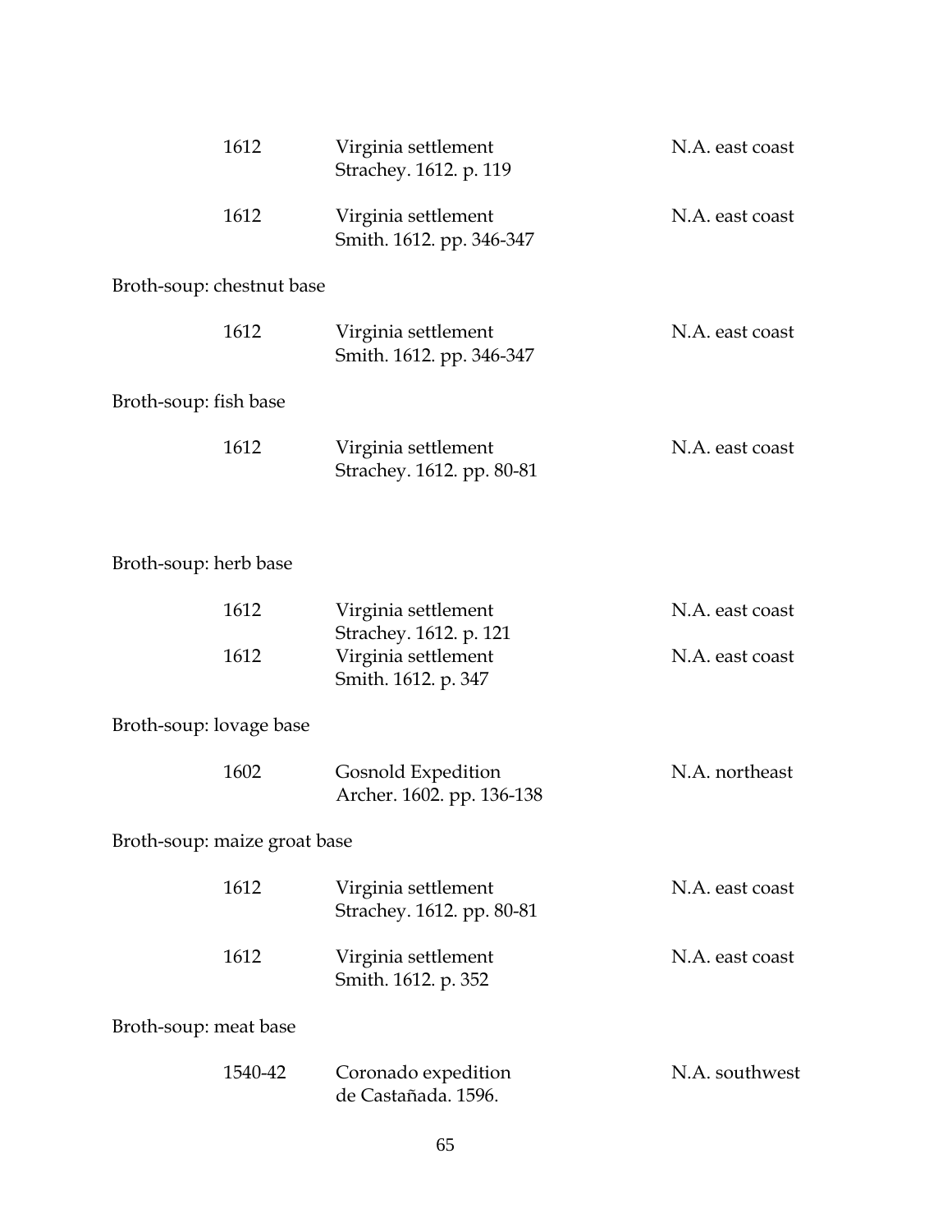| | | |
|---|---|---|
| 1612 | Virginia settlement<br>Strachey. 1612. p. 119 | N.A. east coast |
| 1612 | Virginia settlement<br>Smith. 1612. pp. 346-347 | N.A. east coast |

Broth-soup: chestnut base

| | | |
|---|---|---|
| 1612 | Virginia settlement<br>Smith. 1612. pp. 346-347 | N.A. east coast |

Broth-soup: fish base

| | | |
|---|---|---|
| 1612 | Virginia settlement<br>Strachey. 1612. pp. 80-81 | N.A. east coast |

Broth-soup: herb base

| | | |
|---|---|---|
| 1612 | Virginia settlement<br>Strachey. 1612. p. 121 | N.A. east coast |
| 1612 | Virginia settlement<br>Smith. 1612. p. 347 | N.A. east coast |

Broth-soup: lovage base

| | | |
|---|---|---|
| 1602 | Gosnold Expedition<br>Archer. 1602. pp. 136-138 | N.A. northeast |

Broth-soup: maize groat base

| | | |
|---|---|---|
| 1612 | Virginia settlement<br>Strachey. 1612. pp. 80-81 | N.A. east coast |
| 1612 | Virginia settlement<br>Smith. 1612. p. 352 | N.A. east coast |

Broth-soup: meat base

| | | |
|---|---|---|
| 1540-42 | Coronado expedition<br>de Castañada. 1596. | N.A. southwest |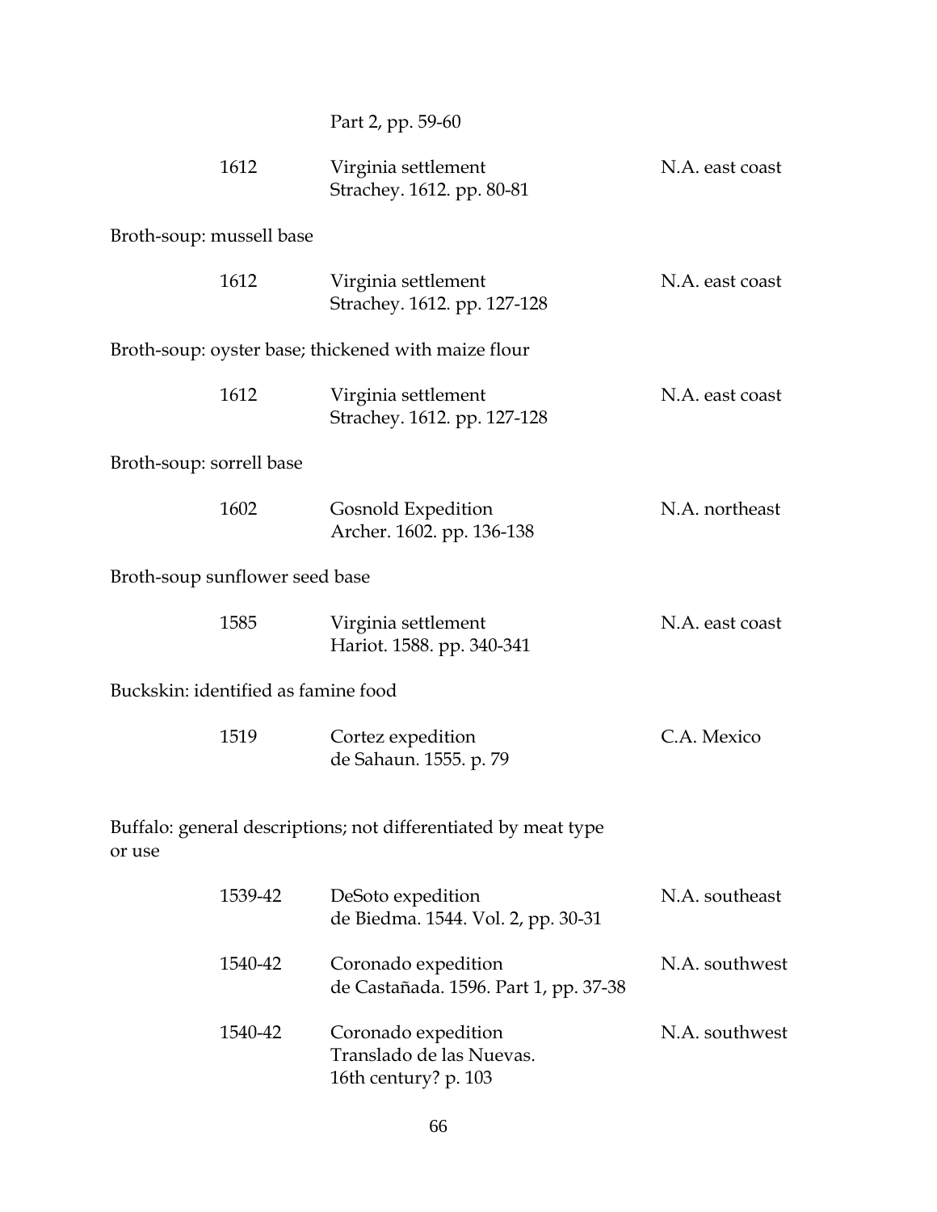Part 2, pp. 59-60

| | | |
|---|---|---|
| 1612 | Virginia settlement<br>Strachey. 1612. pp. 80-81 | N.A. east coast |

Broth-soup: mussell base

| | | |
|---|---|---|
| 1612 | Virginia settlement<br>Strachey. 1612. pp. 127-128 | N.A. east coast |

Broth-soup: oyster base; thickened with maize flour

| | | |
|---|---|---|
| 1612 | Virginia settlement<br>Strachey. 1612. pp. 127-128 | N.A. east coast |

Broth-soup: sorrell base

| | | |
|---|---|---|
| 1602 | Gosnold Expedition<br>Archer. 1602. pp. 136-138 | N.A. northeast |

Broth-soup sunflower seed base

| | | |
|---|---|---|
| 1585 | Virginia settlement<br>Hariot. 1588. pp. 340-341 | N.A. east coast |

Buckskin: identified as famine food

| | | |
|---|---|---|
| 1519 | Cortez expedition<br>de Sahaun. 1555. p. 79 | C.A. Mexico |

Buffalo: general descriptions; not differentiated by meat type or use

| | | |
|---|---|---|
| 1539-42 | DeSoto expedition<br>de Biedma. 1544. Vol. 2, pp. 30-31 | N.A. southeast |
| 1540-42 | Coronado expedition<br>de Castañada. 1596. Part 1, pp. 37-38 | N.A. southwest |
| 1540-42 | Coronado expedition<br>Translado de las Nuevas.<br>16th century? p. 103 | N.A. southwest |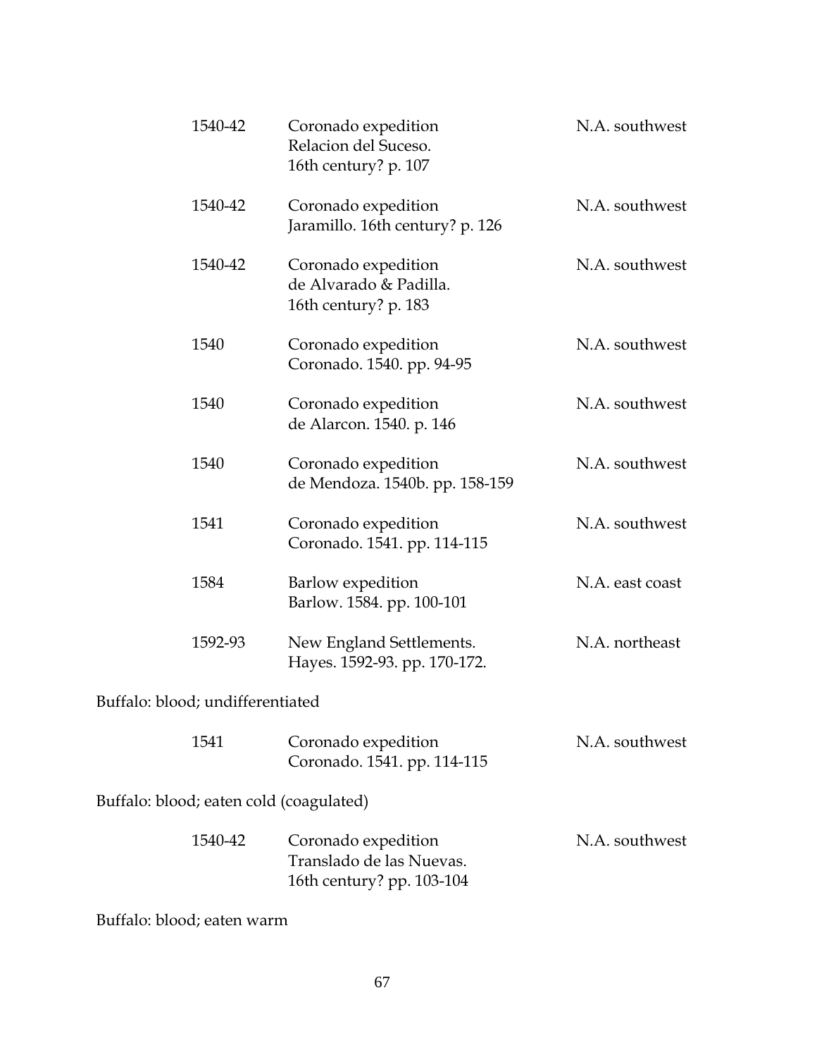| | | |
|---|---|---|
| 1540-42 | Coronado expedition<br>Relacion del Suceso.<br>16th century? p. 107 | N.A. southwest |
| 1540-42 | Coronado expedition<br>Jaramillo. 16th century? p. 126 | N.A. southwest |
| 1540-42 | Coronado expedition<br>de Alvarado & Padilla.<br>16th century? p. 183 | N.A. southwest |
| 1540 | Coronado expedition<br>Coronado. 1540. pp. 94-95 | N.A. southwest |
| 1540 | Coronado expedition<br>de Alarcon. 1540. p. 146 | N.A. southwest |
| 1540 | Coronado expedition<br>de Mendoza. 1540b. pp. 158-159 | N.A. southwest |
| 1541 | Coronado expedition<br>Coronado. 1541. pp. 114-115 | N.A. southwest |
| 1584 | Barlow expedition<br>Barlow. 1584. pp. 100-101 | N.A. east coast |
| 1592-93 | New England Settlements.<br>Hayes. 1592-93. pp. 170-172. | N.A. northeast |

Buffalo: blood; undifferentiated

| | | |
|---|---|---|
| 1541 | Coronado expedition<br>Coronado. 1541. pp. 114-115 | N.A. southwest |

Buffalo: blood; eaten cold (coagulated)

| | | |
|---|---|---|
| 1540-42 | Coronado expedition<br>Translado de las Nuevas.<br>16th century? pp. 103-104 | N.A. southwest |

Buffalo: blood; eaten warm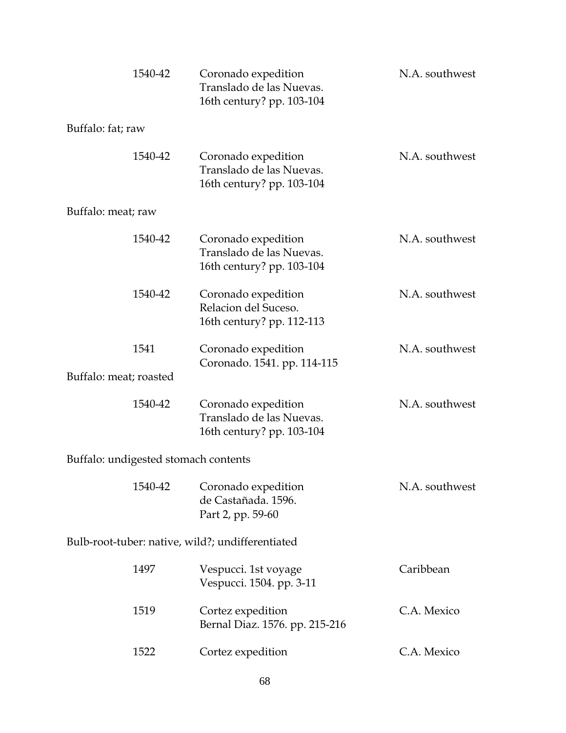| | | |
|---|---|---|
| 1540-42 | Coronado expedition<br>Translado de las Nuevas.<br>16th century? pp. 103-104 | N.A. southwest |

Buffalo: fat; raw

| | | |
|---|---|---|
| 1540-42 | Coronado expedition<br>Translado de las Nuevas.<br>16th century? pp. 103-104 | N.A. southwest |

Buffalo: meat; raw

| | | |
|---|---|---|
| 1540-42 | Coronado expedition<br>Translado de las Nuevas.<br>16th century? pp. 103-104 | N.A. southwest |
| 1540-42 | Coronado expedition<br>Relacion del Suceso.<br>16th century? pp. 112-113 | N.A. southwest |
| 1541 | Coronado expedition<br>Coronado. 1541. pp. 114-115 | N.A. southwest |

Buffalo: meat; roasted

| | | |
|---|---|---|
| 1540-42 | Coronado expedition<br>Translado de las Nuevas.<br>16th century? pp. 103-104 | N.A. southwest |

Buffalo: undigested stomach contents

| | | |
|---|---|---|
| 1540-42 | Coronado expedition<br>de Castañada. 1596.<br>Part 2, pp. 59-60 | N.A. southwest |

Bulb-root-tuber: native, wild?; undifferentiated

| | | |
|---|---|---|
| 1497 | Vespucci. 1st voyage<br>Vespucci. 1504. pp. 3-11 | Caribbean |
| 1519 | Cortez expedition<br>Bernal Diaz. 1576. pp. 215-216 | C.A. Mexico |
| 1522 | Cortez expedition | C.A. Mexico |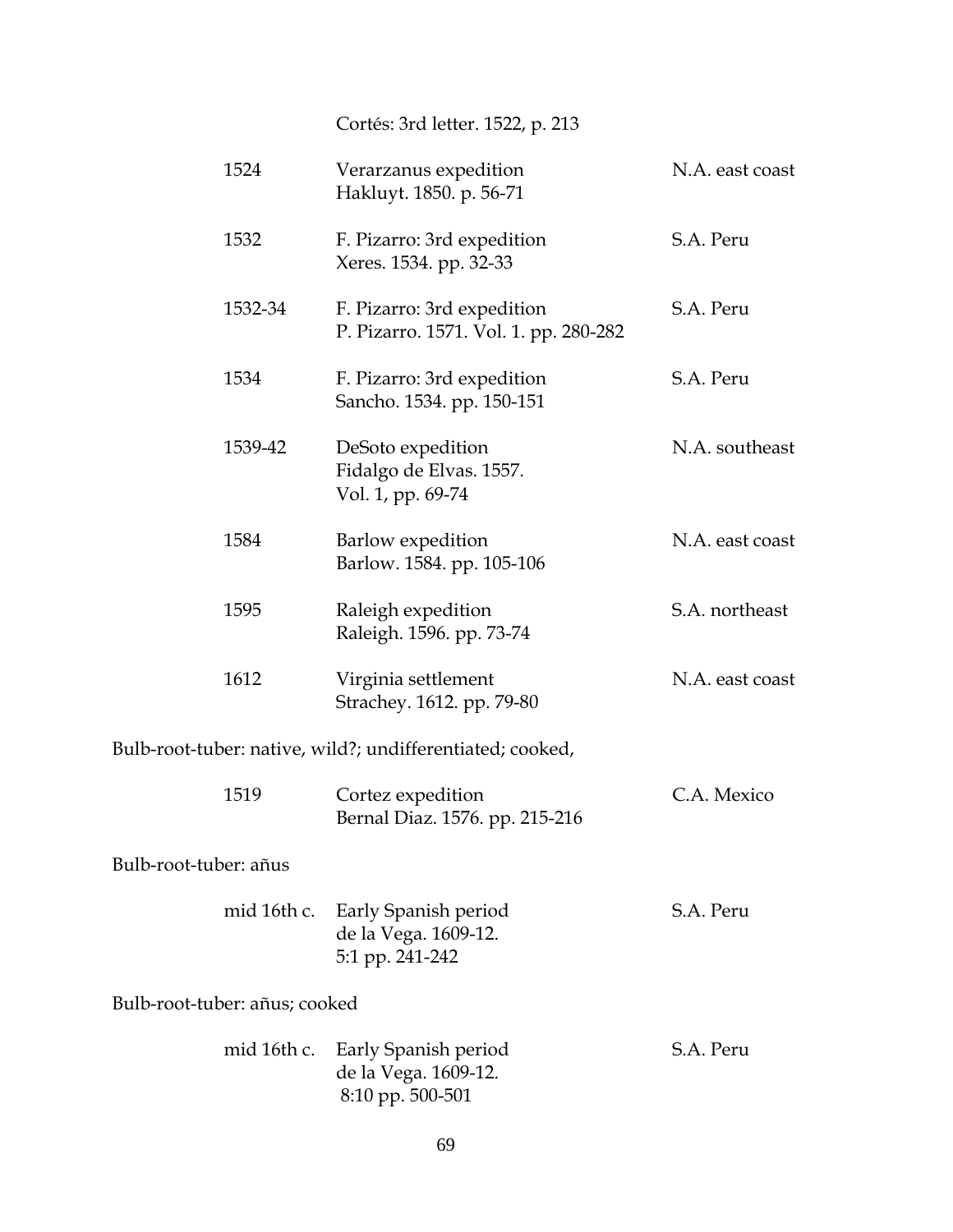| | | |
|---|---|---|
| | Cortés: 3rd letter. 1522, p. 213 | |
| 1524 | Verarzanus expedition<br>Hakluyt. 1850. p. 56-71 | N.A. east coast |
| 1532 | F. Pizarro: 3rd expedition<br>Xeres. 1534. pp. 32-33 | S.A. Peru |
| 1532-34 | F. Pizarro: 3rd expedition<br>P. Pizarro. 1571. Vol. 1. pp. 280-282 | S.A. Peru |
| 1534 | F. Pizarro: 3rd expedition<br>Sancho. 1534. pp. 150-151 | S.A. Peru |
| 1539-42 | DeSoto expedition<br>Fidalgo de Elvas. 1557.<br>Vol. 1, pp. 69-74 | N.A. southeast |
| 1584 | Barlow expedition<br>Barlow. 1584. pp. 105-106 | N.A. east coast |
| 1595 | Raleigh expedition<br>Raleigh. 1596. pp. 73-74 | S.A. northeast |
| 1612 | Virginia settlement<br>Strachey. 1612. pp. 79-80 | N.A. east coast |

Bulb-root-tuber: native, wild?; undifferentiated; cooked,

| | | |
|---|---|---|
| 1519 | Cortez expedition<br>Bernal Diaz. 1576. pp. 215-216 | C.A. Mexico |

Bulb-root-tuber: añus

| | | |
|---|---|---|
| mid 16th c. | Early Spanish period<br>de la Vega. 1609-12.<br>5:1 pp. 241-242 | S.A. Peru |

Bulb-root-tuber: añus; cooked

| | | |
|---|---|---|
| mid 16th c. | Early Spanish period<br>de la Vega. 1609-12.<br>8:10 pp. 500-501 | S.A. Peru |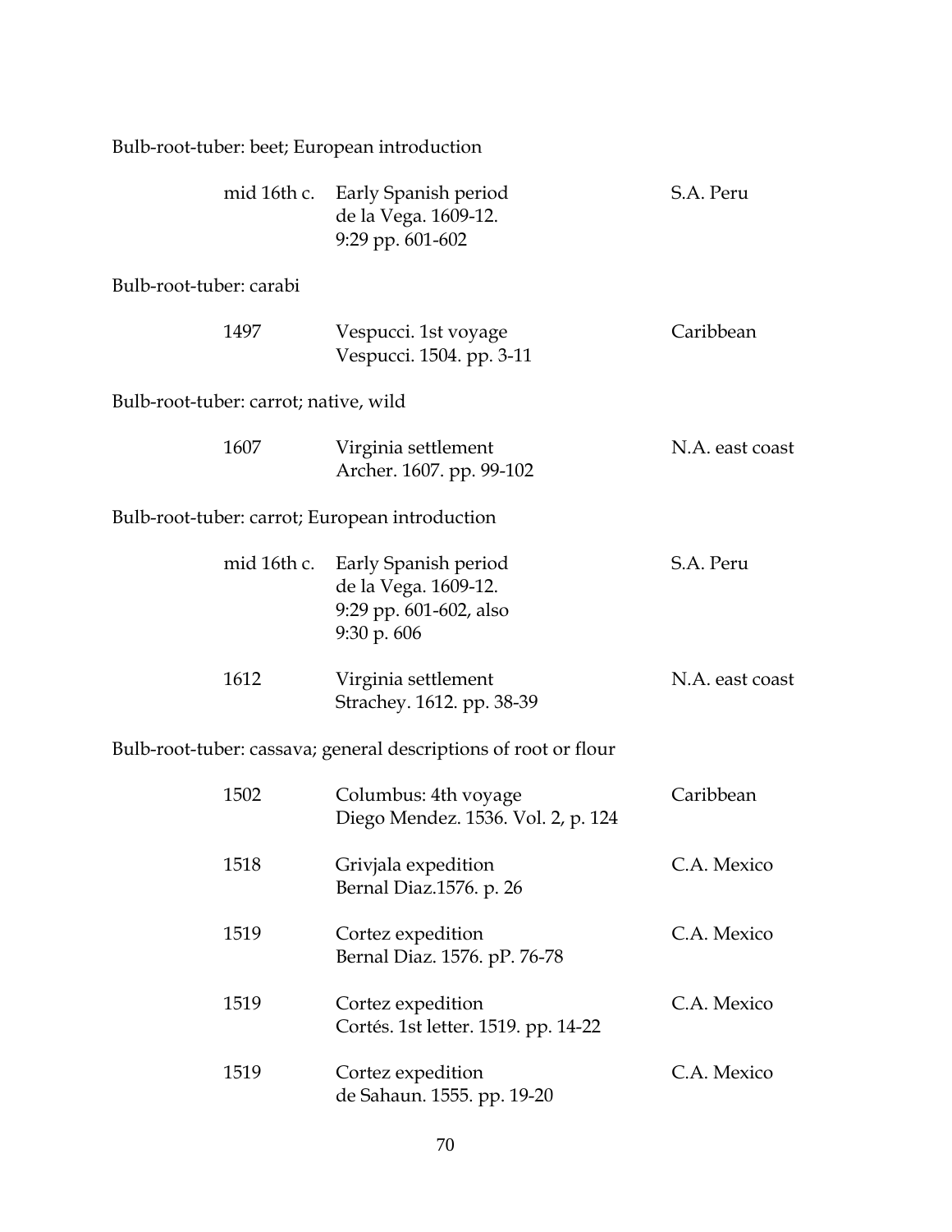Bulb-root-tuber: beet; European introduction

| | | |
|---|---|---|
| mid 16th c. | Early Spanish period<br>de la Vega. 1609-12.<br>9:29 pp. 601-602 | S.A. Peru |

Bulb-root-tuber: carabi

| | | |
|---|---|---|
| 1497 | Vespucci. 1st voyage<br>Vespucci. 1504. pp. 3-11 | Caribbean |

Bulb-root-tuber: carrot; native, wild

| | | |
|---|---|---|
| 1607 | Virginia settlement<br>Archer. 1607. pp. 99-102 | N.A. east coast |

Bulb-root-tuber: carrot; European introduction

| | | |
|---|---|---|
| mid 16th c. | Early Spanish period<br>de la Vega. 1609-12.<br>9:29 pp. 601-602, also<br>9:30 p. 606 | S.A. Peru |
| 1612 | Virginia settlement<br>Strachey. 1612. pp. 38-39 | N.A. east coast |

Bulb-root-tuber: cassava; general descriptions of root or flour

| | | |
|---|---|---|
| 1502 | Columbus: 4th voyage<br>Diego Mendez. 1536. Vol. 2, p. 124 | Caribbean |
| 1518 | Grivjala expedition<br>Bernal Diaz.1576. p. 26 | C.A. Mexico |
| 1519 | Cortez expedition<br>Bernal Diaz. 1576. pP. 76-78 | C.A. Mexico |
| 1519 | Cortez expedition<br>Cortés. 1st letter. 1519. pp. 14-22 | C.A. Mexico |
| 1519 | Cortez expedition<br>de Sahaun. 1555. pp. 19-20 | C.A. Mexico |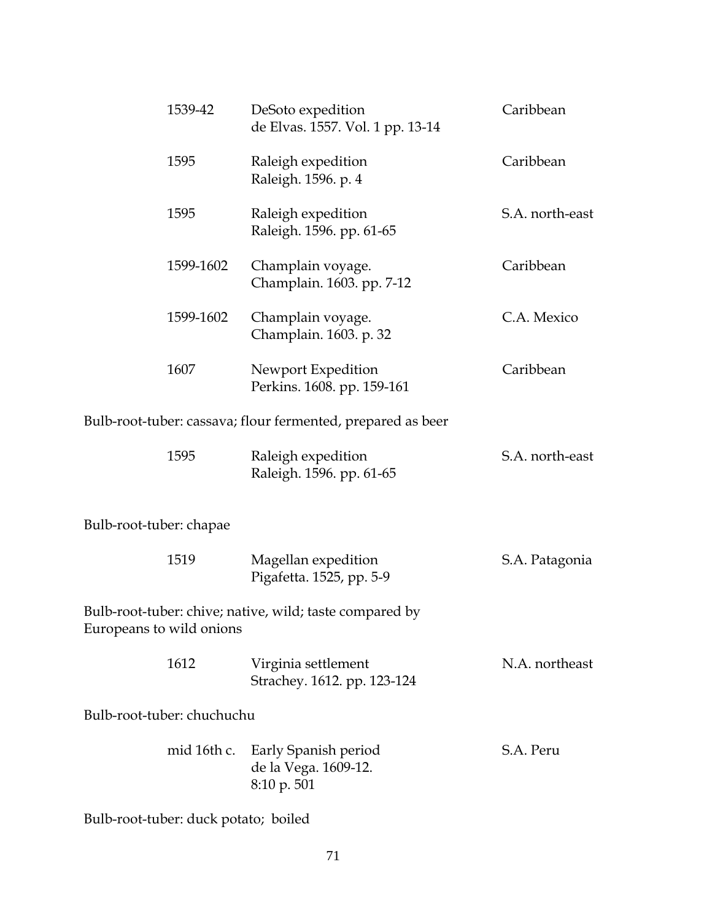| | | |
|---|---|---|
| 1539-42 | DeSoto expedition<br>de Elvas. 1557. Vol. 1 pp. 13-14 | Caribbean |
| 1595 | Raleigh expedition<br>Raleigh. 1596. p. 4 | Caribbean |
| 1595 | Raleigh expedition<br>Raleigh. 1596. pp. 61-65 | S.A. north-east |
| 1599-1602 | Champlain voyage.<br>Champlain. 1603. pp. 7-12 | Caribbean |
| 1599-1602 | Champlain voyage.<br>Champlain. 1603. p. 32 | C.A. Mexico |
| 1607 | Newport Expedition<br>Perkins. 1608. pp. 159-161 | Caribbean |

Bulb-root-tuber: cassava; flour fermented, prepared as beer

| | | |
|---|---|---|
| 1595 | Raleigh expedition<br>Raleigh. 1596. pp. 61-65 | S.A. north-east |

Bulb-root-tuber: chapae

| | | |
|---|---|---|
| 1519 | Magellan expedition<br>Pigafetta. 1525, pp. 5-9 | S.A. Patagonia |

Bulb-root-tuber: chive; native, wild; taste compared by Europeans to wild onions

| | | |
|---|---|---|
| 1612 | Virginia settlement<br>Strachey. 1612. pp. 123-124 | N.A. northeast |

Bulb-root-tuber: chuchuchu

| | | |
|---|---|---|
| mid 16th c. | Early Spanish period<br>de la Vega. 1609-12.<br>8:10 p. 501 | S.A. Peru |

Bulb-root-tuber: duck potato; boiled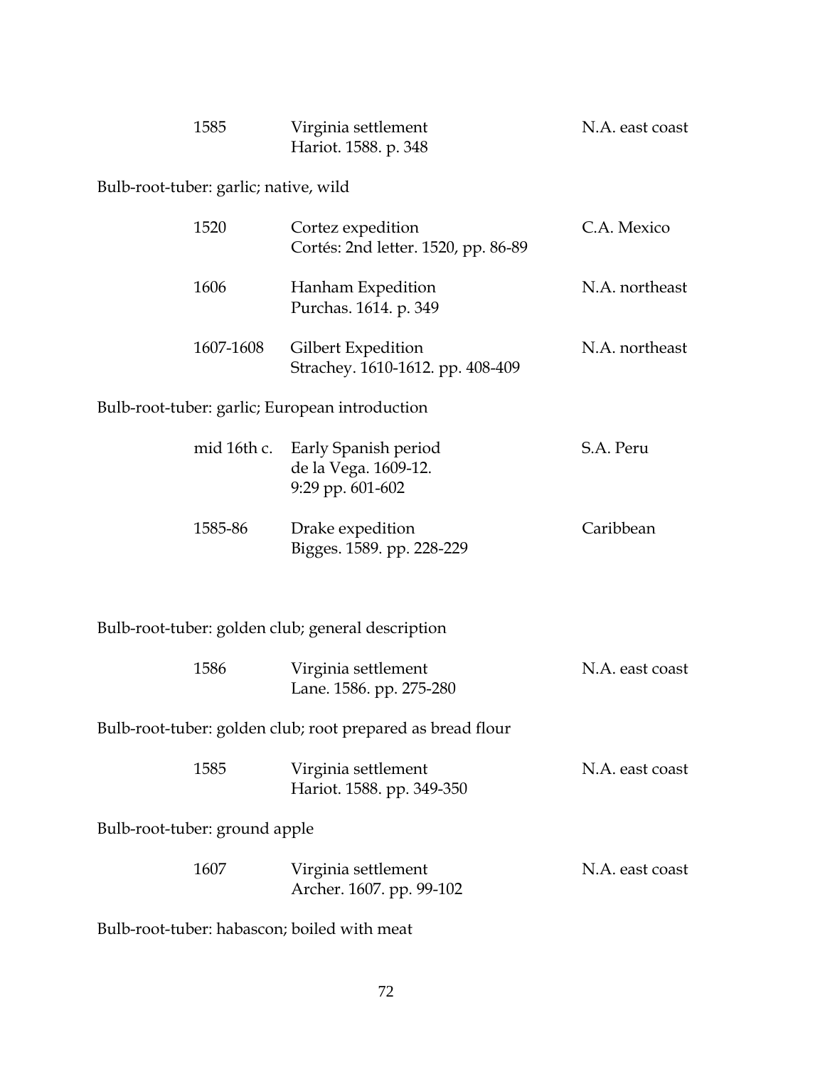| | | |
|---|---|---|
| 1585 | Virginia settlement<br>Hariot. 1588. p. 348 | N.A. east coast |

Bulb-root-tuber: garlic; native, wild

| | | |
|---|---|---|
| 1520 | Cortez expedition<br>Cortés: 2nd letter. 1520, pp. 86-89 | C.A. Mexico |
| 1606 | Hanham Expedition<br>Purchas. 1614. p. 349 | N.A. northeast |
| 1607-1608 | Gilbert Expedition<br>Strachey. 1610-1612. pp. 408-409 | N.A. northeast |

Bulb-root-tuber: garlic; European introduction

| | | |
|---|---|---|
| mid 16th c. | Early Spanish period<br>de la Vega. 1609-12.<br>9:29 pp. 601-602 | S.A. Peru |
| 1585-86 | Drake expedition<br>Bigges. 1589. pp. 228-229 | Caribbean |

Bulb-root-tuber: golden club; general description

| | | |
|---|---|---|
| 1586 | Virginia settlement<br>Lane. 1586. pp. 275-280 | N.A. east coast |

Bulb-root-tuber: golden club; root prepared as bread flour

| | | |
|---|---|---|
| 1585 | Virginia settlement<br>Hariot. 1588. pp. 349-350 | N.A. east coast |

Bulb-root-tuber: ground apple

| | | |
|---|---|---|
| 1607 | Virginia settlement<br>Archer. 1607. pp. 99-102 | N.A. east coast |

Bulb-root-tuber: habascon; boiled with meat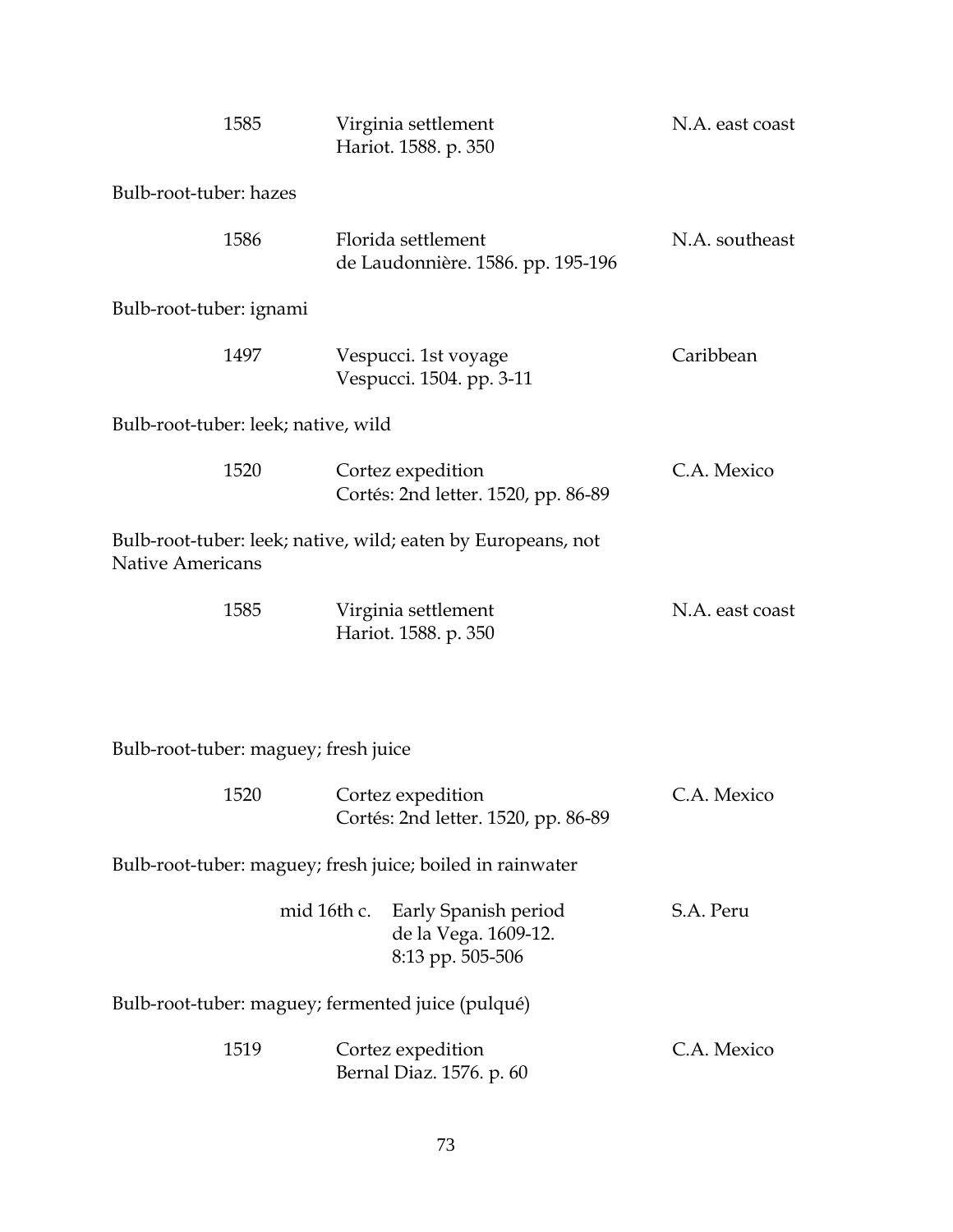| | | |
|---|---|---|
| 1585 | Virginia settlement<br>Hariot. 1588. p. 350 | N.A. east coast |

Bulb-root-tuber: hazes

| | | |
|---|---|---|
| 1586 | Florida settlement<br>de Laudonnière. 1586. pp. 195-196 | N.A. southeast |

Bulb-root-tuber: ignami

| | | |
|---|---|---|
| 1497 | Vespucci. 1st voyage<br>Vespucci. 1504. pp. 3-11 | Caribbean |

Bulb-root-tuber: leek; native, wild

| | | |
|---|---|---|
| 1520 | Cortez expedition<br>Cortés: 2nd letter. 1520, pp. 86-89 | C.A. Mexico |

Bulb-root-tuber: leek; native, wild; eaten by Europeans, not Native Americans

| | | |
|---|---|---|
| 1585 | Virginia settlement<br>Hariot. 1588. p. 350 | N.A. east coast |

Bulb-root-tuber: maguey; fresh juice

| | | |
|---|---|---|
| 1520 | Cortez expedition<br>Cortés: 2nd letter. 1520, pp. 86-89 | C.A. Mexico |

Bulb-root-tuber: maguey; fresh juice; boiled in rainwater

| | | |
|---|---|---|
| mid 16th c. | Early Spanish period<br>de la Vega. 1609-12.<br>8:13 pp. 505-506 | S.A. Peru |

Bulb-root-tuber: maguey; fermented juice (pulqué)

| | | |
|---|---|---|
| 1519 | Cortez expedition<br>Bernal Diaz. 1576. p. 60 | C.A. Mexico |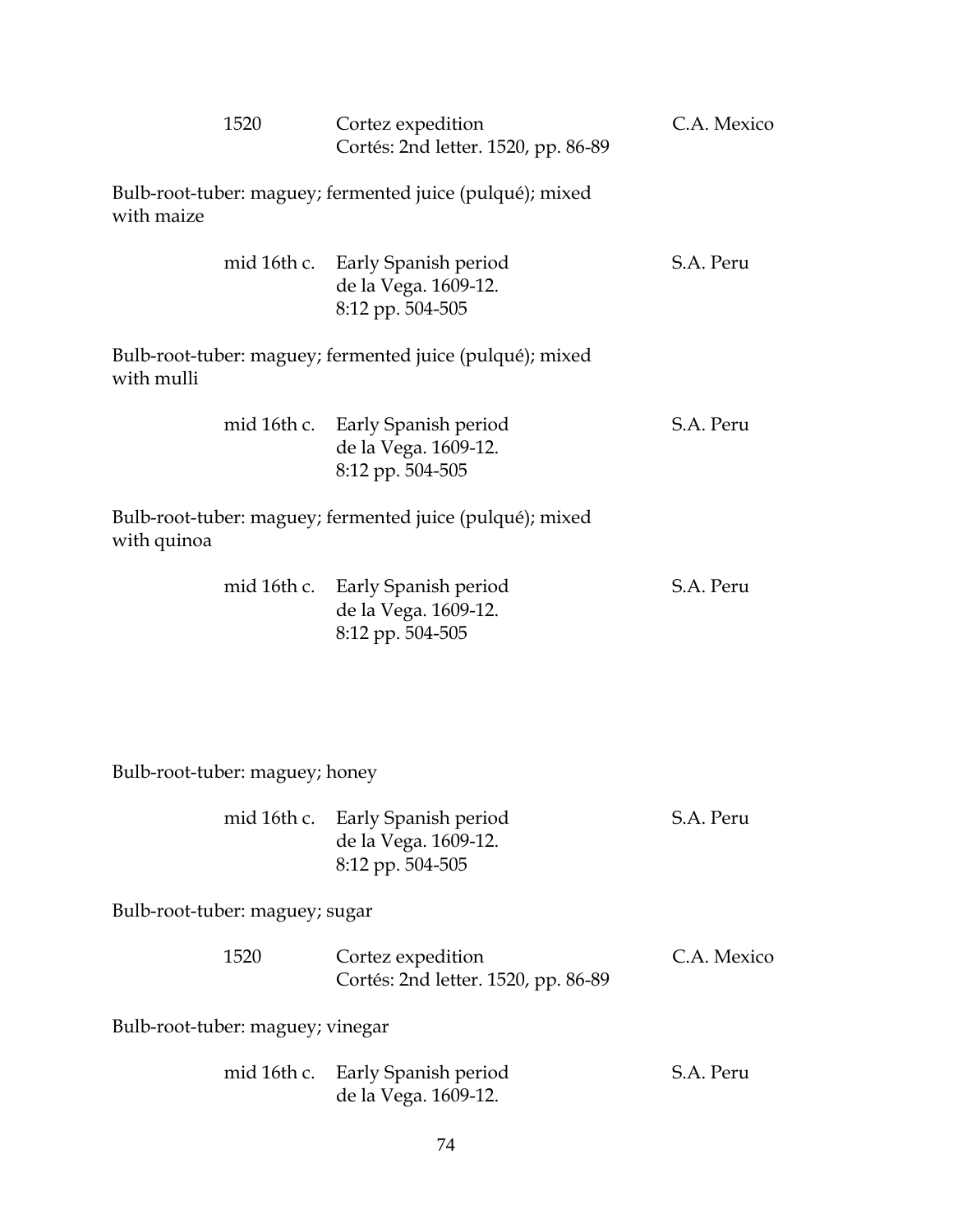| | | |
|---|---|---|
| 1520 | Cortez expedition<br>Cortés: 2nd letter. 1520, pp. 86-89 | C.A. Mexico |

Bulb-root-tuber: maguey; fermented juice (pulqué); mixed with maize

| | | |
|---|---|---|
| mid 16th c. | Early Spanish period<br>de la Vega. 1609-12.<br>8:12 pp. 504-505 | S.A. Peru |

Bulb-root-tuber: maguey; fermented juice (pulqué); mixed with mulli

| | | |
|---|---|---|
| mid 16th c. | Early Spanish period<br>de la Vega. 1609-12.<br>8:12 pp. 504-505 | S.A. Peru |

Bulb-root-tuber: maguey; fermented juice (pulqué); mixed with quinoa

| | | |
|---|---|---|
| mid 16th c. | Early Spanish period<br>de la Vega. 1609-12.<br>8:12 pp. 504-505 | S.A. Peru |

Bulb-root-tuber: maguey; honey

| | | |
|---|---|---|
| mid 16th c. | Early Spanish period<br>de la Vega. 1609-12.<br>8:12 pp. 504-505 | S.A. Peru |

Bulb-root-tuber: maguey; sugar

| | | |
|---|---|---|
| 1520 | Cortez expedition<br>Cortés: 2nd letter. 1520, pp. 86-89 | C.A. Mexico |

Bulb-root-tuber: maguey; vinegar

| | | |
|---|---|---|
| mid 16th c. | Early Spanish period<br>de la Vega. 1609-12. | S.A. Peru |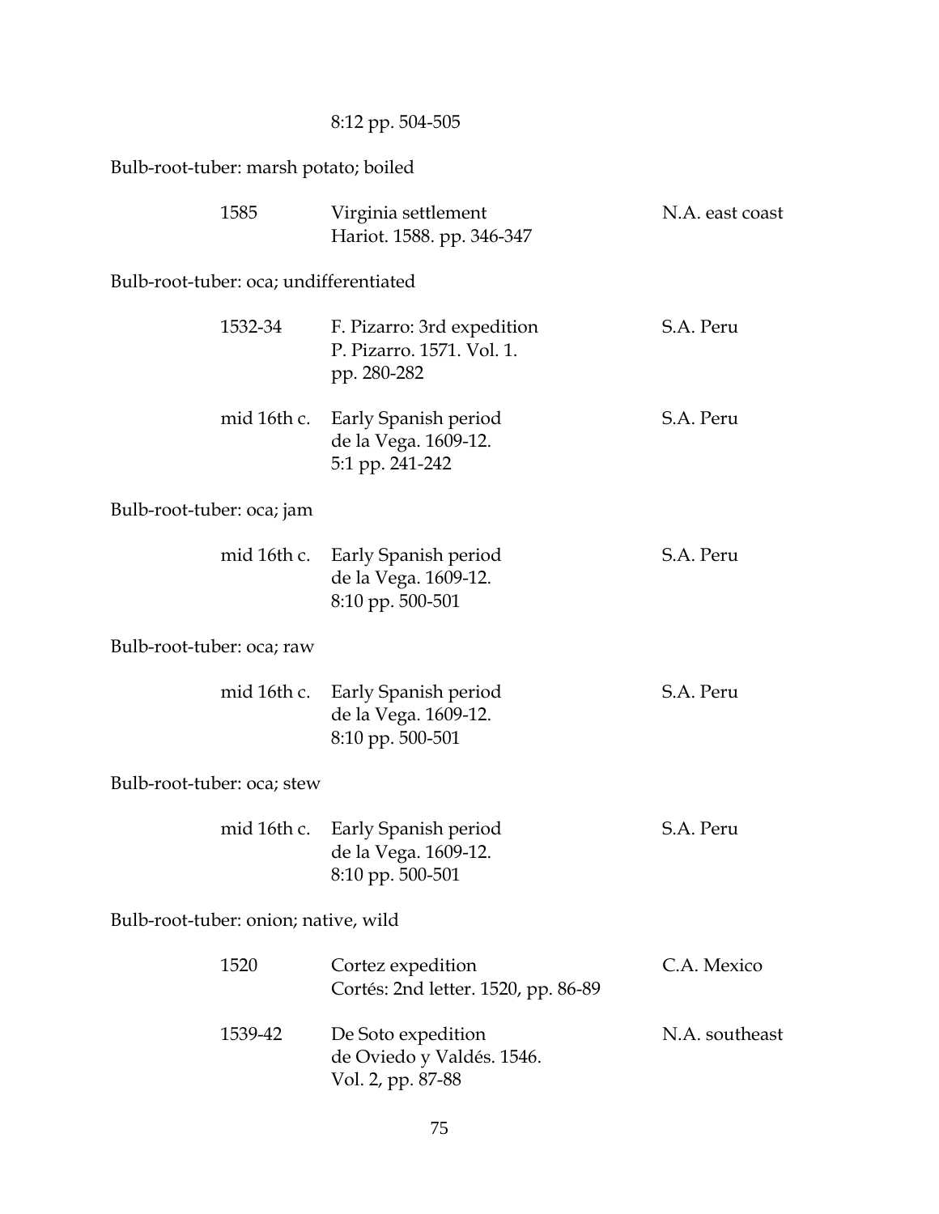8:12 pp. 504-505

Bulb-root-tuber: marsh potato; boiled

| | | |
|---|---|---|
| 1585 | Virginia settlement<br>Hariot. 1588. pp. 346-347 | N.A. east coast |

Bulb-root-tuber: oca; undifferentiated

| | | |
|---|---|---|
| 1532-34 | F. Pizarro: 3rd expedition<br>P. Pizarro. 1571. Vol. 1.<br>pp. 280-282 | S.A. Peru |
| mid 16th c. | Early Spanish period<br>de la Vega. 1609-12.<br>5:1 pp. 241-242 | S.A. Peru |

Bulb-root-tuber: oca; jam

| | | |
|---|---|---|
| mid 16th c. | Early Spanish period<br>de la Vega. 1609-12.<br>8:10 pp. 500-501 | S.A. Peru |

Bulb-root-tuber: oca; raw

| | | |
|---|---|---|
| mid 16th c. | Early Spanish period<br>de la Vega. 1609-12.<br>8:10 pp. 500-501 | S.A. Peru |

Bulb-root-tuber: oca; stew

| | | |
|---|---|---|
| mid 16th c. | Early Spanish period<br>de la Vega. 1609-12.<br>8:10 pp. 500-501 | S.A. Peru |

Bulb-root-tuber: onion; native, wild

| | | |
|---|---|---|
| 1520 | Cortez expedition<br>Cortés: 2nd letter. 1520, pp. 86-89 | C.A. Mexico |
| 1539-42 | De Soto expedition<br>de Oviedo y Valdés. 1546.<br>Vol. 2, pp. 87-88 | N.A. southeast |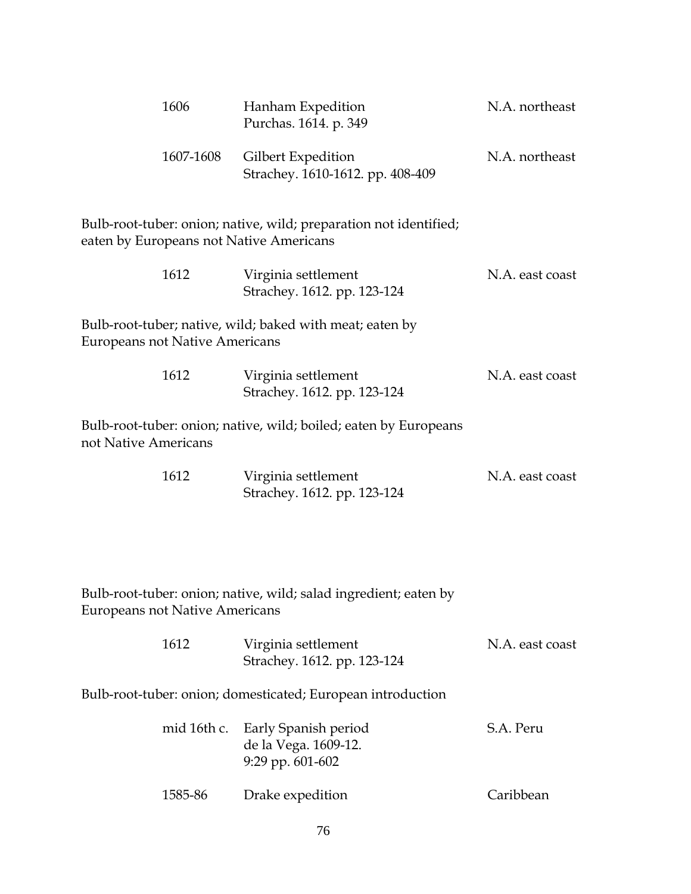| | | |
|---|---|---|
| 1606 | Hanham Expedition<br>Purchas. 1614. p. 349 | N.A. northeast |
| 1607-1608 | Gilbert Expedition<br>Strachey. 1610-1612. pp. 408-409 | N.A. northeast |

Bulb-root-tuber: onion; native, wild; preparation not identified; eaten by Europeans not Native Americans

| | | |
|---|---|---|
| 1612 | Virginia settlement<br>Strachey. 1612. pp. 123-124 | N.A. east coast |

Bulb-root-tuber; native, wild; baked with meat; eaten by Europeans not Native Americans

| | | |
|---|---|---|
| 1612 | Virginia settlement<br>Strachey. 1612. pp. 123-124 | N.A. east coast |

Bulb-root-tuber: onion; native, wild; boiled; eaten by Europeans not Native Americans

| | | |
|---|---|---|
| 1612 | Virginia settlement<br>Strachey. 1612. pp. 123-124 | N.A. east coast |

Bulb-root-tuber: onion; native, wild; salad ingredient; eaten by Europeans not Native Americans

| | | |
|---|---|---|
| 1612 | Virginia settlement<br>Strachey. 1612. pp. 123-124 | N.A. east coast |

Bulb-root-tuber: onion; domesticated; European introduction

| | | |
|---|---|---|
| mid 16th c. | Early Spanish period<br>de la Vega. 1609-12.<br>9:29 pp. 601-602 | S.A. Peru |
| 1585-86 | Drake expedition | Caribbean |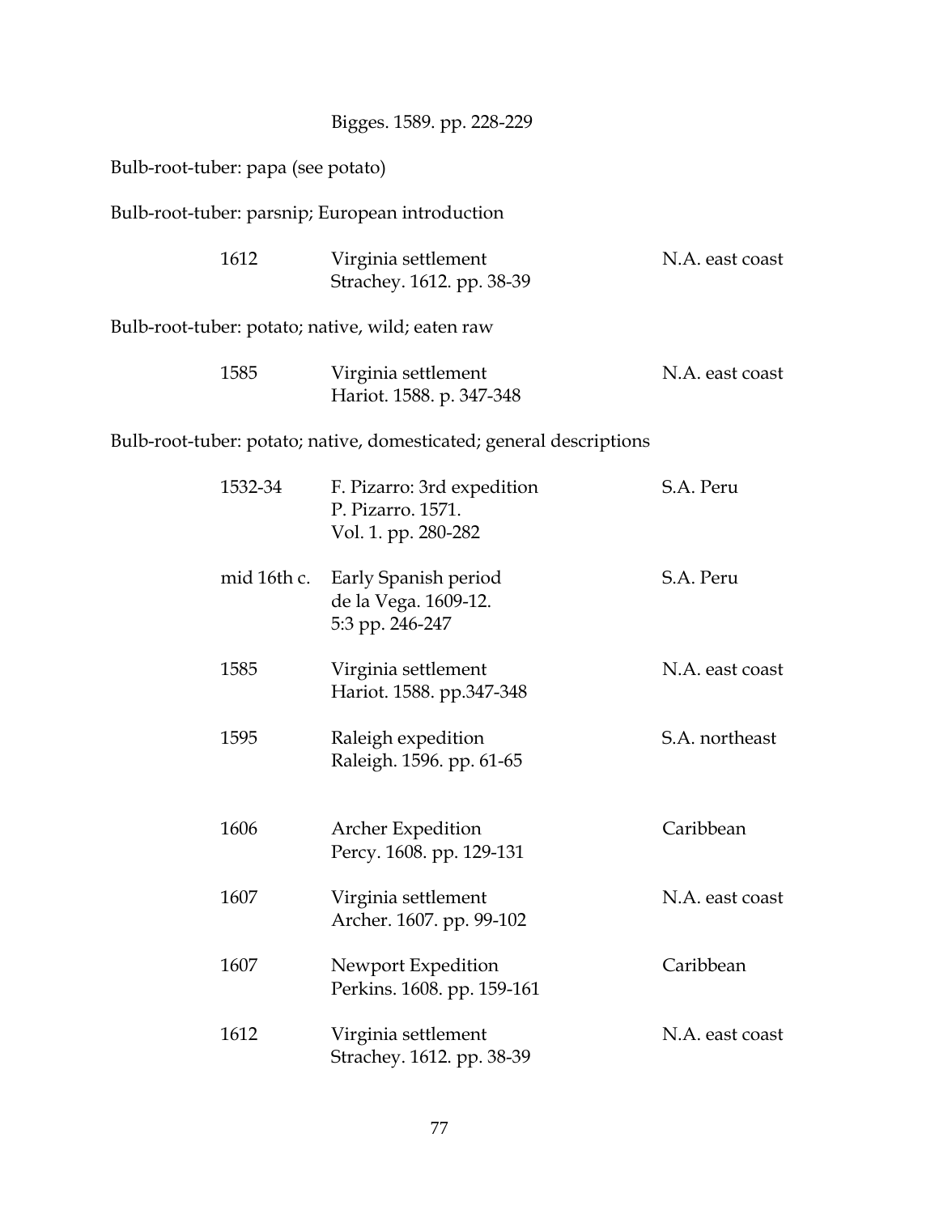Bigges. 1589. pp. 228-229

Bulb-root-tuber: papa (see potato)

Bulb-root-tuber: parsnip; European introduction

| | | |
|---|---|---|
| 1612 | Virginia settlement<br>Strachey. 1612. pp. 38-39 | N.A. east coast |

Bulb-root-tuber: potato; native, wild; eaten raw

| | | |
|---|---|---|
| 1585 | Virginia settlement<br>Hariot. 1588. p. 347-348 | N.A. east coast |

Bulb-root-tuber: potato; native, domesticated; general descriptions

| | | |
|---|---|---|
| 1532-34 | F. Pizarro: 3rd expedition<br>P. Pizarro. 1571.<br>Vol. 1. pp. 280-282 | S.A. Peru |
| mid 16th c. | Early Spanish period<br>de la Vega. 1609-12.<br>5:3 pp. 246-247 | S.A. Peru |
| 1585 | Virginia settlement<br>Hariot. 1588. pp.347-348 | N.A. east coast |
| 1595 | Raleigh expedition<br>Raleigh. 1596. pp. 61-65 | S.A. northeast |
| 1606 | Archer Expedition<br>Percy. 1608. pp. 129-131 | Caribbean |
| 1607 | Virginia settlement<br>Archer. 1607. pp. 99-102 | N.A. east coast |
| 1607 | Newport Expedition<br>Perkins. 1608. pp. 159-161 | Caribbean |
| 1612 | Virginia settlement<br>Strachey. 1612. pp. 38-39 | N.A. east coast |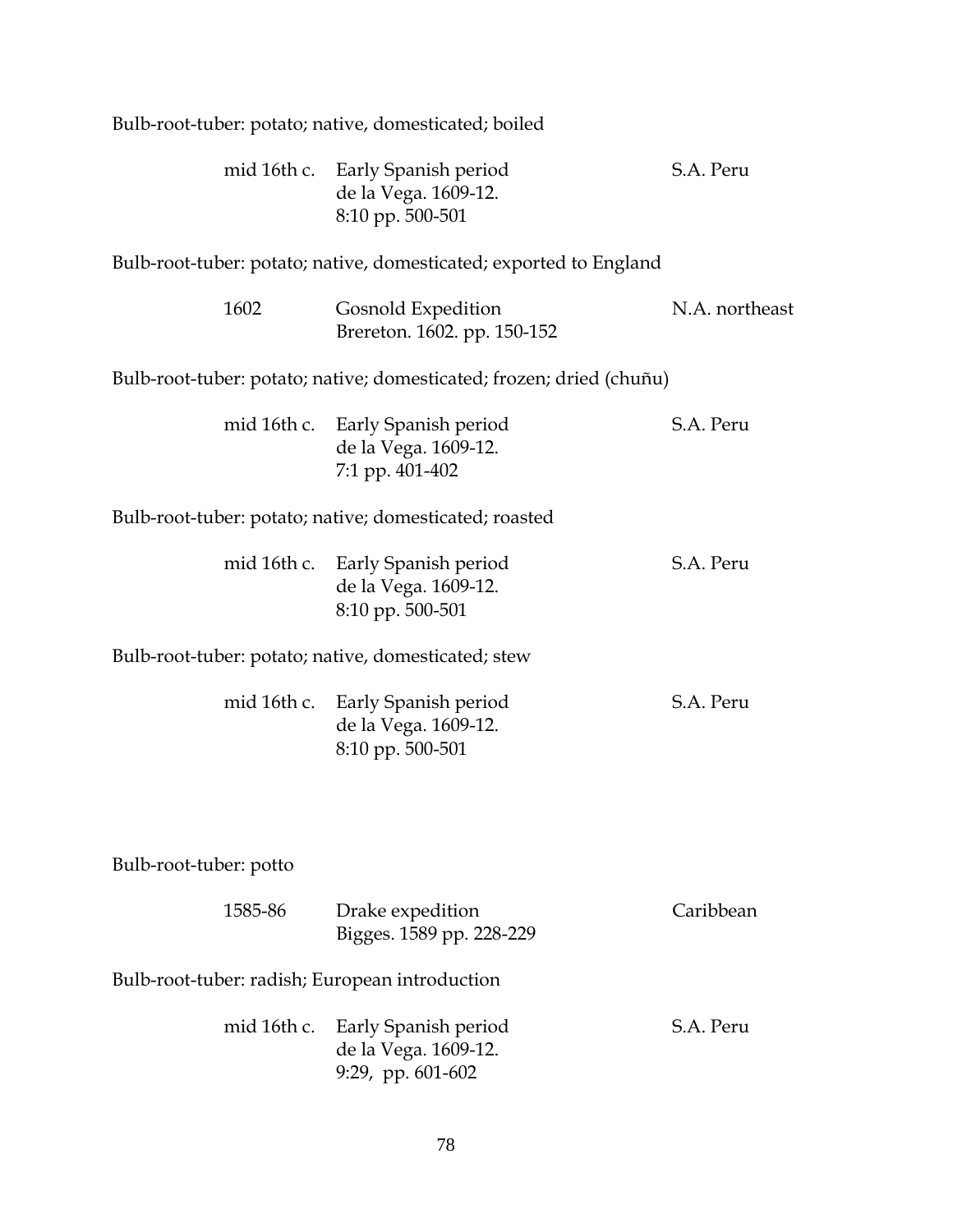Bulb-root-tuber: potato; native, domesticated; boiled

| | | |
|---|---|---|
| mid 16th c. | Early Spanish period<br>de la Vega. 1609-12.<br>8:10 pp. 500-501 | S.A. Peru |

Bulb-root-tuber: potato; native, domesticated; exported to England

| | | |
|---|---|---|
| 1602 | Gosnold Expedition<br>Brereton. 1602. pp. 150-152 | N.A. northeast |

Bulb-root-tuber: potato; native; domesticated; frozen; dried (chuñu)

| | | |
|---|---|---|
| mid 16th c. | Early Spanish period<br>de la Vega. 1609-12.<br>7:1 pp. 401-402 | S.A. Peru |

Bulb-root-tuber: potato; native; domesticated; roasted

| | | |
|---|---|---|
| mid 16th c. | Early Spanish period<br>de la Vega. 1609-12.<br>8:10 pp. 500-501 | S.A. Peru |

Bulb-root-tuber: potato; native, domesticated; stew

| | | |
|---|---|---|
| mid 16th c. | Early Spanish period<br>de la Vega. 1609-12.<br>8:10 pp. 500-501 | S.A. Peru |

Bulb-root-tuber: potto

| | | |
|---|---|---|
| 1585-86 | Drake expedition<br>Bigges. 1589 pp. 228-229 | Caribbean |

Bulb-root-tuber: radish; European introduction

| | | |
|---|---|---|
| mid 16th c. | Early Spanish period<br>de la Vega. 1609-12.<br>9:29, pp. 601-602 | S.A. Peru |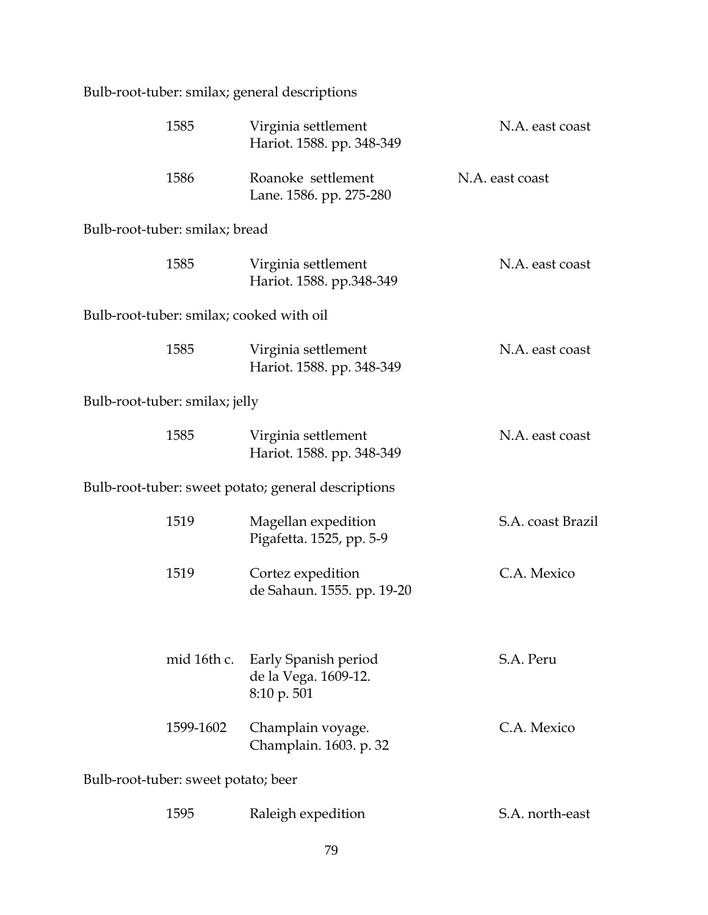Bulb-root-tuber: smilax; general descriptions

| | | |
|---|---|---|
| 1585 | Virginia settlement<br>Hariot. 1588. pp. 348-349 | N.A. east coast |
| 1586 | Roanoke settlement<br>Lane. 1586. pp. 275-280 | N.A. east coast |

Bulb-root-tuber: smilax; bread

| | | |
|---|---|---|
| 1585 | Virginia settlement<br>Hariot. 1588. pp.348-349 | N.A. east coast |

Bulb-root-tuber: smilax; cooked with oil

| | | |
|---|---|---|
| 1585 | Virginia settlement<br>Hariot. 1588. pp. 348-349 | N.A. east coast |

Bulb-root-tuber: smilax; jelly

| | | |
|---|---|---|
| 1585 | Virginia settlement<br>Hariot. 1588. pp. 348-349 | N.A. east coast |

Bulb-root-tuber: sweet potato; general descriptions

| | | |
|---|---|---|
| 1519 | Magellan expedition<br>Pigafetta. 1525, pp. 5-9 | S.A. coast Brazil |
| 1519 | Cortez expedition<br>de Sahaun. 1555. pp. 19-20 | C.A. Mexico |
| mid 16th c. | Early Spanish period<br>de la Vega. 1609-12.<br>8:10 p. 501 | S.A. Peru |
| 1599-1602 | Champlain voyage.<br>Champlain. 1603. p. 32 | C.A. Mexico |

Bulb-root-tuber: sweet potato; beer

| | | |
|---|---|---|
| 1595 | Raleigh expedition | S.A. north-east |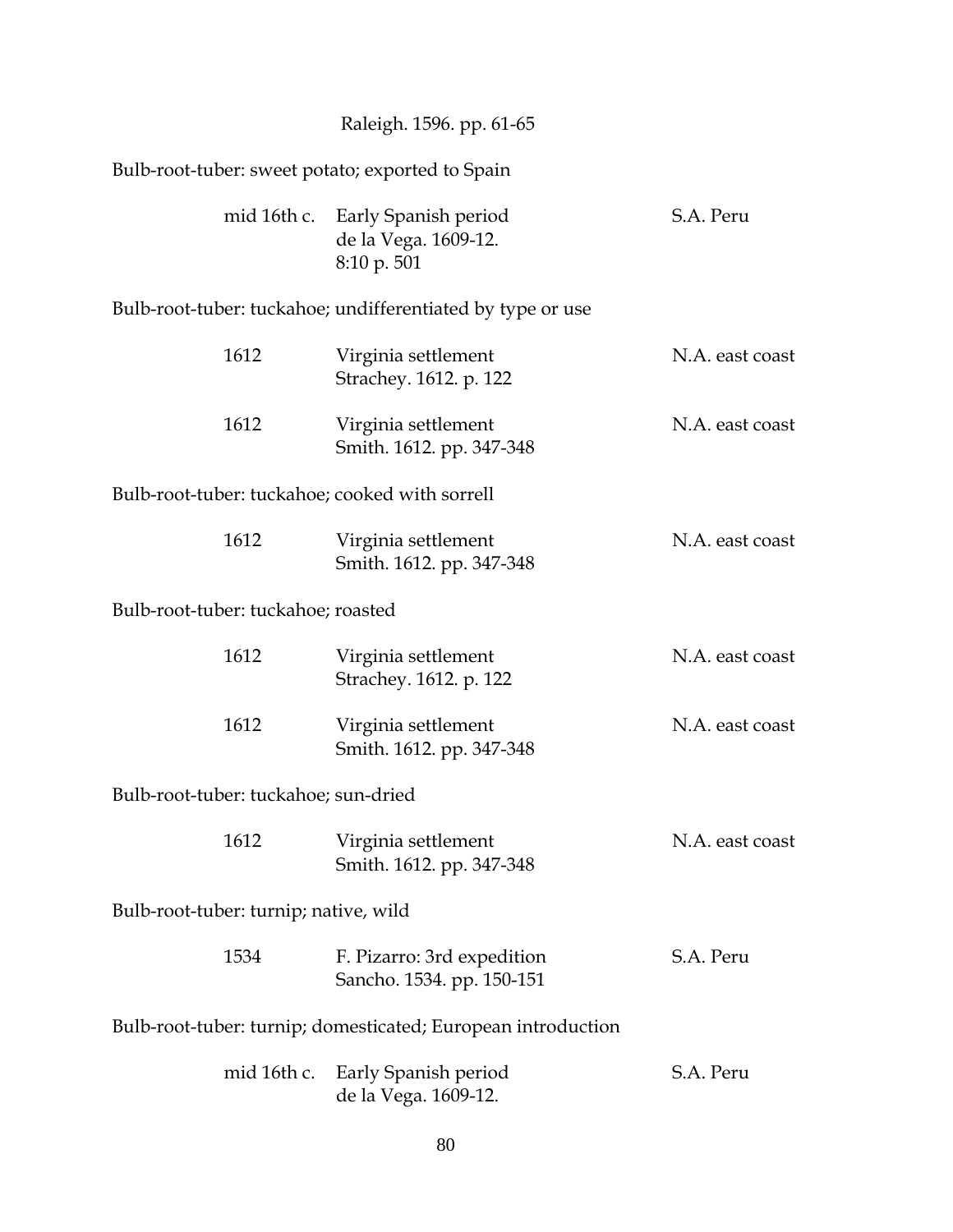Raleigh. 1596. pp. 61-65

Bulb-root-tuber: sweet potato; exported to Spain

| | | |
|---|---|---|
| mid 16th c. | Early Spanish period<br>de la Vega. 1609-12.<br>8:10 p. 501 | S.A. Peru |

Bulb-root-tuber: tuckahoe; undifferentiated by type or use

| | | |
|---|---|---|
| 1612 | Virginia settlement<br>Strachey. 1612. p. 122 | N.A. east coast |
| 1612 | Virginia settlement<br>Smith. 1612. pp. 347-348 | N.A. east coast |

Bulb-root-tuber: tuckahoe; cooked with sorrell

| | | |
|---|---|---|
| 1612 | Virginia settlement<br>Smith. 1612. pp. 347-348 | N.A. east coast |

Bulb-root-tuber: tuckahoe; roasted

| | | |
|---|---|---|
| 1612 | Virginia settlement<br>Strachey. 1612. p. 122 | N.A. east coast |
| 1612 | Virginia settlement<br>Smith. 1612. pp. 347-348 | N.A. east coast |

Bulb-root-tuber: tuckahoe; sun-dried

| | | |
|---|---|---|
| 1612 | Virginia settlement<br>Smith. 1612. pp. 347-348 | N.A. east coast |

Bulb-root-tuber: turnip; native, wild

| | | |
|---|---|---|
| 1534 | F. Pizarro: 3rd expedition<br>Sancho. 1534. pp. 150-151 | S.A. Peru |

Bulb-root-tuber: turnip; domesticated; European introduction

| | | |
|---|---|---|
| mid 16th c. | Early Spanish period<br>de la Vega. 1609-12. | S.A. Peru |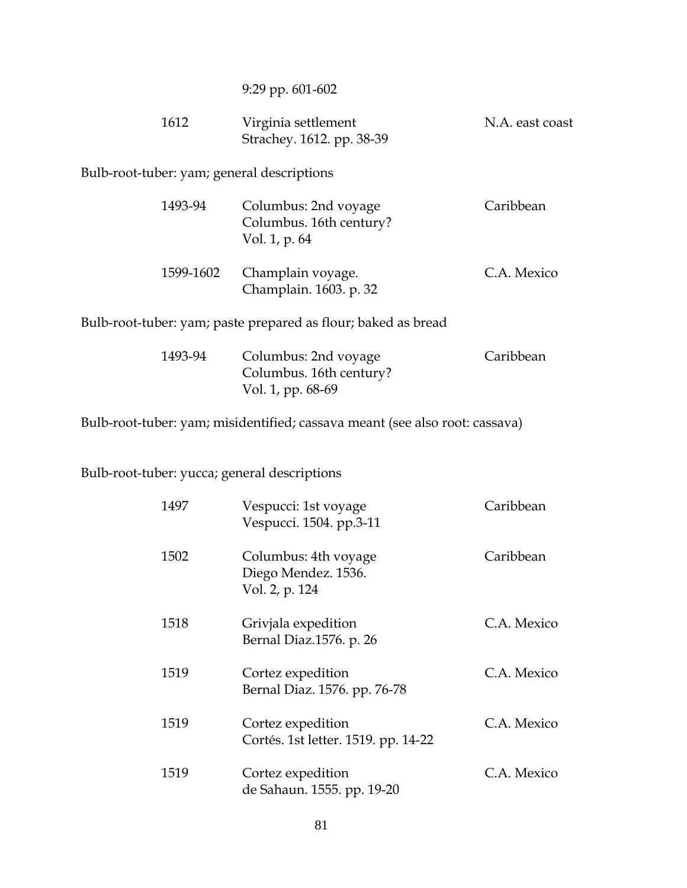9:29 pp. 601-602

| | | |
|---|---|---|
| 1612 | Virginia settlement<br>Strachey. 1612. pp. 38-39 | N.A. east coast |

Bulb-root-tuber: yam; general descriptions

| | | |
|---|---|---|
| 1493-94 | Columbus: 2nd voyage<br>Columbus. 16th century?<br>Vol. 1, p. 64 | Caribbean |
| 1599-1602 | Champlain voyage.<br>Champlain. 1603. p. 32 | C.A. Mexico |

Bulb-root-tuber: yam; paste prepared as flour; baked as bread

| | | |
|---|---|---|
| 1493-94 | Columbus: 2nd voyage<br>Columbus. 16th century?<br>Vol. 1, pp. 68-69 | Caribbean |

Bulb-root-tuber: yam; misidentified; cassava meant (see also root: cassava)

Bulb-root-tuber: yucca; general descriptions

| | | |
|---|---|---|
| 1497 | Vespucci: 1st voyage<br>Vespucci. 1504. pp.3-11 | Caribbean |
| 1502 | Columbus: 4th voyage<br>Diego Mendez. 1536.<br>Vol. 2, p. 124 | Caribbean |
| 1518 | Grivjala expedition<br>Bernal Diaz.1576. p. 26 | C.A. Mexico |
| 1519 | Cortez expedition<br>Bernal Diaz. 1576. pp. 76-78 | C.A. Mexico |
| 1519 | Cortez expedition<br>Cortés. 1st letter. 1519. pp. 14-22 | C.A. Mexico |
| 1519 | Cortez expedition<br>de Sahaun. 1555. pp. 19-20 | C.A. Mexico |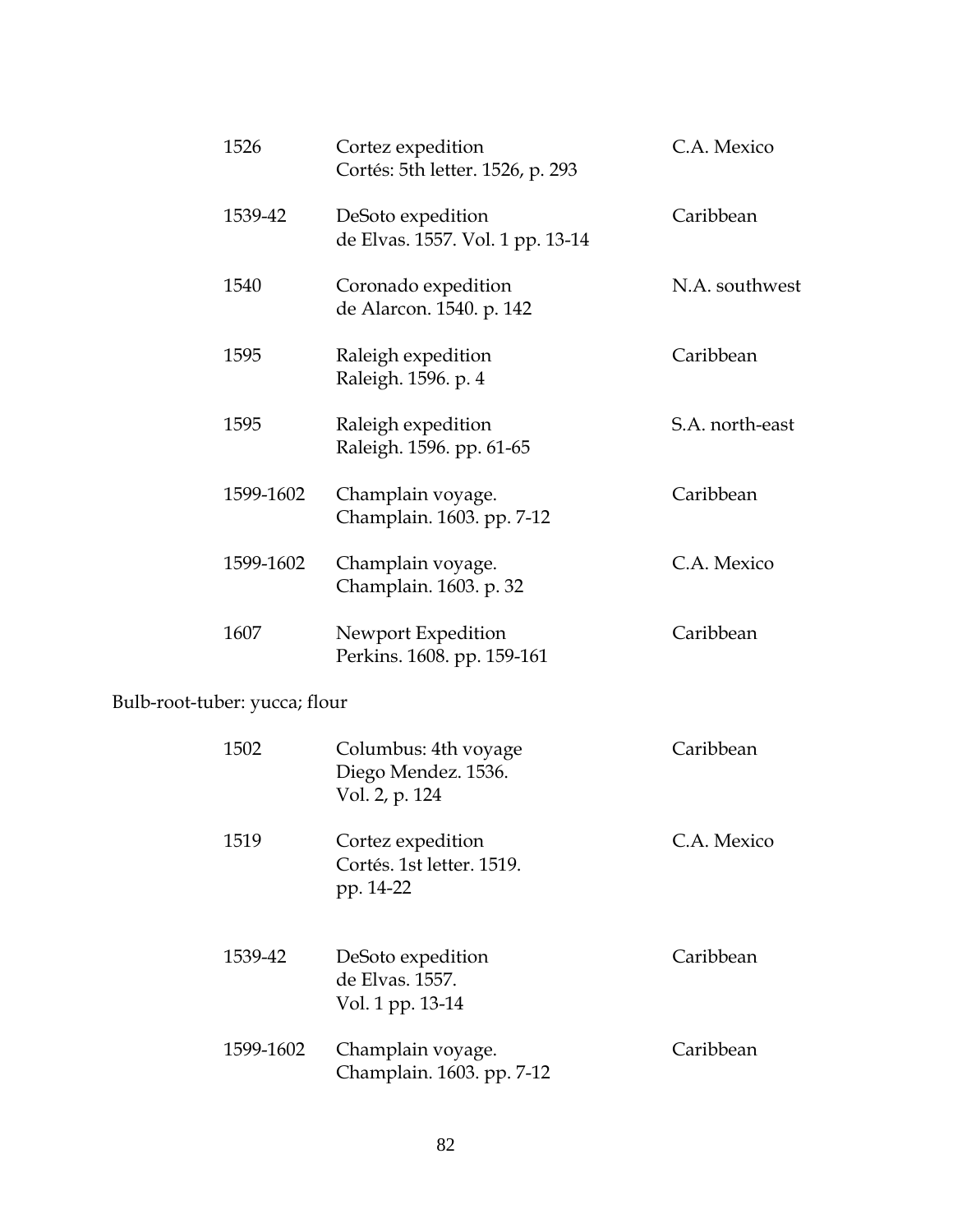| | | |
|---|---|---|
| 1526 | Cortez expedition<br>Cortés: 5th letter. 1526, p. 293 | C.A. Mexico |
| 1539-42 | DeSoto expedition<br>de Elvas. 1557. Vol. 1 pp. 13-14 | Caribbean |
| 1540 | Coronado expedition<br>de Alarcon. 1540. p. 142 | N.A. southwest |
| 1595 | Raleigh expedition<br>Raleigh. 1596. p. 4 | Caribbean |
| 1595 | Raleigh expedition<br>Raleigh. 1596. pp. 61-65 | S.A. north-east |
| 1599-1602 | Champlain voyage.<br>Champlain. 1603. pp. 7-12 | Caribbean |
| 1599-1602 | Champlain voyage.<br>Champlain. 1603. p. 32 | C.A. Mexico |
| 1607 | Newport Expedition<br>Perkins. 1608. pp. 159-161 | Caribbean |

Bulb-root-tuber: yucca; flour

| | | |
|---|---|---|
| 1502 | Columbus: 4th voyage<br>Diego Mendez. 1536.<br>Vol. 2, p. 124 | Caribbean |
| 1519 | Cortez expedition<br>Cortés. 1st letter. 1519.<br>pp. 14-22 | C.A. Mexico |
| 1539-42 | DeSoto expedition<br>de Elvas. 1557.<br>Vol. 1 pp. 13-14 | Caribbean |
| 1599-1602 | Champlain voyage.<br>Champlain. 1603. pp. 7-12 | Caribbean |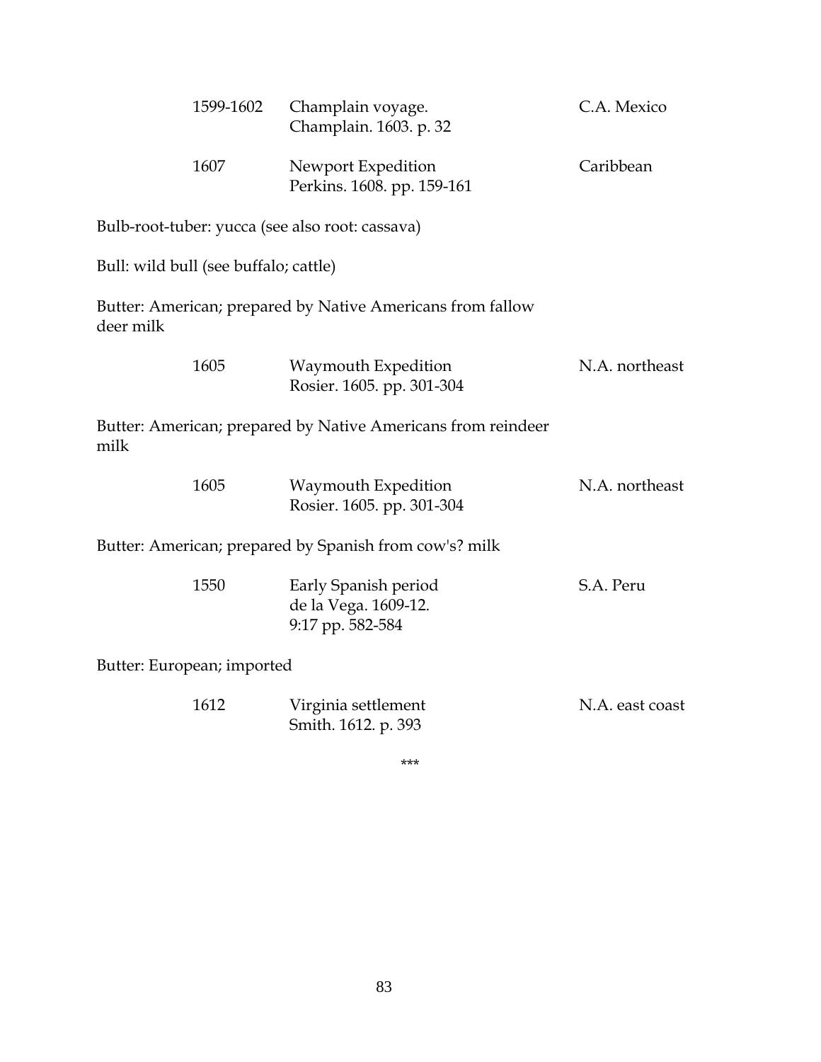| | | |
|---|---|---|
| 1599-1602 | Champlain voyage. Champlain. 1603. p. 32 | C.A. Mexico |
| 1607 | Newport Expedition Perkins. 1608. pp. 159-161 | Caribbean |

Bulb-root-tuber: yucca (see also root: cassava)

Bull: wild bull (see buffalo; cattle)

Butter: American; prepared by Native Americans from fallow deer milk

| | | |
|---|---|---|
| 1605 | Waymouth Expedition Rosier. 1605. pp. 301-304 | N.A. northeast |

Butter: American; prepared by Native Americans from reindeer milk

| | | |
|---|---|---|
| 1605 | Waymouth Expedition Rosier. 1605. pp. 301-304 | N.A. northeast |

Butter: American; prepared by Spanish from cow's? milk

| | | |
|---|---|---|
| 1550 | Early Spanish period de la Vega. 1609-12. 9:17 pp. 582-584 | S.A. Peru |

Butter: European; imported

| | | |
|---|---|---|
| 1612 | Virginia settlement Smith. 1612. p. 393 | N.A. east coast |

***